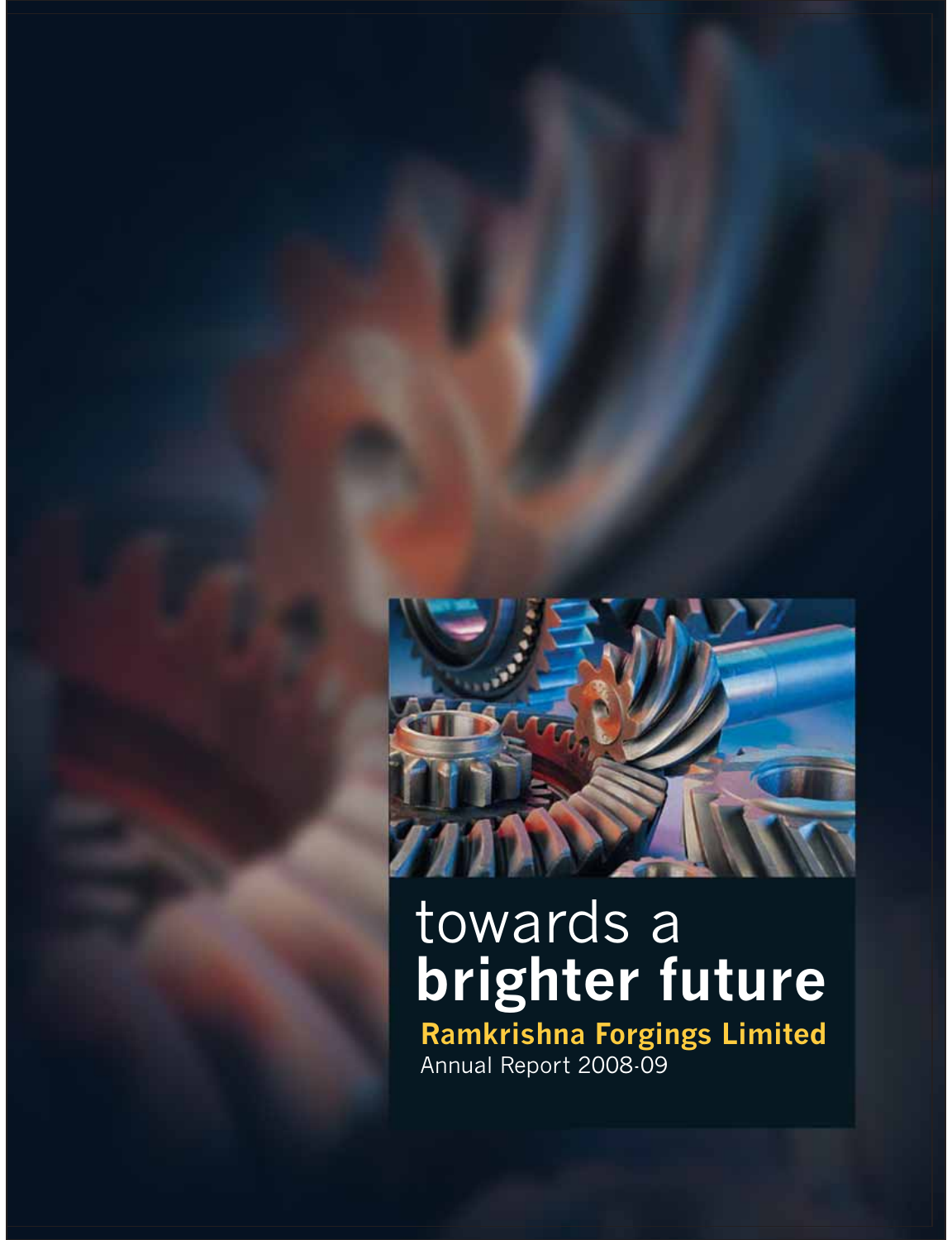# towards a **brighter future**

**Ramkrishna Forgings Limited**

Annual Report 2008-09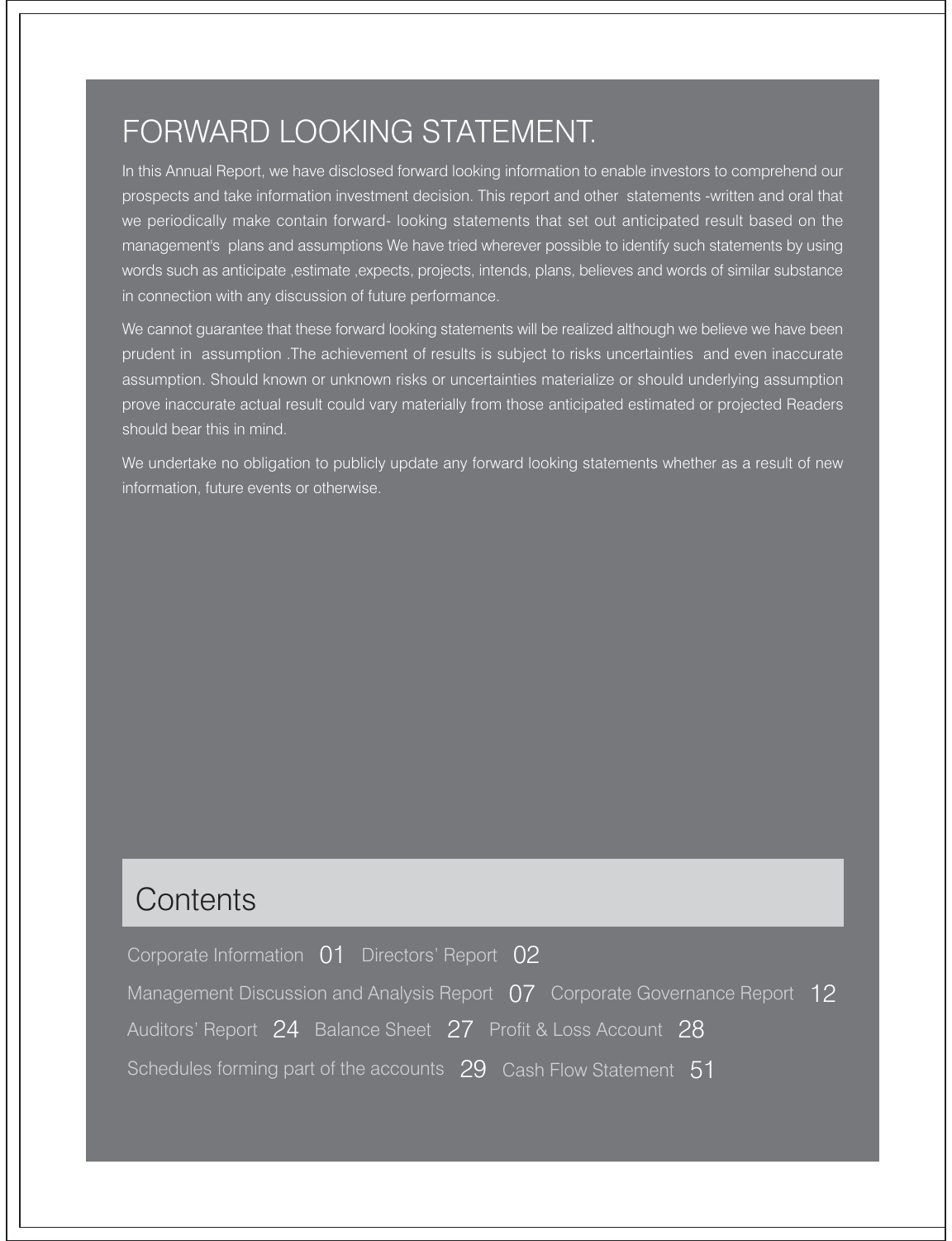# FORWARD LOOKING STATEMENT.

In this Annual Report, we have disclosed forward looking information to enable investors to comprehend our prospects and take information investment decision. This report and other statements -written and oral that we periodically make contain forward- looking statements that set out anticipated result based on the management's plans and assumptions We have tried wherever possible to identify such statements by using words such as anticipate ,estimate ,expects, projects, intends, plans, believes and words of similar substance in connection with any discussion of future performance.

We cannot guarantee that these forward looking statements will be realized although we believe we have been prudent in assumption .The achievement of results is subject to risks uncertainties and even inaccurate assumption. Should known or unknown risks or uncertainties materialize or should underlying assumption prove inaccurate actual result could vary materially from those anticipated estimated or projected Readers should bear this in mind.

We undertake no obligation to publicly update any forward looking statements whether as a result of new information, future events or otherwise.

## Contents

Corporate Information 01 Directors' Report 02

Management Discussion and Analysis Report 07 Corporate Governance Report 12

Auditors' Report 24 Balance Sheet 27 Profit & Loss Account 28

Schedules forming part of the accounts 29 Cash Flow Statement 51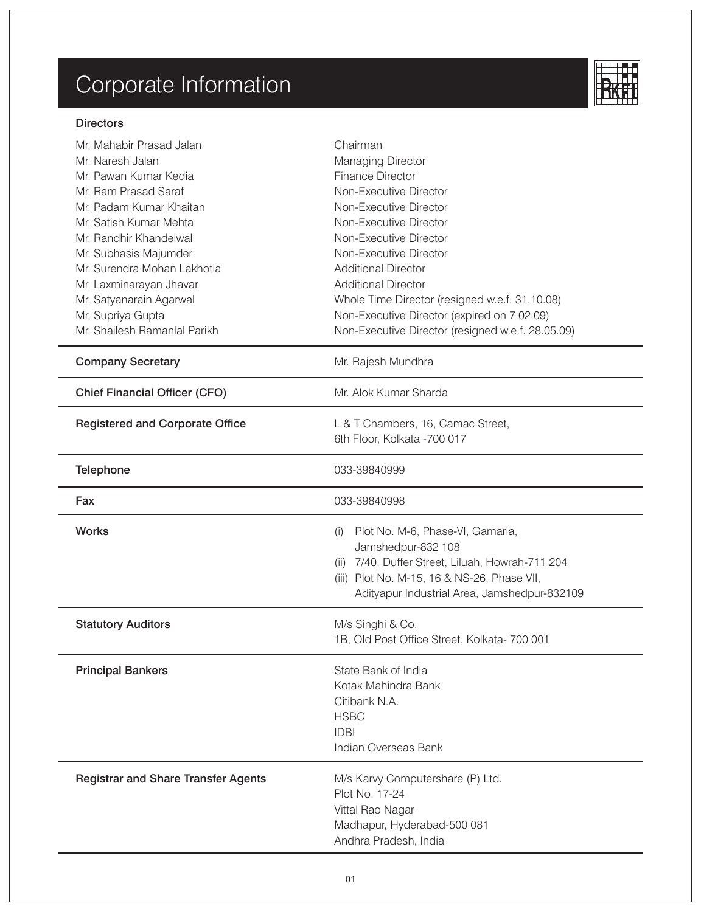# Corporate Information

### Directors

| | |
|---|---|
| Mr. Mahabir Prasad Jalan | Chairman |
| Mr. Naresh Jalan | Managing Director |
| Mr. Pawan Kumar Kedia | Finance Director |
| Mr. Ram Prasad Saraf | Non-Executive Director |
| Mr. Padam Kumar Khaitan | Non-Executive Director |
| Mr. Satish Kumar Mehta | Non-Executive Director |
| Mr. Randhir Khandelwal | Non-Executive Director |
| Mr. Subhasis Majumder | Non-Executive Director |
| Mr. Surendra Mohan Lakhotia | Additional Director |
| Mr. Laxminarayan Jhavar | Additional Director |
| Mr. Satyanarain Agarwal | Whole Time Director (resigned w.e.f. 31.10.08) |
| Mr. Supriya Gupta | Non-Executive Director (expired on 7.02.09) |
| Mr. Shailesh Ramanlal Parikh | Non-Executive Director (resigned w.e.f. 28.05.09) |

| | |
|---|---|
| **Company Secretary** | Mr. Rajesh Mundhra |
| **Chief Financial Officer (CFO)** | Mr. Alok Kumar Sharda |
| **Registered and Corporate Office** | L & T Chambers, 16, Camac Street, 6th Floor, Kolkata -700 017 |
| **Telephone** | 033-39840999 |
| **Fax** | 033-39840998 |
| **Works** | (i) Plot No. M-6, Phase-VI, Gamaria, Jamshedpur-832 108<br>(ii) 7/40, Duffer Street, Liluah, Howrah-711 204<br>(iii) Plot No. M-15, 16 & NS-26, Phase VII, Adityapur Industrial Area, Jamshedpur-832109 |
| **Statutory Auditors** | M/s Singhi & Co.<br>1B, Old Post Office Street, Kolkata- 700 001 |
| **Principal Bankers** | State Bank of India<br>Kotak Mahindra Bank<br>Citibank N.A.<br>HSBC<br>IDBI<br>Indian Overseas Bank |
| **Registrar and Share Transfer Agents** | M/s Karvy Computershare (P) Ltd.<br>Plot No. 17-24<br>Vittal Rao Nagar<br>Madhapur, Hyderabad-500 081<br>Andhra Pradesh, India |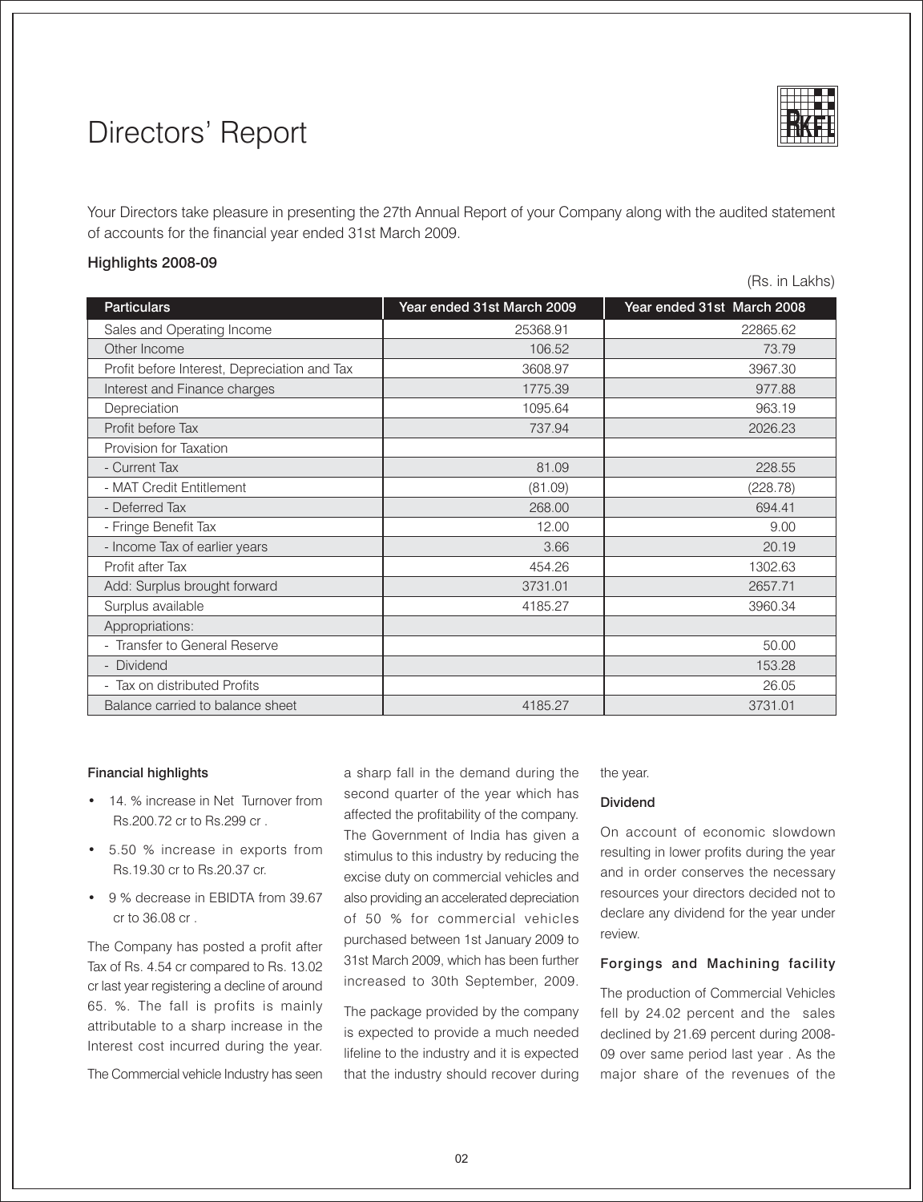# Directors' Report

Your Directors take pleasure in presenting the 27th Annual Report of your Company along with the audited statement of accounts for the financial year ended 31st March 2009.

### Highlights 2008-09

(Rs. in Lakhs)

| Particulars | Year ended 31st March 2009 | Year ended 31st March 2008 |
|---|---|---|
| Sales and Operating Income | 25368.91 | 22865.62 |
| Other Income | 106.52 | 73.79 |
| Profit before Interest, Depreciation and Tax | 3608.97 | 3967.30 |
| Interest and Finance charges | 1775.39 | 977.88 |
| Depreciation | 1095.64 | 963.19 |
| Profit before Tax | 737.94 | 2026.23 |
| Provision for Taxation | | |
| - Current Tax | 81.09 | 228.55 |
| - MAT Credit Entitlement | (81.09) | (228.78) |
| - Deferred Tax | 268.00 | 694.41 |
| - Fringe Benefit Tax | 12.00 | 9.00 |
| - Income Tax of earlier years | 3.66 | 20.19 |
| Profit after Tax | 454.26 | 1302.63 |
| Add: Surplus brought forward | 3731.01 | 2657.71 |
| Surplus available | 4185.27 | 3960.34 |
| Appropriations: | | |
| - Transfer to General Reserve | | 50.00 |
| - Dividend | | 153.28 |
| - Tax on distributed Profits | | 26.05 |
| Balance carried to balance sheet | 4185.27 | 3731.01 |

### Financial highlights

- 14. % increase in Net Turnover from Rs.200.72 cr to Rs.299 cr .
- 5.50 % increase in exports from Rs.19.30 cr to Rs.20.37 cr.
- 9 % decrease in EBIDTA from 39.67 cr to 36.08 cr .

The Company has posted a profit after Tax of Rs. 4.54 cr compared to Rs. 13.02 cr last year registering a decline of around 65. %. The fall is profits is mainly attributable to a sharp increase in the Interest cost incurred during the year.

The Commercial vehicle Industry has seen a sharp fall in the demand during the second quarter of the year which has affected the profitability of the company. The Government of India has given a stimulus to this industry by reducing the excise duty on commercial vehicles and also providing an accelerated depreciation of 50 % for commercial vehicles purchased between 1st January 2009 to 31st March 2009, which has been further increased to 30th September, 2009.

The package provided by the company is expected to provide a much needed lifeline to the industry and it is expected that the industry should recover during the year.

### Dividend

On account of economic slowdown resulting in lower profits during the year and in order conserves the necessary resources your directors decided not to declare any dividend for the year under review.

### Forgings and Machining facility

The production of Commercial Vehicles fell by 24.02 percent and the sales declined by 21.69 percent during 2008-09 over same period last year . As the major share of the revenues of the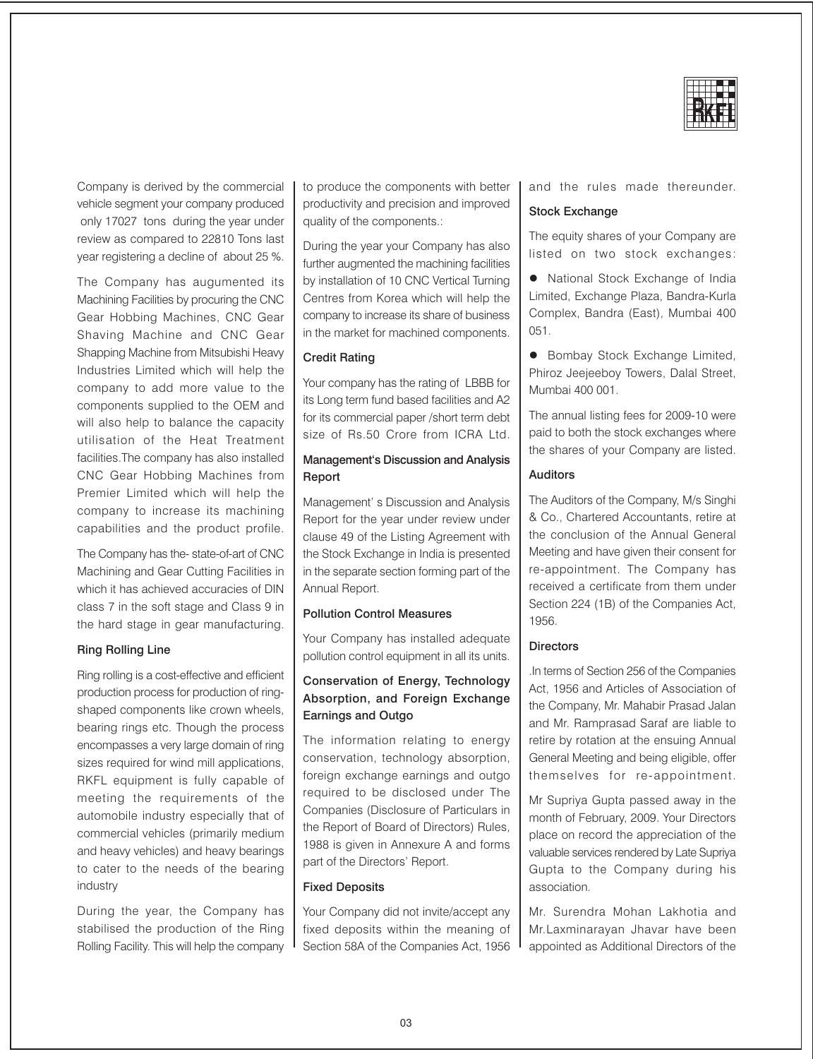Company is derived by the commercial vehicle segment your company produced only 17027 tons during the year under review as compared to 22810 Tons last year registering a decline of about 25 %.

The Company has augumented its Machining Facilities by procuring the CNC Gear Hobbing Machines, CNC Gear Shaving Machine and CNC Gear Shapping Machine from Mitsubishi Heavy Industries Limited which will help the company to add more value to the components supplied to the OEM and will also help to balance the capacity utilisation of the Heat Treatment facilities.The company has also installed CNC Gear Hobbing Machines from Premier Limited which will help the company to increase its machining capabilities and the product profile.

The Company has the- state-of-art of CNC Machining and Gear Cutting Facilities in which it has achieved accuracies of DIN class 7 in the soft stage and Class 9 in the hard stage in gear manufacturing.

### Ring Rolling Line

Ring rolling is a cost-effective and efficient production process for production of ring-shaped components like crown wheels, bearing rings etc. Though the process encompasses a very large domain of ring sizes required for wind mill applications, RKFL equipment is fully capable of meeting the requirements of the automobile industry especially that of commercial vehicles (primarily medium and heavy vehicles) and heavy bearings to cater to the needs of the bearing industry

During the year, the Company has stabilised the production of the Ring Rolling Facility. This will help the company to produce the components with better productivity and precision and improved quality of the components.:

During the year your Company has also further augmented the machining facilities by installation of 10 CNC Vertical Turning Centres from Korea which will help the company to increase its share of business in the market for machined components.

### Credit Rating

Your company has the rating of LBBB for its Long term fund based facilities and A2 for its commercial paper /short term debt size of Rs.50 Crore from ICRA Ltd.

### Management's Discussion and Analysis Report

Management' s Discussion and Analysis Report for the year under review under clause 49 of the Listing Agreement with the Stock Exchange in India is presented in the separate section forming part of the Annual Report.

### Pollution Control Measures

Your Company has installed adequate pollution control equipment in all its units.

### Conservation of Energy, Technology Absorption, and Foreign Exchange Earnings and Outgo

The information relating to energy conservation, technology absorption, foreign exchange earnings and outgo required to be disclosed under The Companies (Disclosure of Particulars in the Report of Board of Directors) Rules, 1988 is given in Annexure A and forms part of the Directors' Report.

### Fixed Deposits

Your Company did not invite/accept any fixed deposits within the meaning of Section 58A of the Companies Act, 1956 and the rules made thereunder.

### Stock Exchange

The equity shares of your Company are listed on two stock exchanges:

- National Stock Exchange of India Limited, Exchange Plaza, Bandra-Kurla Complex, Bandra (East), Mumbai 400 051.
- Bombay Stock Exchange Limited, Phiroz Jeejeeboy Towers, Dalal Street, Mumbai 400 001.

The annual listing fees for 2009-10 were paid to both the stock exchanges where the shares of your Company are listed.

### Auditors

The Auditors of the Company, M/s Singhi & Co., Chartered Accountants, retire at the conclusion of the Annual General Meeting and have given their consent for re-appointment. The Company has received a certificate from them under Section 224 (1B) of the Companies Act, 1956.

### Directors

.In terms of Section 256 of the Companies Act, 1956 and Articles of Association of the Company, Mr. Mahabir Prasad Jalan and Mr. Ramprasad Saraf are liable to retire by rotation at the ensuing Annual General Meeting and being eligible, offer themselves for re-appointment.

Mr Supriya Gupta passed away in the month of February, 2009. Your Directors place on record the appreciation of the valuable services rendered by Late Supriya Gupta to the Company during his association.

Mr. Surendra Mohan Lakhotia and Mr.Laxminarayan Jhavar have been appointed as Additional Directors of the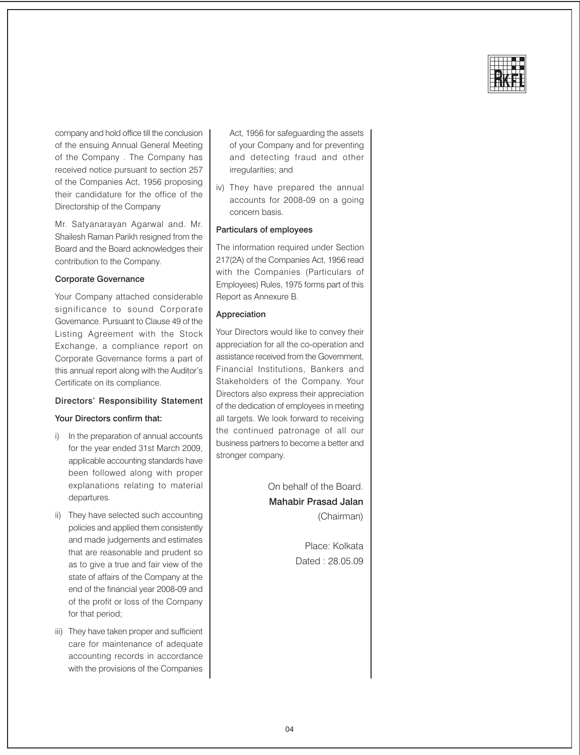company and hold office till the conclusion of the ensuing Annual General Meeting of the Company . The Company has received notice pursuant to section 257 of the Companies Act, 1956 proposing their candidature for the office of the Directorship of the Company

Mr. Satyanarayan Agarwal and. Mr. Shailesh Raman Parikh resigned from the Board and the Board acknowledges their contribution to the Company.

### Corporate Governance

Your Company attached considerable significance to sound Corporate Governance. Pursuant to Clause 49 of the Listing Agreement with the Stock Exchange, a compliance report on Corporate Governance forms a part of this annual report along with the Auditor's Certificate on its compliance.

### Directors' Responsibility Statement

**Your Directors confirm that:**

i) In the preparation of annual accounts for the year ended 31st March 2009, applicable accounting standards have been followed along with proper explanations relating to material departures.

ii) They have selected such accounting policies and applied them consistently and made judgements and estimates that are reasonable and prudent so as to give a true and fair view of the state of affairs of the Company at the end of the financial year 2008-09 and of the profit or loss of the Company for that period;

iii) They have taken proper and sufficient care for maintenance of adequate accounting records in accordance with the provisions of the Companies Act, 1956 for safeguarding the assets of your Company and for preventing and detecting fraud and other irregularities; and

iv) They have prepared the annual accounts for 2008-09 on a going concern basis.

### Particulars of employees

The information required under Section 217(2A) of the Companies Act, 1956 read with the Companies (Particulars of Employees) Rules, 1975 forms part of this Report as Annexure B.

### Appreciation

Your Directors would like to convey their appreciation for all the co-operation and assistance received from the Government, Financial Institutions, Bankers and Stakeholders of the Company. Your Directors also express their appreciation of the dedication of employees in meeting all targets. We look forward to receiving the continued patronage of all our business partners to become a better and stronger company.

On behalf of the Board.
**Mahabir Prasad Jalan**
(Chairman)

Place: Kolkata
Dated : 28.05.09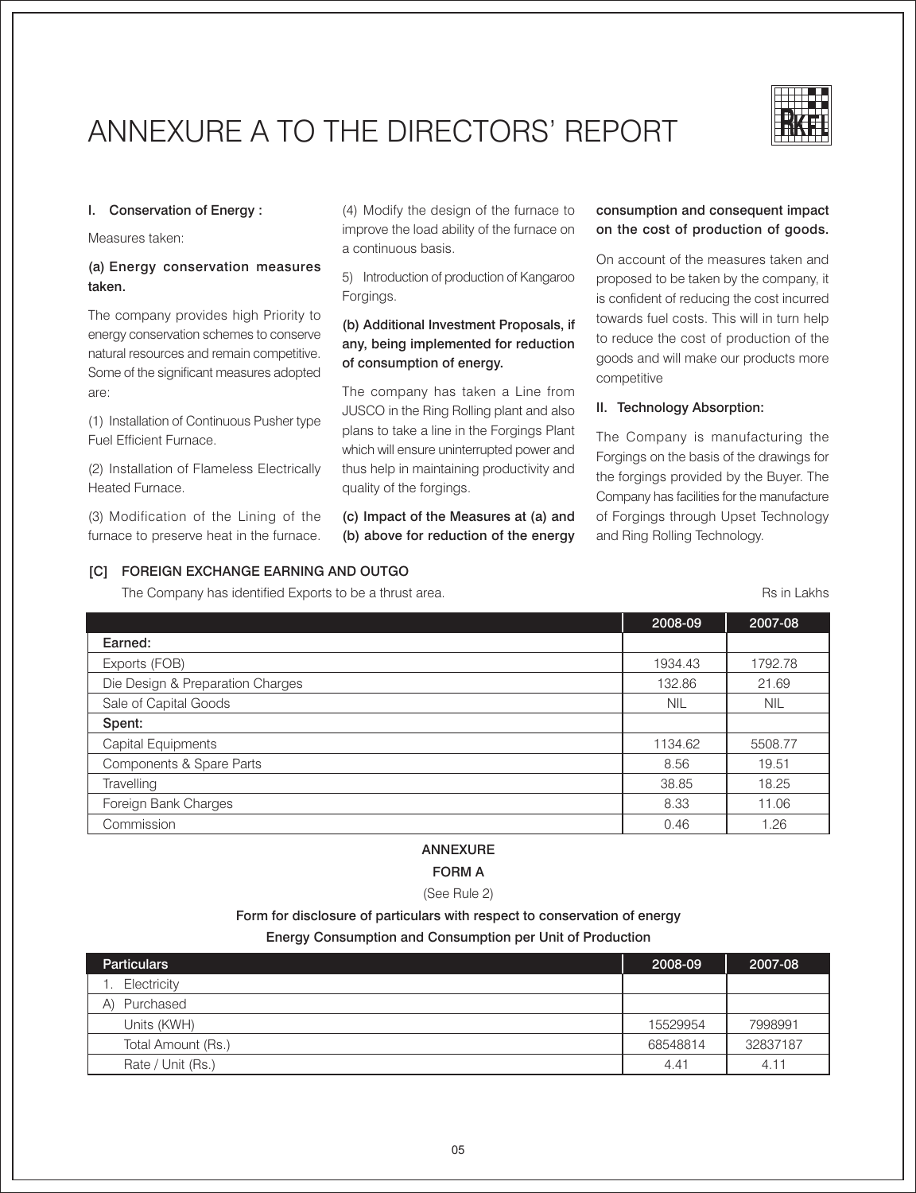# ANNEXURE A TO THE DIRECTORS' REPORT

### I. Conservation of Energy :

Measures taken:

#### (a) Energy conservation measures taken.

The company provides high Priority to energy conservation schemes to conserve natural resources and remain competitive. Some of the significant measures adopted are:

(1) Installation of Continuous Pusher type Fuel Efficient Furnace.

(2) Installation of Flameless Electrically Heated Furnace.

(3) Modification of the Lining of the furnace to preserve heat in the furnace.

(4) Modify the design of the furnace to improve the load ability of the furnace on a continuous basis.

5) Introduction of production of Kangaroo Forgings.

#### (b) Additional Investment Proposals, if any, being implemented for reduction of consumption of energy.

The company has taken a Line from JUSCO in the Ring Rolling plant and also plans to take a line in the Forgings Plant which will ensure uninterrupted power and thus help in maintaining productivity and quality of the forgings.

#### (c) Impact of the Measures at (a) and (b) above for reduction of the energy consumption and consequent impact on the cost of production of goods.

On account of the measures taken and proposed to be taken by the company, it is confident of reducing the cost incurred towards fuel costs. This will in turn help to reduce the cost of production of the goods and will make our products more competitive

### II. Technology Absorption:

The Company is manufacturing the Forgings on the basis of the drawings for the forgings provided by the Buyer. The Company has facilities for the manufacture of Forgings through Upset Technology and Ring Rolling Technology.

### [C] FOREIGN EXCHANGE EARNING AND OUTGO

The Company has identified Exports to be a thrust area.

Rs in Lakhs

| | 2008-09 | 2007-08 |
|---|---|---|
| **Earned:** | | |
| Exports (FOB) | 1934.43 | 1792.78 |
| Die Design & Preparation Charges | 132.86 | 21.69 |
| Sale of Capital Goods | NIL | NIL |
| **Spent:** | | |
| Capital Equipments | 1134.62 | 5508.77 |
| Components & Spare Parts | 8.56 | 19.51 |
| Travelling | 38.85 | 18.25 |
| Foreign Bank Charges | 8.33 | 11.06 |
| Commission | 0.46 | 1.26 |

**ANNEXURE**

**FORM A**

(See Rule 2)

**Form for disclosure of particulars with respect to conservation of energy**

**Energy Consumption and Consumption per Unit of Production**

| Particulars | 2008-09 | 2007-08 |
|---|---|---|
| 1. Electricity | | |
| A) Purchased | | |
| Units (KWH) | 15529954 | 7998991 |
| Total Amount (Rs.) | 68548814 | 32837187 |
| Rate / Unit (Rs.) | 4.41 | 4.11 |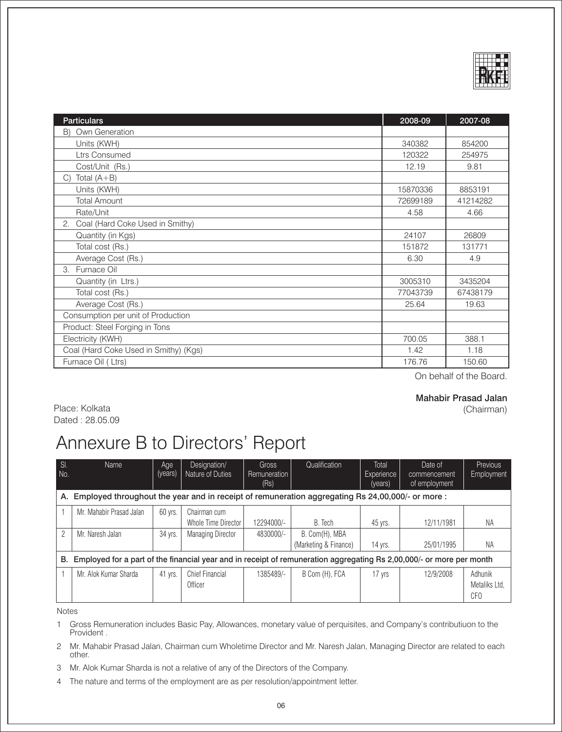| Particulars | 2008-09 | 2007-08 |
|---|---|---|
| B) Own Generation | | |
| Units (KWH) | 340382 | 854200 |
| Ltrs Consumed | 120322 | 254975 |
| Cost/Unit (Rs.) | 12.19 | 9.81 |
| C) Total (A+B) | | |
| Units (KWH) | 15870336 | 8853191 |
| Total Amount | 72699189 | 41214282 |
| Rate/Unit | 4.58 | 4.66 |
| 2. Coal (Hard Coke Used in Smithy) | | |
| Quantity (in Kgs) | 24107 | 26809 |
| Total cost (Rs.) | 151872 | 131771 |
| Average Cost (Rs.) | 6.30 | 4.9 |
| 3. Furnace Oil | | |
| Quantity (in Ltrs.) | 3005310 | 3435204 |
| Total cost (Rs.) | 77043739 | 67438179 |
| Average Cost (Rs.) | 25.64 | 19.63 |
| Consumption per unit of Production | | |
| Product: Steel Forging in Tons | | |
| Electricity (KWH) | 700.05 | 388.1 |
| Coal (Hard Coke Used in Smithy) (Kgs) | 1.42 | 1.18 |
| Furnace Oil ( Ltrs) | 176.76 | 150.60 |

On behalf of the Board.

Place: Kolkata
Dated : 28.05.09

**Mahabir Prasad Jalan**
(Chairman)

# Annexure B to Directors' Report

| Sl. No. | Name | Age (years) | Designation/ Nature of Duties | Gross Remuneration (Rs) | Qualification | Total Experience (years) | Date of commencement of employment | Previous Employment |
|---|---|---|---|---|---|---|---|---|
| **A. Employed throughout the year and in receipt of remuneration aggregating Rs 24,00,000/- or more :** | | | | | | | | |
| 1 | Mr. Mahabir Prasad Jalan | 60 yrs. | Chairman cum Whole Time Director | 12294000/- | B. Tech | 45 yrs. | 12/11/1981 | NA |
| 2 | Mr. Naresh Jalan | 34 yrs. | Managing Director | 4830000/- | B. Com(H), MBA (Marketing & Finance) | 14 yrs. | 25/01/1995 | NA |
| **B. Employed for a part of the financial year and in receipt of remuneration aggregating Rs 2,00,000/- or more per month** | | | | | | | | |
| 1 | Mr. Alok Kumar Sharda | 41 yrs. | Chief Financial Officer | 1385489/- | B Com (H), FCA | 17 yrs | 12/9/2008 | Adhunik Metaliks Ltd, CFO |

Notes

1 Gross Remuneration includes Basic Pay, Allowances, monetary value of perquisites, and Company's contributiuon to the Provident .

2 Mr. Mahabir Prasad Jalan, Chairman cum Wholetime Director and Mr. Naresh Jalan, Managing Director are related to each other.

3 Mr. Alok Kumar Sharda is not a relative of any of the Directors of the Company.

4 The nature and terms of the employment are as per resolution/appointment letter.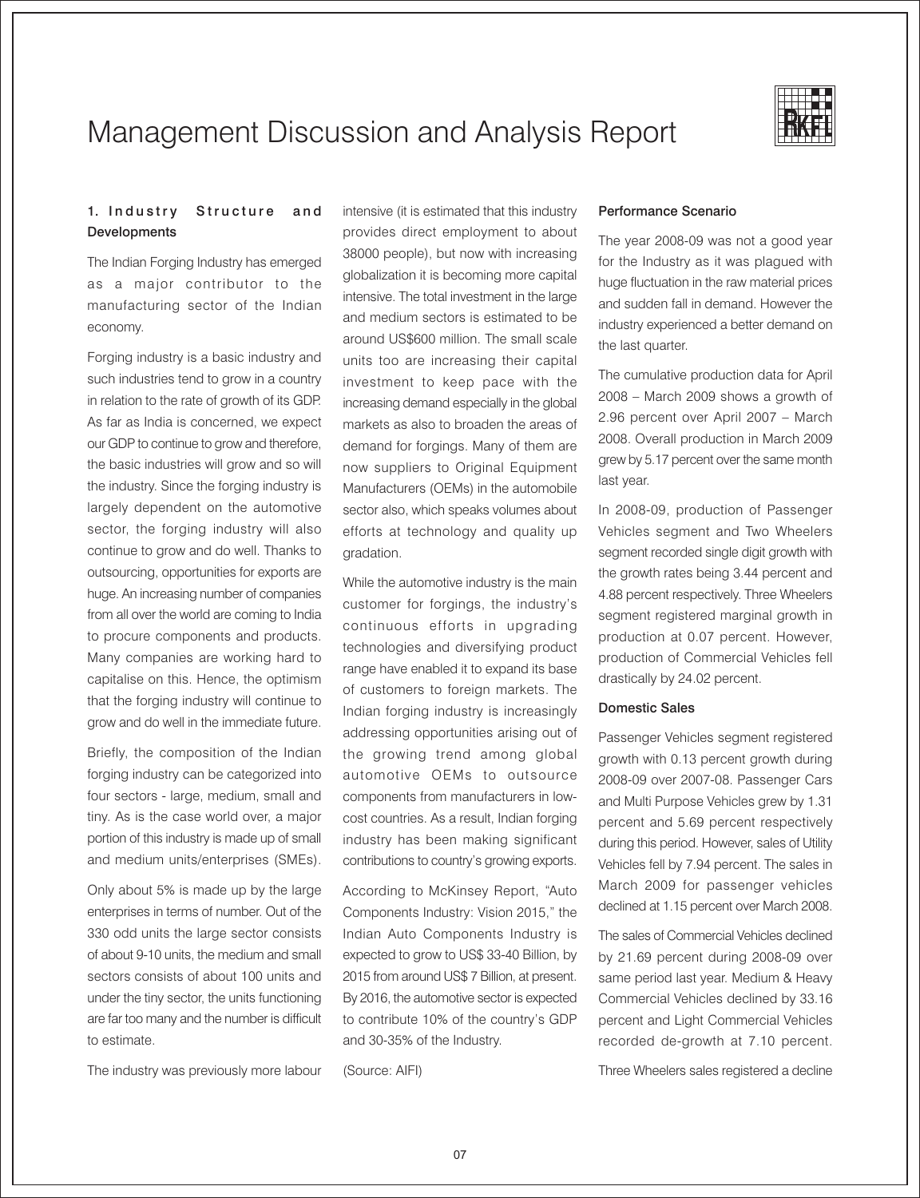# Management Discussion and Analysis Report

### 1. Industry Structure and Developments

The Indian Forging Industry has emerged as a major contributor to the manufacturing sector of the Indian economy.

Forging industry is a basic industry and such industries tend to grow in a country in relation to the rate of growth of its GDP. As far as India is concerned, we expect our GDP to continue to grow and therefore, the basic industries will grow and so will the industry. Since the forging industry is largely dependent on the automotive sector, the forging industry will also continue to grow and do well. Thanks to outsourcing, opportunities for exports are huge. An increasing number of companies from all over the world are coming to India to procure components and products. Many companies are working hard to capitalise on this. Hence, the optimism that the forging industry will continue to grow and do well in the immediate future.

Briefly, the composition of the Indian forging industry can be categorized into four sectors - large, medium, small and tiny. As is the case world over, a major portion of this industry is made up of small and medium units/enterprises (SMEs).

Only about 5% is made up by the large enterprises in terms of number. Out of the 330 odd units the large sector consists of about 9-10 units, the medium and small sectors consists of about 100 units and under the tiny sector, the units functioning are far too many and the number is difficult to estimate.

The industry was previously more labour intensive (it is estimated that this industry provides direct employment to about 38000 people), but now with increasing globalization it is becoming more capital intensive. The total investment in the large and medium sectors is estimated to be around US$600 million. The small scale units too are increasing their capital investment to keep pace with the increasing demand especially in the global markets as also to broaden the areas of demand for forgings. Many of them are now suppliers to Original Equipment Manufacturers (OEMs) in the automobile sector also, which speaks volumes about efforts at technology and quality up gradation.

While the automotive industry is the main customer for forgings, the industry's continuous efforts in upgrading technologies and diversifying product range have enabled it to expand its base of customers to foreign markets. The Indian forging industry is increasingly addressing opportunities arising out of the growing trend among global automotive OEMs to outsource components from manufacturers in low-cost countries. As a result, Indian forging industry has been making significant contributions to country's growing exports.

According to McKinsey Report, "Auto Components Industry: Vision 2015," the Indian Auto Components Industry is expected to grow to US$ 33-40 Billion, by 2015 from around US$ 7 Billion, at present. By 2016, the automotive sector is expected to contribute 10% of the country's GDP and 30-35% of the Industry.

(Source: AIFI)

#### Performance Scenario

The year 2008-09 was not a good year for the Industry as it was plagued with huge fluctuation in the raw material prices and sudden fall in demand. However the industry experienced a better demand on the last quarter.

The cumulative production data for April 2008 – March 2009 shows a growth of 2.96 percent over April 2007 – March 2008. Overall production in March 2009 grew by 5.17 percent over the same month last year.

In 2008-09, production of Passenger Vehicles segment and Two Wheelers segment recorded single digit growth with the growth rates being 3.44 percent and 4.88 percent respectively. Three Wheelers segment registered marginal growth in production at 0.07 percent. However, production of Commercial Vehicles fell drastically by 24.02 percent.

#### Domestic Sales

Passenger Vehicles segment registered growth with 0.13 percent growth during 2008-09 over 2007-08. Passenger Cars and Multi Purpose Vehicles grew by 1.31 percent and 5.69 percent respectively during this period. However, sales of Utility Vehicles fell by 7.94 percent. The sales in March 2009 for passenger vehicles declined at 1.15 percent over March 2008.

The sales of Commercial Vehicles declined by 21.69 percent during 2008-09 over same period last year. Medium & Heavy Commercial Vehicles declined by 33.16 percent and Light Commercial Vehicles recorded de-growth at 7.10 percent.

Three Wheelers sales registered a decline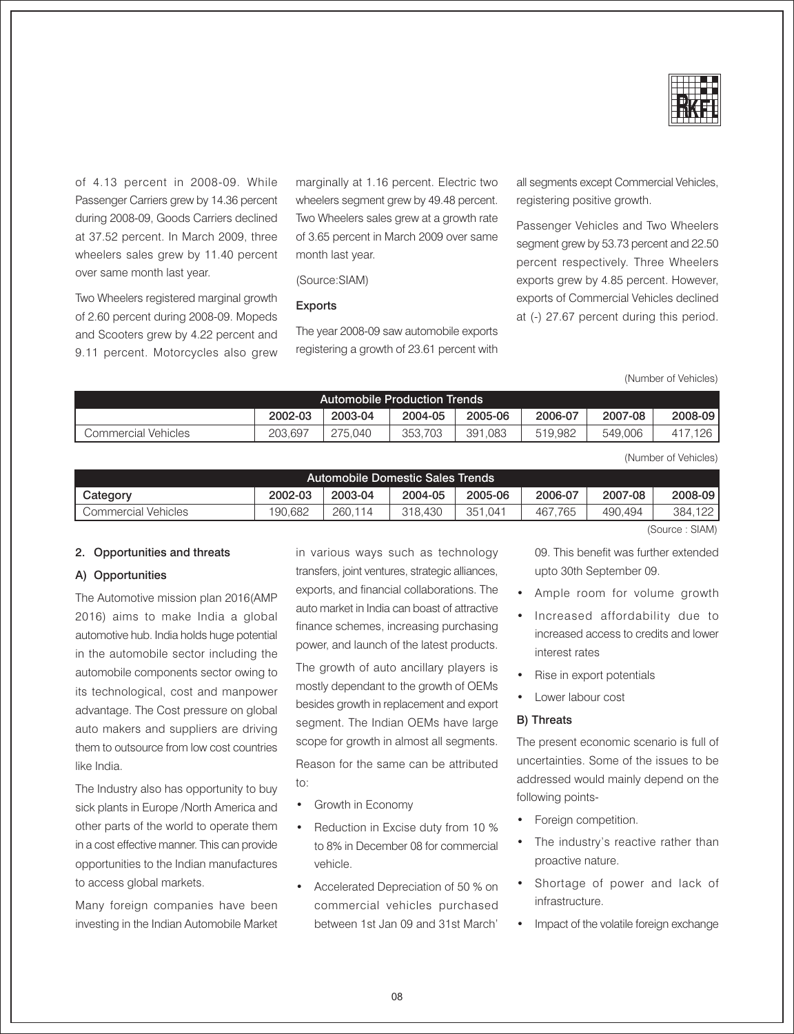of 4.13 percent in 2008-09. While Passenger Carriers grew by 14.36 percent during 2008-09, Goods Carriers declined at 37.52 percent. In March 2009, three wheelers sales grew by 11.40 percent over same month last year.

Two Wheelers registered marginal growth of 2.60 percent during 2008-09. Mopeds and Scooters grew by 4.22 percent and 9.11 percent. Motorcycles also grew marginally at 1.16 percent. Electric two wheelers segment grew by 49.48 percent. Two Wheelers sales grew at a growth rate of 3.65 percent in March 2009 over same month last year.

(Source:SIAM)

**Exports**

The year 2008-09 saw automobile exports registering a growth of 23.61 percent with all segments except Commercial Vehicles, registering positive growth.

Passenger Vehicles and Two Wheelers segment grew by 53.73 percent and 22.50 percent respectively. Three Wheelers exports grew by 4.85 percent. However, exports of Commercial Vehicles declined at (-) 27.67 percent during this period.

(Number of Vehicles)

| Automobile Production Trends | | | | | | | |
|---|---|---|---|---|---|---|---|
| | 2002-03 | 2003-04 | 2004-05 | 2005-06 | 2006-07 | 2007-08 | 2008-09 |
| Commercial Vehicles | 203,697 | 275,040 | 353,703 | 391,083 | 519,982 | 549,006 | 417,126 |

(Number of Vehicles)

| Automobile Domestic Sales Trends | | | | | | | |
|---|---|---|---|---|---|---|---|
| Category | 2002-03 | 2003-04 | 2004-05 | 2005-06 | 2006-07 | 2007-08 | 2008-09 |
| Commercial Vehicles | 190,682 | 260,114 | 318,430 | 351,041 | 467,765 | 490,494 | 384,122 |

(Source : SIAM)

### 2. Opportunities and threats

#### A) Opportunities

The Automotive mission plan 2016(AMP 2016) aims to make India a global automotive hub. India holds huge potential in the automobile sector including the automobile components sector owing to its technological, cost and manpower advantage. The Cost pressure on global auto makers and suppliers are driving them to outsource from low cost countries like India.

The Industry also has opportunity to buy sick plants in Europe /North America and other parts of the world to operate them in a cost effective manner. This can provide opportunities to the Indian manufactures to access global markets.

Many foreign companies have been investing in the Indian Automobile Market in various ways such as technology transfers, joint ventures, strategic alliances, exports, and financial collaborations. The auto market in India can boast of attractive finance schemes, increasing purchasing power, and launch of the latest products.

The growth of auto ancillary players is mostly dependant to the growth of OEMs besides growth in replacement and export segment. The Indian OEMs have large scope for growth in almost all segments. Reason for the same can be attributed to:

- Growth in Economy
- Reduction in Excise duty from 10 % to 8% in December 08 for commercial vehicle.
- Accelerated Depreciation of 50 % on commercial vehicles purchased between 1st Jan 09 and 31st March' 09. This benefit was further extended upto 30th September 09.
- Ample room for volume growth
- Increased affordability due to increased access to credits and lower interest rates
- Rise in export potentials
- Lower labour cost

#### B) Threats

The present economic scenario is full of uncertainties. Some of the issues to be addressed would mainly depend on the following points-

- Foreign competition.
- The industry's reactive rather than proactive nature.
- Shortage of power and lack of infrastructure.
- Impact of the volatile foreign exchange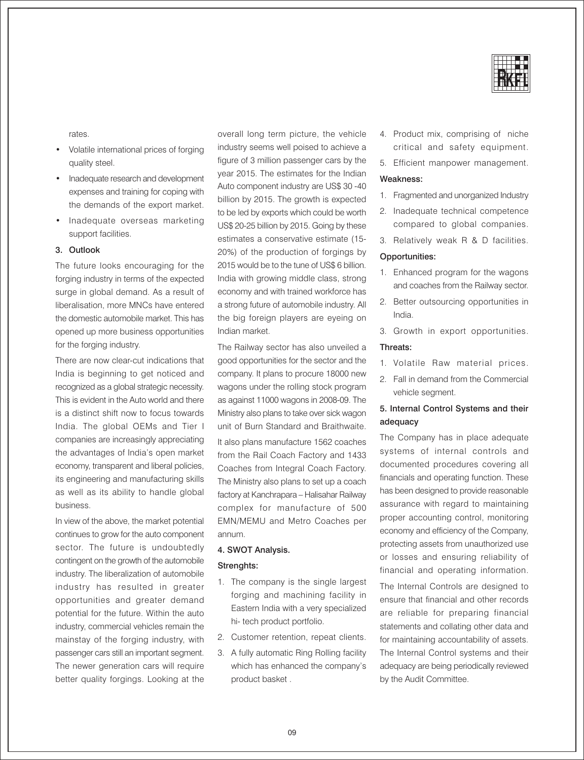rates.

- Volatile international prices of forging quality steel.
- Inadequate research and development expenses and training for coping with the demands of the export market.
- Inadequate overseas marketing support facilities.

### 3. Outlook

The future looks encouraging for the forging industry in terms of the expected surge in global demand. As a result of liberalisation, more MNCs have entered the domestic automobile market. This has opened up more business opportunities for the forging industry.

There are now clear-cut indications that India is beginning to get noticed and recognized as a global strategic necessity. This is evident in the Auto world and there is a distinct shift now to focus towards India. The global OEMs and Tier I companies are increasingly appreciating the advantages of India's open market economy, transparent and liberal policies, its engineering and manufacturing skills as well as its ability to handle global business.

In view of the above, the market potential continues to grow for the auto component sector. The future is undoubtedly contingent on the growth of the automobile industry. The liberalization of automobile industry has resulted in greater opportunities and greater demand potential for the future. Within the auto industry, commercial vehicles remain the mainstay of the forging industry, with passenger cars still an important segment. The newer generation cars will require better quality forgings. Looking at the overall long term picture, the vehicle industry seems well poised to achieve a figure of 3 million passenger cars by the year 2015. The estimates for the Indian Auto component industry are US$ 30 -40 billion by 2015. The growth is expected to be led by exports which could be worth US$ 20-25 billion by 2015. Going by these estimates a conservative estimate (15-20%) of the production of forgings by 2015 would be to the tune of US$ 6 billion. India with growing middle class, strong economy and with trained workforce has a strong future of automobile industry. All the big foreign players are eyeing on Indian market.

The Railway sector has also unveiled a good opportunities for the sector and the company. It plans to procure 18000 new wagons under the rolling stock program as against 11000 wagons in 2008-09. The Ministry also plans to take over sick wagon unit of Burn Standard and Braithwaite. It also plans manufacture 1562 coaches from the Rail Coach Factory and 1433 Coaches from Integral Coach Factory. The Ministry also plans to set up a coach factory at Kanchrapara – Halisahar Railway complex for manufacture of 500 EMN/MEMU and Metro Coaches per annum.

### 4. SWOT Analysis.

**Strenghts:**

1. The company is the single largest forging and machining facility in Eastern India with a very specialized hi- tech product portfolio.
2. Customer retention, repeat clients.
3. A fully automatic Ring Rolling facility which has enhanced the company's product basket .
4. Product mix, comprising of niche critical and safety equipment.
5. Efficient manpower management.

**Weakness:**

1. Fragmented and unorganized Industry
2. Inadequate technical competence compared to global companies.
3. Relatively weak R & D facilities.

**Opportunities:**

1. Enhanced program for the wagons and coaches from the Railway sector.
2. Better outsourcing opportunities in India.
3. Growth in export opportunities.

**Threats:**

1. Volatile Raw material prices.
2. Fall in demand from the Commercial vehicle segment.

### 5. Internal Control Systems and their adequacy

The Company has in place adequate systems of internal controls and documented procedures covering all financials and operating function. These has been designed to provide reasonable assurance with regard to maintaining proper accounting control, monitoring economy and efficiency of the Company, protecting assets from unauthorized use or losses and ensuring reliability of financial and operating information.

The Internal Controls are designed to ensure that financial and other records are reliable for preparing financial statements and collating other data and for maintaining accountability of assets. The Internal Control systems and their adequacy are being periodically reviewed by the Audit Committee.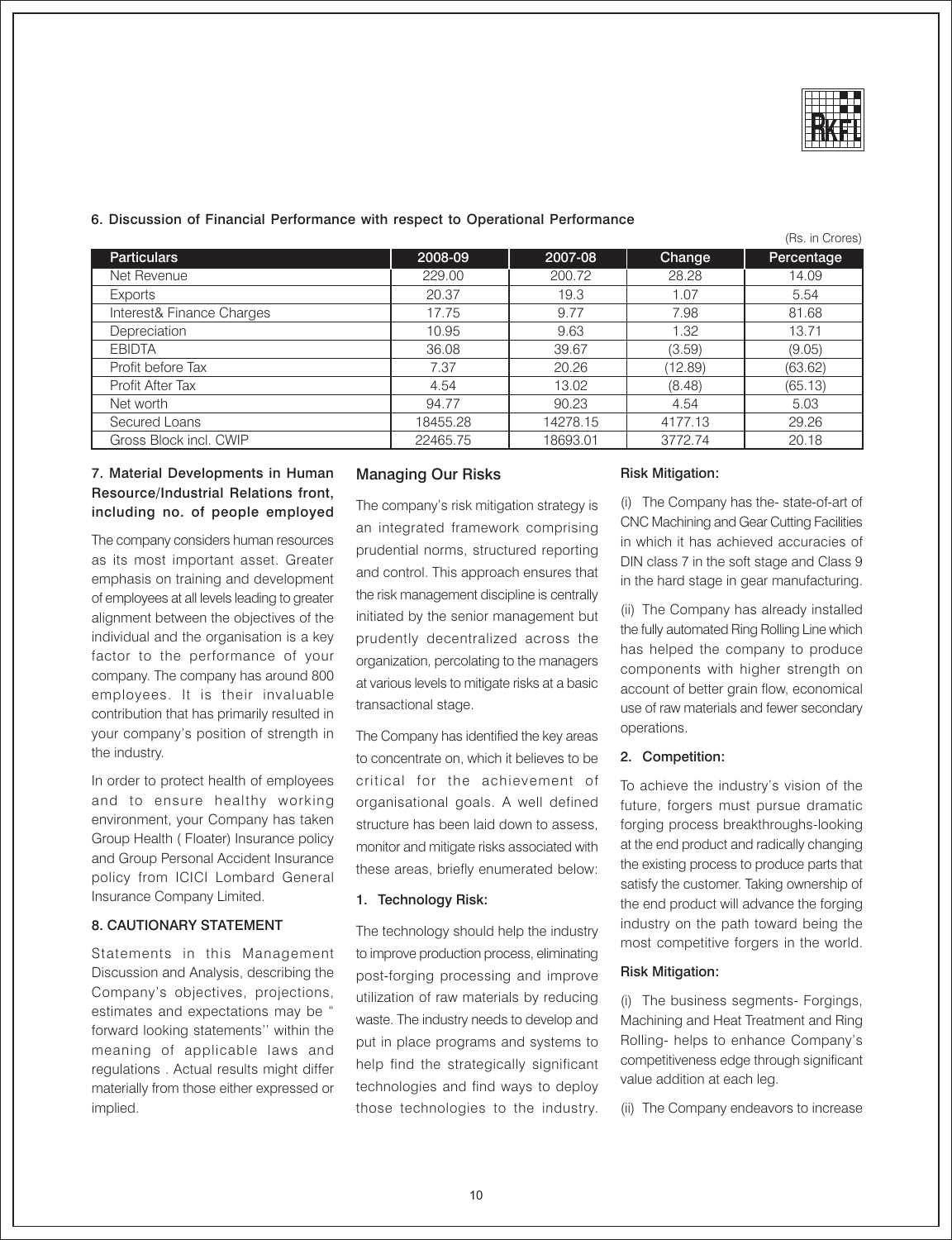### 6. Discussion of Financial Performance with respect to Operational Performance

(Rs. in Crores)

| Particulars | 2008-09 | 2007-08 | Change | Percentage |
|---|---|---|---|---|
| Net Revenue | 229.00 | 200.72 | 28.28 | 14.09 |
| Exports | 20.37 | 19.3 | 1.07 | 5.54 |
| Interest& Finance Charges | 17.75 | 9.77 | 7.98 | 81.68 |
| Depreciation | 10.95 | 9.63 | 1.32 | 13.71 |
| EBIDTA | 36.08 | 39.67 | (3.59) | (9.05) |
| Profit before Tax | 7.37 | 20.26 | (12.89) | (63.62) |
| Profit After Tax | 4.54 | 13.02 | (8.48) | (65.13) |
| Net worth | 94.77 | 90.23 | 4.54 | 5.03 |
| Secured Loans | 18455.28 | 14278.15 | 4177.13 | 29.26 |
| Gross Block incl. CWIP | 22465.75 | 18693.01 | 3772.74 | 20.18 |

### 7. Material Developments in Human Resource/Industrial Relations front, including no. of people employed

The company considers human resources as its most important asset. Greater emphasis on training and development of employees at all levels leading to greater alignment between the objectives of the individual and the organisation is a key factor to the performance of your company. The company has around 800 employees. It is their invaluable contribution that has primarily resulted in your company's position of strength in the industry.

In order to protect health of employees and to ensure healthy working environment, your Company has taken Group Health ( Floater) Insurance policy and Group Personal Accident Insurance policy from ICICI Lombard General Insurance Company Limited.

### 8. CAUTIONARY STATEMENT

Statements in this Management Discussion and Analysis, describing the Company's objectives, projections, estimates and expectations may be " forward looking statements'' within the meaning of applicable laws and regulations . Actual results might differ materially from those either expressed or implied.

### Managing Our Risks

The company's risk mitigation strategy is an integrated framework comprising prudential norms, structured reporting and control. This approach ensures that the risk management discipline is centrally initiated by the senior management but prudently decentralized across the organization, percolating to the managers at various levels to mitigate risks at a basic transactional stage.

The Company has identified the key areas to concentrate on, which it believes to be critical for the achievement of organisational goals. A well defined structure has been laid down to assess, monitor and mitigate risks associated with these areas, briefly enumerated below:

#### 1. Technology Risk:

The technology should help the industry to improve production process, eliminating post-forging processing and improve utilization of raw materials by reducing waste. The industry needs to develop and put in place programs and systems to help find the strategically significant technologies and find ways to deploy those technologies to the industry.

#### Risk Mitigation:

(i) The Company has the- state-of-art of CNC Machining and Gear Cutting Facilities in which it has achieved accuracies of DIN class 7 in the soft stage and Class 9 in the hard stage in gear manufacturing.

(ii) The Company has already installed the fully automated Ring Rolling Line which has helped the company to produce components with higher strength on account of better grain flow, economical use of raw materials and fewer secondary operations.

#### 2. Competition:

To achieve the industry's vision of the future, forgers must pursue dramatic forging process breakthroughs-looking at the end product and radically changing the existing process to produce parts that satisfy the customer. Taking ownership of the end product will advance the forging industry on the path toward being the most competitive forgers in the world.

#### Risk Mitigation:

(i) The business segments- Forgings, Machining and Heat Treatment and Ring Rolling- helps to enhance Company's competitiveness edge through significant value addition at each leg.

(ii) The Company endeavors to increase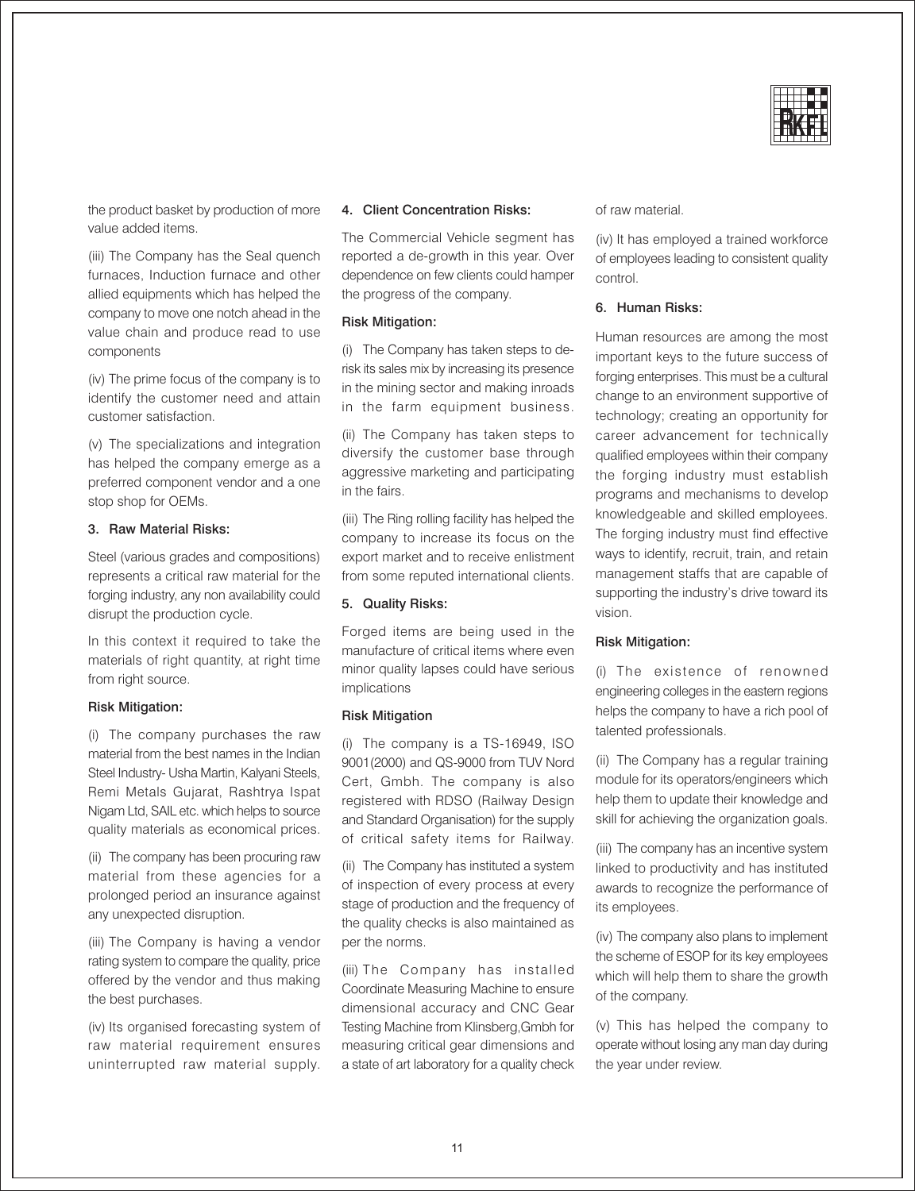the product basket by production of more value added items.

(iii) The Company has the Seal quench furnaces, Induction furnace and other allied equipments which has helped the company to move one notch ahead in the value chain and produce read to use components

(iv) The prime focus of the company is to identify the customer need and attain customer satisfaction.

(v) The specializations and integration has helped the company emerge as a preferred component vendor and a one stop shop for OEMs.

### 3. Raw Material Risks:

Steel (various grades and compositions) represents a critical raw material for the forging industry, any non availability could disrupt the production cycle.

In this context it required to take the materials of right quantity, at right time from right source.

**Risk Mitigation:**

(i) The company purchases the raw material from the best names in the Indian Steel Industry- Usha Martin, Kalyani Steels, Remi Metals Gujarat, Rashtrya Ispat Nigam Ltd, SAIL etc. which helps to source quality materials as economical prices.

(ii) The company has been procuring raw material from these agencies for a prolonged period an insurance against any unexpected disruption.

(iii) The Company is having a vendor rating system to compare the quality, price offered by the vendor and thus making the best purchases.

(iv) Its organised forecasting system of raw material requirement ensures uninterrupted raw material supply.

### 4. Client Concentration Risks:

The Commercial Vehicle segment has reported a de-growth in this year. Over dependence on few clients could hamper the progress of the company.

**Risk Mitigation:**

(i) The Company has taken steps to de-risk its sales mix by increasing its presence in the mining sector and making inroads in the farm equipment business.

(ii) The Company has taken steps to diversify the customer base through aggressive marketing and participating in the fairs.

(iii) The Ring rolling facility has helped the company to increase its focus on the export market and to receive enlistment from some reputed international clients.

### 5. Quality Risks:

Forged items are being used in the manufacture of critical items where even minor quality lapses could have serious implications

**Risk Mitigation**

(i) The company is a TS-16949, ISO 9001(2000) and QS-9000 from TUV Nord Cert, Gmbh. The company is also registered with RDSO (Railway Design and Standard Organisation) for the supply of critical safety items for Railway.

(ii) The Company has instituted a system of inspection of every process at every stage of production and the frequency of the quality checks is also maintained as per the norms.

(iii) The Company has installed Coordinate Measuring Machine to ensure dimensional accuracy and CNC Gear Testing Machine from Klinsberg,Gmbh for measuring critical gear dimensions and a state of art laboratory for a quality check of raw material.

(iv) It has employed a trained workforce of employees leading to consistent quality control.

### 6. Human Risks:

Human resources are among the most important keys to the future success of forging enterprises. This must be a cultural change to an environment supportive of technology; creating an opportunity for career advancement for technically qualified employees within their company the forging industry must establish programs and mechanisms to develop knowledgeable and skilled employees. The forging industry must find effective ways to identify, recruit, train, and retain management staffs that are capable of supporting the industry's drive toward its vision.

**Risk Mitigation:**

(i) The existence of renowned engineering colleges in the eastern regions helps the company to have a rich pool of talented professionals.

(ii) The Company has a regular training module for its operators/engineers which help them to update their knowledge and skill for achieving the organization goals.

(iii) The company has an incentive system linked to productivity and has instituted awards to recognize the performance of its employees.

(iv) The company also plans to implement the scheme of ESOP for its key employees which will help them to share the growth of the company.

(v) This has helped the company to operate without losing any man day during the year under review.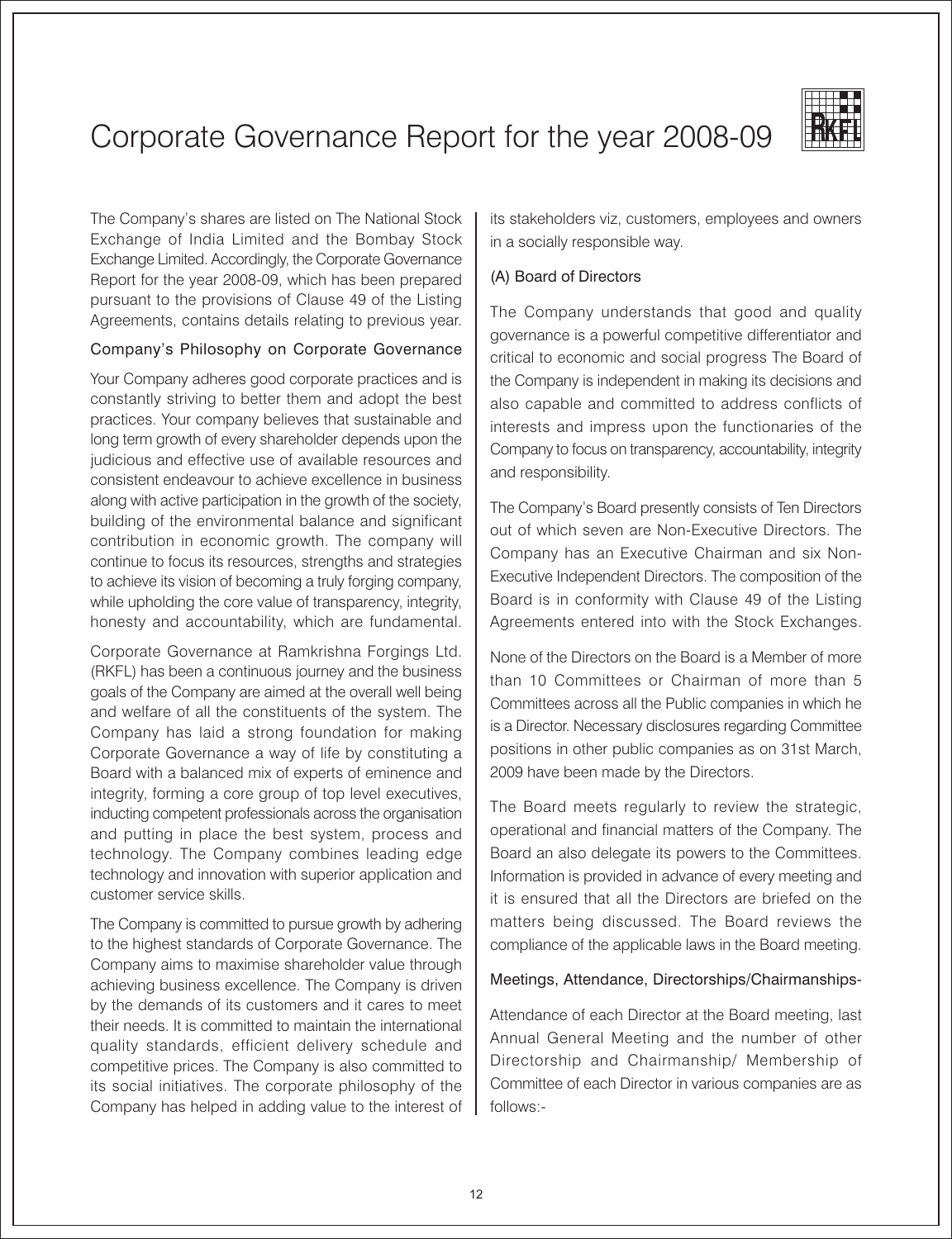# Corporate Governance Report for the year 2008-09

The Company's shares are listed on The National Stock Exchange of India Limited and the Bombay Stock Exchange Limited. Accordingly, the Corporate Governance Report for the year 2008-09, which has been prepared pursuant to the provisions of Clause 49 of the Listing Agreements, contains details relating to previous year.

### Company's Philosophy on Corporate Governance

Your Company adheres good corporate practices and is constantly striving to better them and adopt the best practices. Your company believes that sustainable and long term growth of every shareholder depends upon the judicious and effective use of available resources and consistent endeavour to achieve excellence in business along with active participation in the growth of the society, building of the environmental balance and significant contribution in economic growth. The company will continue to focus its resources, strengths and strategies to achieve its vision of becoming a truly forging company, while upholding the core value of transparency, integrity, honesty and accountability, which are fundamental.

Corporate Governance at Ramkrishna Forgings Ltd. (RKFL) has been a continuous journey and the business goals of the Company are aimed at the overall well being and welfare of all the constituents of the system. The Company has laid a strong foundation for making Corporate Governance a way of life by constituting a Board with a balanced mix of experts of eminence and integrity, forming a core group of top level executives, inducting competent professionals across the organisation and putting in place the best system, process and technology. The Company combines leading edge technology and innovation with superior application and customer service skills.

The Company is committed to pursue growth by adhering to the highest standards of Corporate Governance. The Company aims to maximise shareholder value through achieving business excellence. The Company is driven by the demands of its customers and it cares to meet their needs. It is committed to maintain the international quality standards, efficient delivery schedule and competitive prices. The Company is also committed to its social initiatives. The corporate philosophy of the Company has helped in adding value to the interest of its stakeholders viz, customers, employees and owners in a socially responsible way.

### (A) Board of Directors

The Company understands that good and quality governance is a powerful competitive differentiator and critical to economic and social progress The Board of the Company is independent in making its decisions and also capable and committed to address conflicts of interests and impress upon the functionaries of the Company to focus on transparency, accountability, integrity and responsibility.

The Company's Board presently consists of Ten Directors out of which seven are Non-Executive Directors. The Company has an Executive Chairman and six Non-Executive Independent Directors. The composition of the Board is in conformity with Clause 49 of the Listing Agreements entered into with the Stock Exchanges.

None of the Directors on the Board is a Member of more than 10 Committees or Chairman of more than 5 Committees across all the Public companies in which he is a Director. Necessary disclosures regarding Committee positions in other public companies as on 31st March, 2009 have been made by the Directors.

The Board meets regularly to review the strategic, operational and financial matters of the Company. The Board an also delegate its powers to the Committees. Information is provided in advance of every meeting and it is ensured that all the Directors are briefed on the matters being discussed. The Board reviews the compliance of the applicable laws in the Board meeting.

### Meetings, Attendance, Directorships/Chairmanships-

Attendance of each Director at the Board meeting, last Annual General Meeting and the number of other Directorship and Chairmanship/ Membership of Committee of each Director in various companies are as follows:-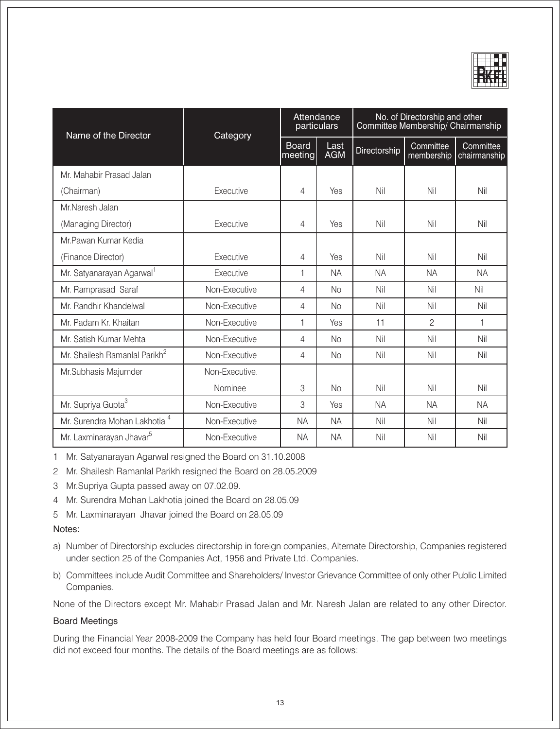| Name of the Director | Category | Attendance particulars | | No. of Directorship and other Committee Membership/ Chairmanship | | |
|---|---|---|---|---|---|---|
| | | Board meeting | Last AGM | Directorship | Committee membership | Committee chairmanship |
| Mr. Mahabir Prasad Jalan (Chairman) | Executive | 4 | Yes | Nil | Nil | Nil |
| Mr.Naresh Jalan (Managing Director) | Executive | 4 | Yes | Nil | Nil | Nil |
| Mr.Pawan Kumar Kedia (Finance Director) | Executive | 4 | Yes | Nil | Nil | Nil |
| Mr. Satyanarayan Agarwal[1] | Executive | 1 | NA | NA | NA | NA |
| Mr. Ramprasad Saraf | Non-Executive | 4 | No | Nil | Nil | Nil |
| Mr. Randhir Khandelwal | Non-Executive | 4 | No | Nil | Nil | Nil |
| Mr. Padam Kr. Khaitan | Non-Executive | 1 | Yes | 11 | 2 | 1 |
| Mr. Satish Kumar Mehta | Non-Executive | 4 | No | Nil | Nil | Nil |
| Mr. Shailesh Ramanlal Parikh[2] | Non-Executive | 4 | No | Nil | Nil | Nil |
| Mr.Subhasis Majumder | Non-Executive. Nominee | 3 | No | Nil | Nil | Nil |
| Mr. Supriya Gupta[3] | Non-Executive | 3 | Yes | NA | NA | NA |
| Mr. Surendra Mohan Lakhotia[4] | Non-Executive | NA | NA | Nil | Nil | Nil |
| Mr. Laxminarayan Jhavar[5] | Non-Executive | NA | NA | Nil | Nil | Nil |

1 Mr. Satyanarayan Agarwal resigned the Board on 31.10.2008

2 Mr. Shailesh Ramanlal Parikh resigned the Board on 28.05.2009

3 Mr.Supriya Gupta passed away on 07.02.09.

4 Mr. Surendra Mohan Lakhotia joined the Board on 28.05.09

5 Mr. Laxminarayan Jhavar joined the Board on 28.05.09

Notes:

a) Number of Directorship excludes directorship in foreign companies, Alternate Directorship, Companies registered under section 25 of the Companies Act, 1956 and Private Ltd. Companies.

b) Committees include Audit Committee and Shareholders/ Investor Grievance Committee of only other Public Limited Companies.

None of the Directors except Mr. Mahabir Prasad Jalan and Mr. Naresh Jalan are related to any other Director.

### Board Meetings

During the Financial Year 2008-2009 the Company has held four Board meetings. The gap between two meetings did not exceed four months. The details of the Board meetings are as follows: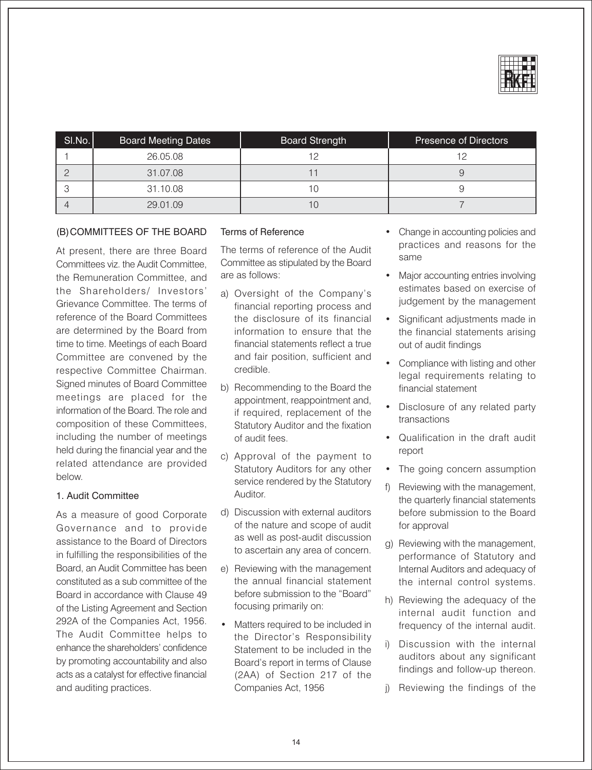| Sl.No. | Board Meeting Dates | Board Strength | Presence of Directors |
|---|---|---|---|
| 1 | 26.05.08 | 12 | 12 |
| 2 | 31.07.08 | 11 | 9 |
| 3 | 31.10.08 | 10 | 9 |
| 4 | 29.01.09 | 10 | 7 |

## (B) COMMITTEES OF THE BOARD

At present, there are three Board Committees viz. the Audit Committee, the Remuneration Committee, and the Shareholders/ Investors' Grievance Committee. The terms of reference of the Board Committees are determined by the Board from time to time. Meetings of each Board Committee are convened by the respective Committee Chairman. Signed minutes of Board Committee meetings are placed for the information of the Board. The role and composition of these Committees, including the number of meetings held during the financial year and the related attendance are provided below.

### 1. Audit Committee

As a measure of good Corporate Governance and to provide assistance to the Board of Directors in fulfilling the responsibilities of the Board, an Audit Committee has been constituted as a sub committee of the Board in accordance with Clause 49 of the Listing Agreement and Section 292A of the Companies Act, 1956. The Audit Committee helps to enhance the shareholders' confidence by promoting accountability and also acts as a catalyst for effective financial and auditing practices.

#### Terms of Reference

The terms of reference of the Audit Committee as stipulated by the Board are as follows:

a) Oversight of the Company's financial reporting process and the disclosure of its financial information to ensure that the financial statements reflect a true and fair position, sufficient and credible.

b) Recommending to the Board the appointment, reappointment and, if required, replacement of the Statutory Auditor and the fixation of audit fees.

c) Approval of the payment to Statutory Auditors for any other service rendered by the Statutory Auditor.

d) Discussion with external auditors of the nature and scope of audit as well as post-audit discussion to ascertain any area of concern.

e) Reviewing with the management the annual financial statement before submission to the "Board" focusing primarily on:

- Matters required to be included in the Director's Responsibility Statement to be included in the Board's report in terms of Clause (2AA) of Section 217 of the Companies Act, 1956
- Change in accounting policies and practices and reasons for the same
- Major accounting entries involving estimates based on exercise of judgement by the management
- Significant adjustments made in the financial statements arising out of audit findings
- Compliance with listing and other legal requirements relating to financial statement
- Disclosure of any related party transactions
- Qualification in the draft audit report
- The going concern assumption

f) Reviewing with the management, the quarterly financial statements before submission to the Board for approval

g) Reviewing with the management, performance of Statutory and Internal Auditors and adequacy of the internal control systems.

h) Reviewing the adequacy of the internal audit function and frequency of the internal audit.

i) Discussion with the internal auditors about any significant findings and follow-up thereon.

j) Reviewing the findings of the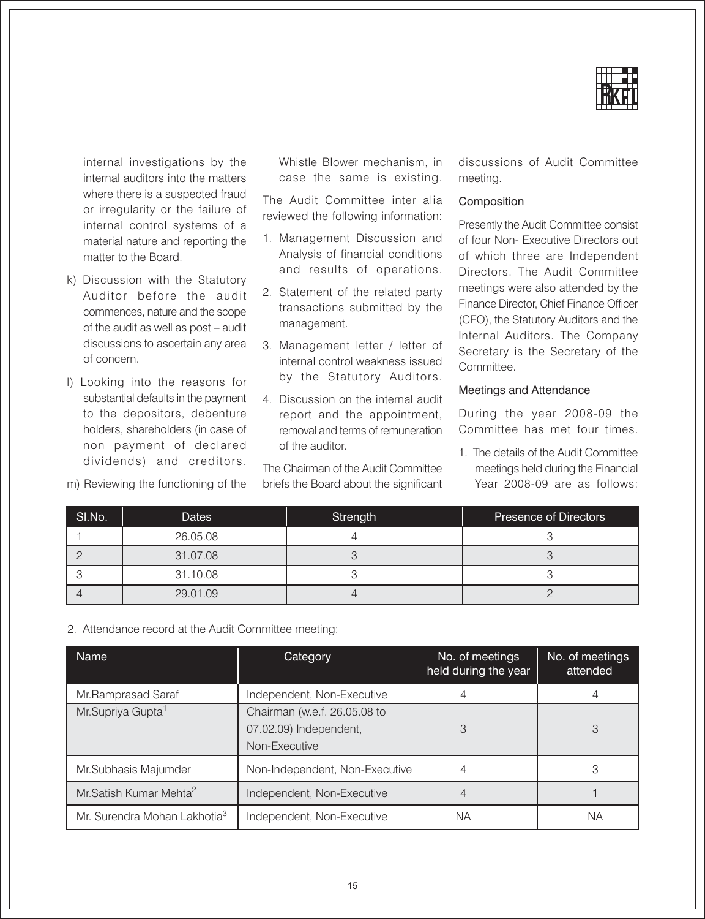internal investigations by the internal auditors into the matters where there is a suspected fraud or irregularity or the failure of internal control systems of a material nature and reporting the matter to the Board.

k) Discussion with the Statutory Auditor before the audit commences, nature and the scope of the audit as well as post – audit discussions to ascertain any area of concern.

l) Looking into the reasons for substantial defaults in the payment to the depositors, debenture holders, shareholders (in case of non payment of declared dividends) and creditors.

m) Reviewing the functioning of the Whistle Blower mechanism, in case the same is existing.

The Audit Committee inter alia reviewed the following information:

1. Management Discussion and Analysis of financial conditions and results of operations.
2. Statement of the related party transactions submitted by the management.
3. Management letter / letter of internal control weakness issued by the Statutory Auditors.
4. Discussion on the internal audit report and the appointment, removal and terms of remuneration of the auditor.

The Chairman of the Audit Committee briefs the Board about the significant discussions of Audit Committee meeting.

### Composition

Presently the Audit Committee consist of four Non- Executive Directors out of which three are Independent Directors. The Audit Committee meetings were also attended by the Finance Director, Chief Finance Officer (CFO), the Statutory Auditors and the Internal Auditors. The Company Secretary is the Secretary of the Committee.

### Meetings and Attendance

During the year 2008-09 the Committee has met four times.

1. The details of the Audit Committee meetings held during the Financial Year 2008-09 are as follows:

| Sl.No. | Dates | Strength | Presence of Directors |
|---|---|---|---|
| 1 | 26.05.08 | 4 | 3 |
| 2 | 31.07.08 | 3 | 3 |
| 3 | 31.10.08 | 3 | 3 |
| 4 | 29.01.09 | 4 | 2 |

2. Attendance record at the Audit Committee meeting:

| Name | Category | No. of meetings held during the year | No. of meetings attended |
|---|---|---|---|
| Mr.Ramprasad Saraf | Independent, Non-Executive | 4 | 4 |
| Mr.Supriya Gupta[1] | Chairman (w.e.f. 26.05.08 to 07.02.09) Independent, Non-Executive | 3 | 3 |
| Mr.Subhasis Majumder | Non-Independent, Non-Executive | 4 | 3 |
| Mr.Satish Kumar Mehta[2] | Independent, Non-Executive | 4 | 1 |
| Mr. Surendra Mohan Lakhotia[3] | Independent, Non-Executive | NA | NA |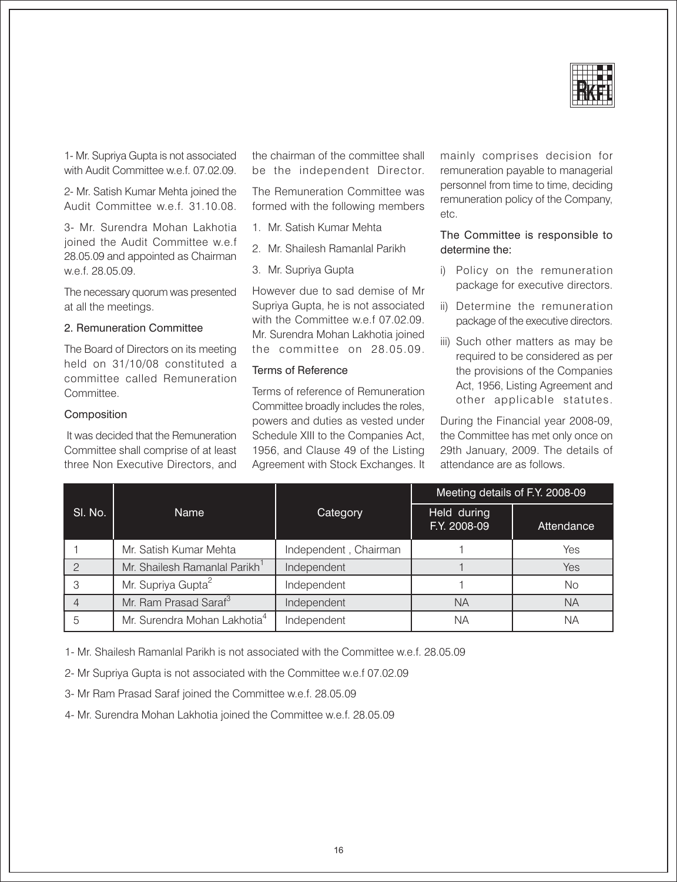1- Mr. Supriya Gupta is not associated with Audit Committee w.e.f. 07.02.09.

2- Mr. Satish Kumar Mehta joined the Audit Committee w.e.f. 31.10.08.

3- Mr. Surendra Mohan Lakhotia joined the Audit Committee w.e.f 28.05.09 and appointed as Chairman w.e.f. 28.05.09.

The necessary quorum was presented at all the meetings.

### 2. Remuneration Committee

The Board of Directors on its meeting held on 31/10/08 constituted a committee called Remuneration Committee.

#### Composition

It was decided that the Remuneration Committee shall comprise of at least three Non Executive Directors, and the chairman of the committee shall be the independent Director.

The Remuneration Committee was formed with the following members

1. Mr. Satish Kumar Mehta
2. Mr. Shailesh Ramanlal Parikh
3. Mr. Supriya Gupta

However due to sad demise of Mr Supriya Gupta, he is not associated with the Committee w.e.f 07.02.09. Mr. Surendra Mohan Lakhotia joined the committee on 28.05.09.

#### Terms of Reference

Terms of reference of Remuneration Committee broadly includes the roles, powers and duties as vested under Schedule XIII to the Companies Act, 1956, and Clause 49 of the Listing Agreement with Stock Exchanges. It mainly comprises decision for remuneration payable to managerial personnel from time to time, deciding remuneration policy of the Company, etc.

#### The Committee is responsible to determine the:

i) Policy on the remuneration package for executive directors.

ii) Determine the remuneration package of the executive directors.

iii) Such other matters as may be required to be considered as per the provisions of the Companies Act, 1956, Listing Agreement and other applicable statutes.

During the Financial year 2008-09, the Committee has met only once on 29th January, 2009. The details of attendance are as follows.

| Sl. No. | Name | Category | Meeting details of F.Y. 2008-09 | |
|---|---|---|---|---|
| | | | Held during F.Y. 2008-09 | Attendance |
| 1 | Mr. Satish Kumar Mehta | Independent , Chairman | 1 | Yes |
| 2 | Mr. Shailesh Ramanlal Parikh[1] | Independent | 1 | Yes |
| 3 | Mr. Supriya Gupta[2] | Independent | 1 | No |
| 4 | Mr. Ram Prasad Saraf[3] | Independent | NA | NA |
| 5 | Mr. Surendra Mohan Lakhotia[4] | Independent | NA | NA |

1- Mr. Shailesh Ramanlal Parikh is not associated with the Committee w.e.f. 28.05.09

2- Mr Supriya Gupta is not associated with the Committee w.e.f 07.02.09

3- Mr Ram Prasad Saraf joined the Committee w.e.f. 28.05.09

4- Mr. Surendra Mohan Lakhotia joined the Committee w.e.f. 28.05.09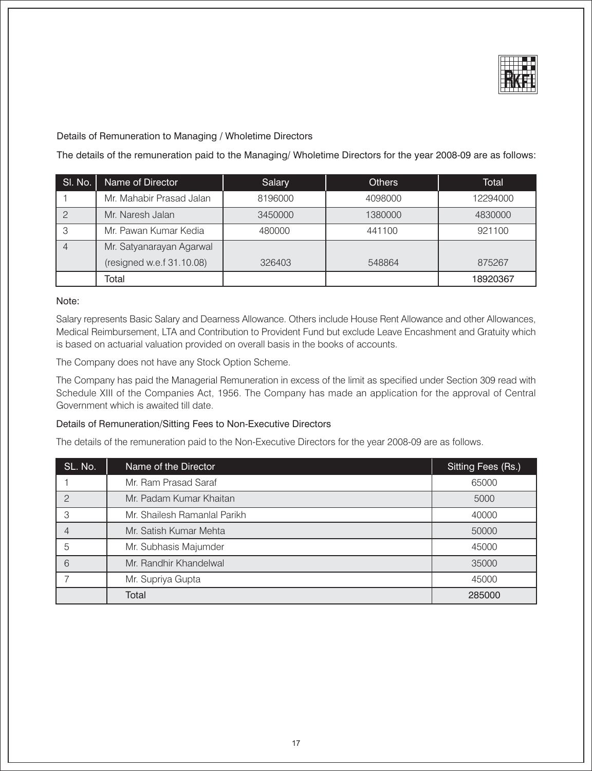### Details of Remuneration to Managing / Wholetime Directors

The details of the remuneration paid to the Managing/ Wholetime Directors for the year 2008-09 are as follows:

| Sl. No. | Name of Director | Salary | Others | Total |
|---|---|---|---|---|
| 1 | Mr. Mahabir Prasad Jalan | 8196000 | 4098000 | 12294000 |
| 2 | Mr. Naresh Jalan | 3450000 | 1380000 | 4830000 |
| 3 | Mr. Pawan Kumar Kedia | 480000 | 441100 | 921100 |
| 4 | Mr. Satyanarayan Agarwal (resigned w.e.f 31.10.08) | 326403 | 548864 | 875267 |
| | Total | | | 18920367 |

Note:

Salary represents Basic Salary and Dearness Allowance. Others include House Rent Allowance and other Allowances, Medical Reimbursement, LTA and Contribution to Provident Fund but exclude Leave Encashment and Gratuity which is based on actuarial valuation provided on overall basis in the books of accounts.

The Company does not have any Stock Option Scheme.

The Company has paid the Managerial Remuneration in excess of the limit as specified under Section 309 read with Schedule XIII of the Companies Act, 1956. The Company has made an application for the approval of Central Government which is awaited till date.

### Details of Remuneration/Sitting Fees to Non-Executive Directors

The details of the remuneration paid to the Non-Executive Directors for the year 2008-09 are as follows.

| SL. No. | Name of the Director | Sitting Fees (Rs.) |
|---|---|---|
| 1 | Mr. Ram Prasad Saraf | 65000 |
| 2 | Mr. Padam Kumar Khaitan | 5000 |
| 3 | Mr. Shailesh Ramanlal Parikh | 40000 |
| 4 | Mr. Satish Kumar Mehta | 50000 |
| 5 | Mr. Subhasis Majumder | 45000 |
| 6 | Mr. Randhir Khandelwal | 35000 |
| 7 | Mr. Supriya Gupta | 45000 |
| | Total | 285000 |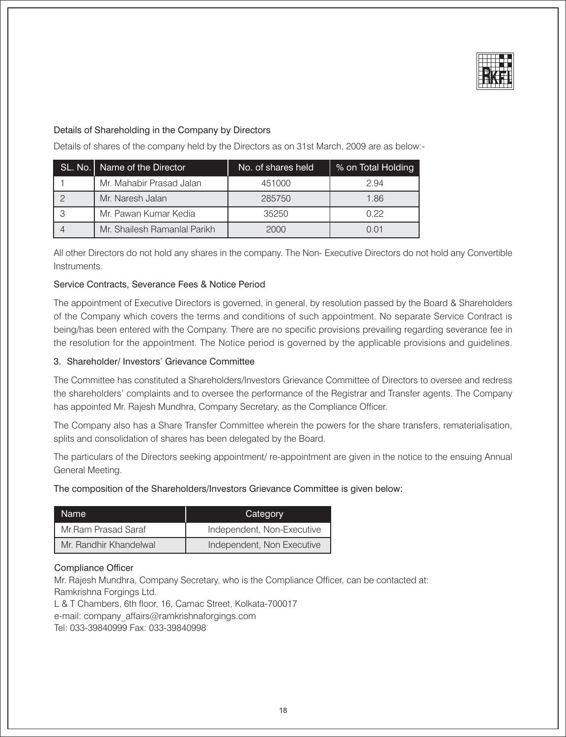### Details of Shareholding in the Company by Directors

Details of shares of the company held by the Directors as on 31st March, 2009 are as below:-

| SL. No. | Name of the Director | No. of shares held | % on Total Holding |
|---|---|---|---|
| 1 | Mr. Mahabir Prasad Jalan | 451000 | 2.94 |
| 2 | Mr. Naresh Jalan | 285750 | 1.86 |
| 3 | Mr. Pawan Kumar Kedia | 35250 | 0.22 |
| 4 | Mr. Shailesh Ramanlal Parikh | 2000 | 0.01 |

All other Directors do not hold any shares in the company. The Non- Executive Directors do not hold any Convertible Instruments.

### Service Contracts, Severance Fees & Notice Period

The appointment of Executive Directors is governed, in general, by resolution passed by the Board & Shareholders of the Company which covers the terms and conditions of such appointment. No separate Service Contract is being/has been entered with the Company. There are no specific provisions prevailing regarding severance fee in the resolution for the appointment. The Notice period is governed by the applicable provisions and guidelines.

### 3. Shareholder/ Investors' Grievance Committee

The Committee has constituted a Shareholders/Investors Grievance Committee of Directors to oversee and redress the shareholders' complaints and to oversee the performance of the Registrar and Transfer agents. The Company has appointed Mr. Rajesh Mundhra, Company Secretary, as the Compliance Officer.

The Company also has a Share Transfer Committee wherein the powers for the share transfers, rematerialisation, splits and consolidation of shares has been delegated by the Board.

The particulars of the Directors seeking appointment/ re-appointment are given in the notice to the ensuing Annual General Meeting.

The composition of the Shareholders/Investors Grievance Committee is given below:

| Name | Category |
|---|---|
| Mr.Ram Prasad Saraf | Independent, Non-Executive |
| Mr. Randhir Khandelwal | Independent, Non Executive |

### Compliance Officer

Mr. Rajesh Mundhra, Company Secretary, who is the Compliance Officer, can be contacted at:
Ramkrishna Forgings Ltd.
L & T Chambers, 6th floor, 16, Camac Street, Kolkata-700017
e-mail: company_affairs@ramkrishnaforgings.com
Tel: 033-39840999 Fax: 033-39840998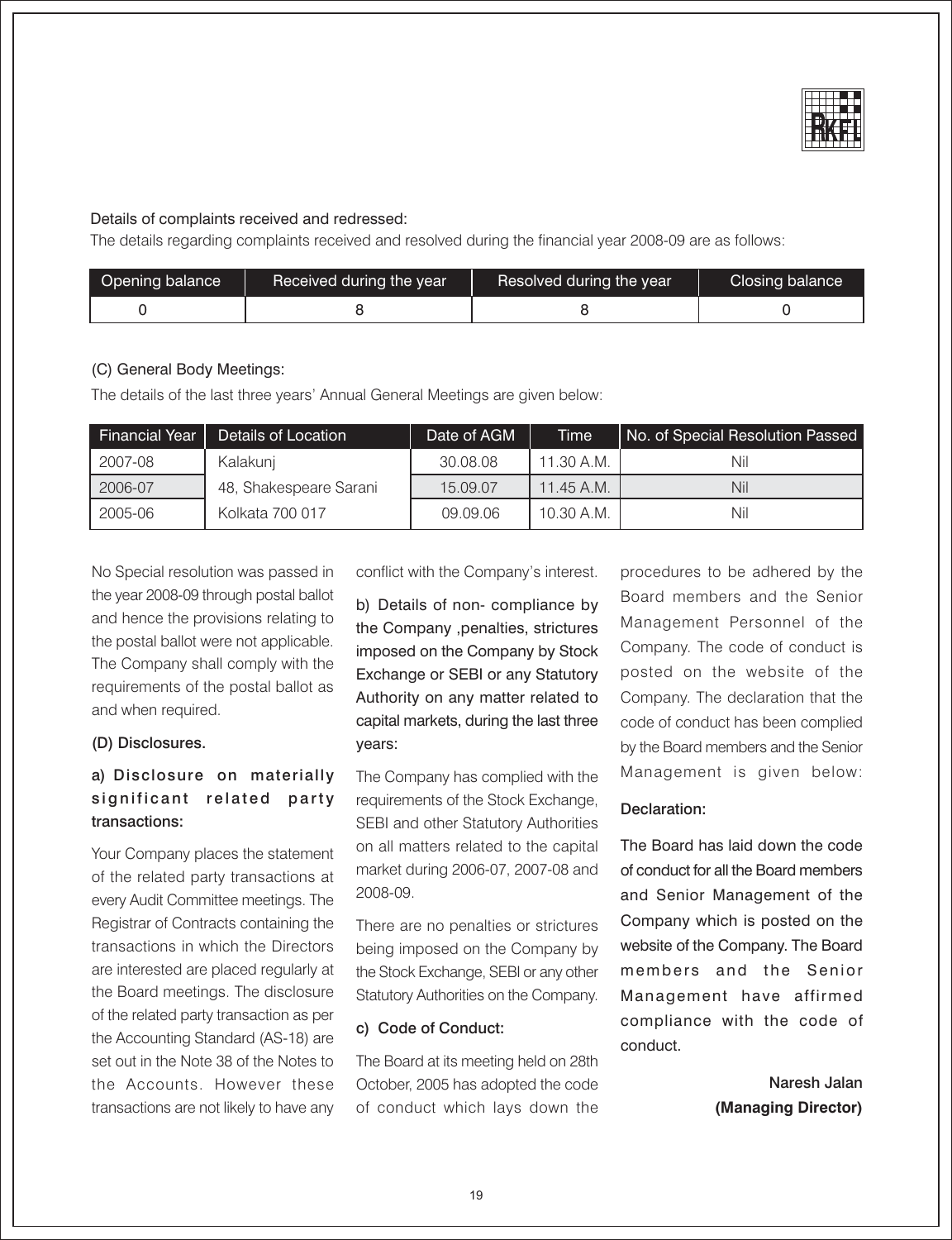Details of complaints received and redressed:

The details regarding complaints received and resolved during the financial year 2008-09 are as follows:

| Opening balance | Received during the year | Resolved during the year | Closing balance |
|---|---|---|---|
| 0 | 8 | 8 | 0 |

(C) General Body Meetings:

The details of the last three years' Annual General Meetings are given below:

| Financial Year | Details of Location | Date of AGM | Time | No. of Special Resolution Passed |
|---|---|---|---|---|
| 2007-08 | Kalakunj | 30.08.08 | 11.30 A.M. | Nil |
| 2006-07 | 48, Shakespeare Sarani | 15.09.07 | 11.45 A.M. | Nil |
| 2005-06 | Kolkata 700 017 | 09.09.06 | 10.30 A.M. | Nil |

No Special resolution was passed in the year 2008-09 through postal ballot and hence the provisions relating to the postal ballot were not applicable. The Company shall comply with the requirements of the postal ballot as and when required.

**(D) Disclosures.**

**a) Disclosure on materially significant related party transactions:**

Your Company places the statement of the related party transactions at every Audit Committee meetings. The Registrar of Contracts containing the transactions in which the Directors are interested are placed regularly at the Board meetings. The disclosure of the related party transaction as per the Accounting Standard (AS-18) are set out in the Note 38 of the Notes to the Accounts. However these transactions are not likely to have any conflict with the Company's interest.

**b) Details of non- compliance by the Company ,penalties, strictures imposed on the Company by Stock Exchange or SEBI or any Statutory Authority on any matter related to capital markets, during the last three years:**

The Company has complied with the requirements of the Stock Exchange, SEBI and other Statutory Authorities on all matters related to the capital market during 2006-07, 2007-08 and 2008-09.

There are no penalties or strictures being imposed on the Company by the Stock Exchange, SEBI or any other Statutory Authorities on the Company.

**c) Code of Conduct:**

The Board at its meeting held on 28th October, 2005 has adopted the code of conduct which lays down the procedures to be adhered by the Board members and the Senior Management Personnel of the Company. The code of conduct is posted on the website of the Company. The declaration that the code of conduct has been complied by the Board members and the Senior Management is given below:

**Declaration:**

The Board has laid down the code of conduct for all the Board members and Senior Management of the Company which is posted on the website of the Company. The Board members and the Senior Management have affirmed compliance with the code of conduct.

**Naresh Jalan**
**(Managing Director)**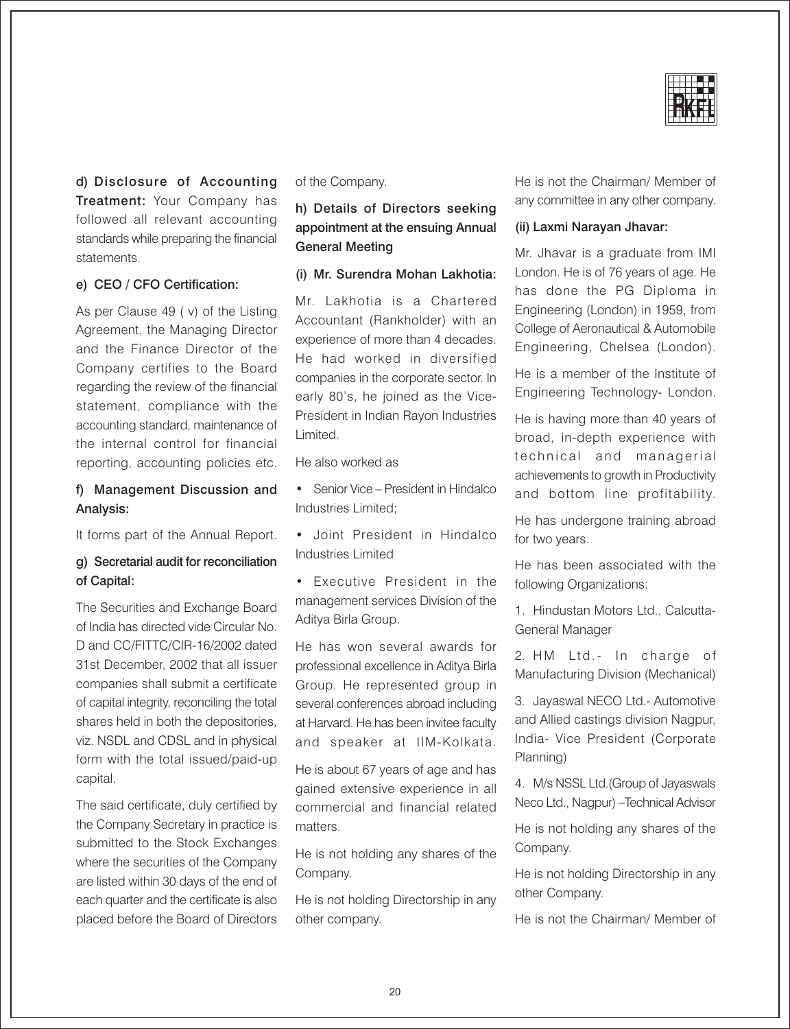**d) Disclosure of Accounting Treatment:** Your Company has followed all relevant accounting standards while preparing the financial statements.

**e) CEO / CFO Certification:**

As per Clause 49 ( v) of the Listing Agreement, the Managing Director and the Finance Director of the Company certifies to the Board regarding the review of the financial statement, compliance with the accounting standard, maintenance of the internal control for financial reporting, accounting policies etc.

**f) Management Discussion and Analysis:**

It forms part of the Annual Report.

**g) Secretarial audit for reconciliation of Capital:**

The Securities and Exchange Board of India has directed vide Circular No. D and CC/FITTC/CIR-16/2002 dated 31st December, 2002 that all issuer companies shall submit a certificate of capital integrity, reconciling the total shares held in both the depositories, viz. NSDL and CDSL and in physical form with the total issued/paid-up capital.

The said certificate, duly certified by the Company Secretary in practice is submitted to the Stock Exchanges where the securities of the Company are listed within 30 days of the end of each quarter and the certificate is also placed before the Board of Directors of the Company.

**h) Details of Directors seeking appointment at the ensuing Annual General Meeting**

**(i) Mr. Surendra Mohan Lakhotia:**

Mr. Lakhotia is a Chartered Accountant (Rankholder) with an experience of more than 4 decades. He had worked in diversified companies in the corporate sector. In early 80's, he joined as the Vice-President in Indian Rayon Industries Limited.

He also worked as

- Senior Vice – President in Hindalco Industries Limited;
- Joint President in Hindalco Industries Limited
- Executive President in the management services Division of the Aditya Birla Group.

He has won several awards for professional excellence in Aditya Birla Group. He represented group in several conferences abroad including at Harvard. He has been invitee faculty and speaker at IIM-Kolkata.

He is about 67 years of age and has gained extensive experience in all commercial and financial related matters.

He is not holding any shares of the Company.

He is not holding Directorship in any other company.

He is not the Chairman/ Member of any committee in any other company.

**(ii) Laxmi Narayan Jhavar:**

Mr. Jhavar is a graduate from IMI London. He is of 76 years of age. He has done the PG Diploma in Engineering (London) in 1959, from College of Aeronautical & Automobile Engineering, Chelsea (London).

He is a member of the Institute of Engineering Technology- London.

He is having more than 40 years of broad, in-depth experience with technical and managerial achievements to growth in Productivity and bottom line profitability.

He has undergone training abroad for two years.

He has been associated with the following Organizations:

1. Hindustan Motors Ltd., Calcutta- General Manager
2. HM Ltd.- In charge of Manufacturing Division (Mechanical)
3. Jayaswal NECO Ltd.- Automotive and Allied castings division Nagpur, India- Vice President (Corporate Planning)
4. M/s NSSL Ltd.(Group of Jayaswals Neco Ltd., Nagpur) –Technical Advisor

He is not holding any shares of the Company.

He is not holding Directorship in any other Company.

He is not the Chairman/ Member of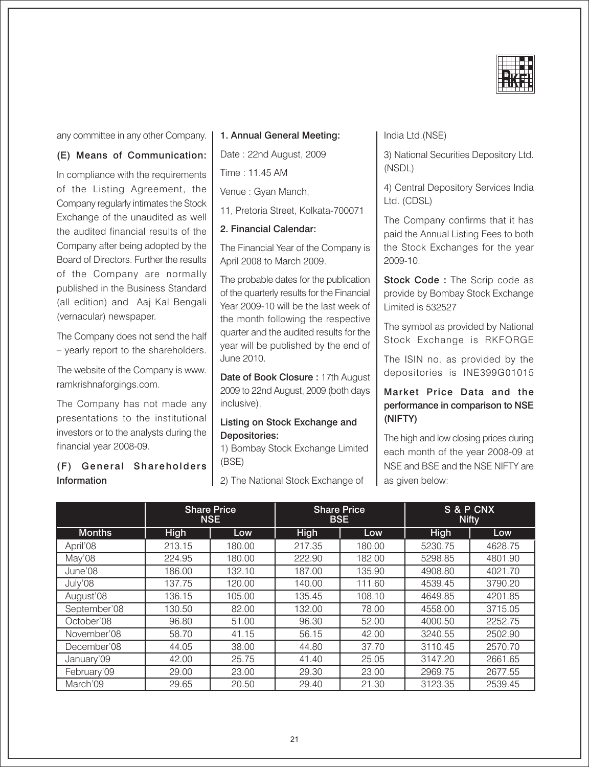any committee in any other Company.

### (E) Means of Communication:

In compliance with the requirements of the Listing Agreement, the Company regularly intimates the Stock Exchange of the unaudited as well the audited financial results of the Company after being adopted by the Board of Directors. Further the results of the Company are normally published in the Business Standard (all edition) and Aaj Kal Bengali (vernacular) newspaper.

The Company does not send the half – yearly report to the shareholders.

The website of the Company is www.ramkrishnaforgings.com.

The Company has not made any presentations to the institutional investors or to the analysts during the financial year 2008-09.

### (F) General Shareholders Information

**1. Annual General Meeting:**

Date : 22nd August, 2009

Time : 11.45 AM

Venue : Gyan Manch,

11, Pretoria Street, Kolkata-700071

**2. Financial Calendar:**

The Financial Year of the Company is April 2008 to March 2009.

The probable dates for the publication of the quarterly results for the Financial Year 2009-10 will be the last week of the month following the respective quarter and the audited results for the year will be published by the end of June 2010.

**Date of Book Closure :** 17th August 2009 to 22nd August, 2009 (both days inclusive).

**Listing on Stock Exchange and Depositories:**

1) Bombay Stock Exchange Limited (BSE)

2) The National Stock Exchange of India Ltd.(NSE)

3) National Securities Depository Ltd. (NSDL)

4) Central Depository Services India Ltd. (CDSL)

The Company confirms that it has paid the Annual Listing Fees to both the Stock Exchanges for the year 2009-10.

**Stock Code :** The Scrip code as provide by Bombay Stock Exchange Limited is 532527

The symbol as provided by National Stock Exchange is RKFORGE

The ISIN no. as provided by the depositories is INE399G01015

**Market Price Data and the performance in comparison to NSE (NIFTY)**

The high and low closing prices during each month of the year 2008-09 at NSE and BSE and the NSE NIFTY are as given below:

| | Share Price NSE | | Share Price BSE | | S & P CNX Nifty | |
|---|---|---|---|---|---|---|
| Months | High | Low | High | Low | High | Low |
| April'08 | 213.15 | 180.00 | 217.35 | 180.00 | 5230.75 | 4628.75 |
| May'08 | 224.95 | 180.00 | 222.90 | 182.00 | 5298.85 | 4801.90 |
| June'08 | 186.00 | 132.10 | 187.00 | 135.90 | 4908.80 | 4021.70 |
| July'08 | 137.75 | 120.00 | 140.00 | 111.60 | 4539.45 | 3790.20 |
| August'08 | 136.15 | 105.00 | 135.45 | 108.10 | 4649.85 | 4201.85 |
| September'08 | 130.50 | 82.00 | 132.00 | 78.00 | 4558.00 | 3715.05 |
| October'08 | 96.80 | 51.00 | 96.30 | 52.00 | 4000.50 | 2252.75 |
| November'08 | 58.70 | 41.15 | 56.15 | 42.00 | 3240.55 | 2502.90 |
| December'08 | 44.05 | 38.00 | 44.80 | 37.70 | 3110.45 | 2570.70 |
| January'09 | 42.00 | 25.75 | 41.40 | 25.05 | 3147.20 | 2661.65 |
| February'09 | 29.00 | 23.00 | 29.30 | 23.00 | 2969.75 | 2677.55 |
| March'09 | 29.65 | 20.50 | 29.40 | 21.30 | 3123.35 | 2539.45 |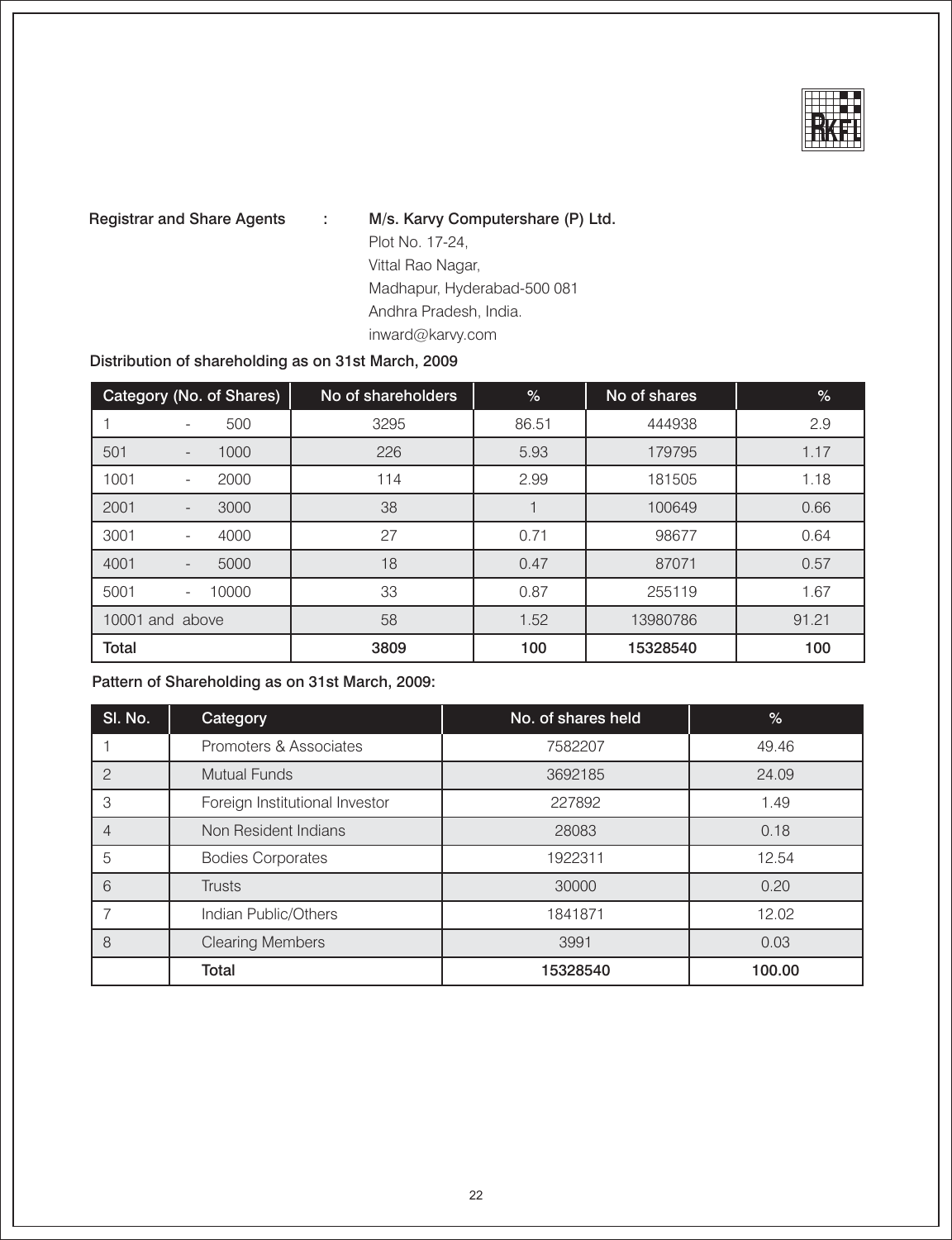Registrar and Share Agents : **M/s. Karvy Computershare (P) Ltd.**
Plot No. 17-24,
Vittal Rao Nagar,
Madhapur, Hyderabad-500 081
Andhra Pradesh, India.
inward@karvy.com

**Distribution of shareholding as on 31st March, 2009**

| Category (No. of Shares) | No of shareholders | % | No of shares | % |
|---|---|---|---|---|
| 1 - 500 | 3295 | 86.51 | 444938 | 2.9 |
| 501 - 1000 | 226 | 5.93 | 179795 | 1.17 |
| 1001 - 2000 | 114 | 2.99 | 181505 | 1.18 |
| 2001 - 3000 | 38 | 1 | 100649 | 0.66 |
| 3001 - 4000 | 27 | 0.71 | 98677 | 0.64 |
| 4001 - 5000 | 18 | 0.47 | 87071 | 0.57 |
| 5001 - 10000 | 33 | 0.87 | 255119 | 1.67 |
| 10001 and above | 58 | 1.52 | 13980786 | 91.21 |
| **Total** | **3809** | **100** | **15328540** | **100** |

**Pattern of Shareholding as on 31st March, 2009:**

| Sl. No. | Category | No. of shares held | % |
|---|---|---|---|
| 1 | Promoters & Associates | 7582207 | 49.46 |
| 2 | Mutual Funds | 3692185 | 24.09 |
| 3 | Foreign Institutional Investor | 227892 | 1.49 |
| 4 | Non Resident Indians | 28083 | 0.18 |
| 5 | Bodies Corporates | 1922311 | 12.54 |
| 6 | Trusts | 30000 | 0.20 |
| 7 | Indian Public/Others | 1841871 | 12.02 |
| 8 | Clearing Members | 3991 | 0.03 |
| | **Total** | **15328540** | **100.00** |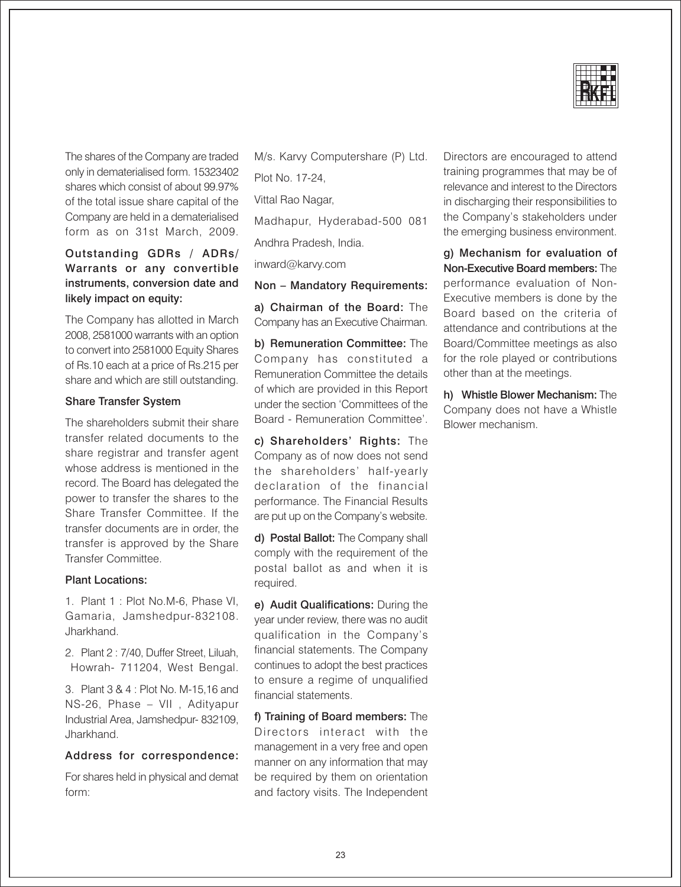The shares of the Company are traded only in dematerialised form. 15323402 shares which consist of about 99.97% of the total issue share capital of the Company are held in a dematerialised form as on 31st March, 2009.

**Outstanding GDRs / ADRs/ Warrants or any convertible instruments, conversion date and likely impact on equity:**

The Company has allotted in March 2008, 2581000 warrants with an option to convert into 2581000 Equity Shares of Rs.10 each at a price of Rs.215 per share and which are still outstanding.

**Share Transfer System**

The shareholders submit their share transfer related documents to the share registrar and transfer agent whose address is mentioned in the record. The Board has delegated the power to transfer the shares to the Share Transfer Committee. If the transfer documents are in order, the transfer is approved by the Share Transfer Committee.

**Plant Locations:**

1. Plant 1 : Plot No.M-6, Phase VI, Gamaria, Jamshedpur-832108. Jharkhand.
2. Plant 2 : 7/40, Duffer Street, Liluah, Howrah- 711204, West Bengal.
3. Plant 3 & 4 : Plot No. M-15,16 and NS-26, Phase – VII , Adityapur Industrial Area, Jamshedpur- 832109, Jharkhand.

**Address for correspondence:**

For shares held in physical and demat form:

M/s. Karvy Computershare (P) Ltd.

Plot No. 17-24,

Vittal Rao Nagar,

Madhapur, Hyderabad-500 081

Andhra Pradesh, India.

inward@karvy.com

**Non – Mandatory Requirements:**

**a) Chairman of the Board:** The Company has an Executive Chairman.

**b) Remuneration Committee:** The Company has constituted a Remuneration Committee the details of which are provided in this Report under the section 'Committees of the Board - Remuneration Committee'.

**c) Shareholders' Rights:** The Company as of now does not send the shareholders' half-yearly declaration of the financial performance. The Financial Results are put up on the Company's website.

**d) Postal Ballot:** The Company shall comply with the requirement of the postal ballot as and when it is required.

**e) Audit Qualifications:** During the year under review, there was no audit qualification in the Company's financial statements. The Company continues to adopt the best practices to ensure a regime of unqualified financial statements.

**f) Training of Board members:** The Directors interact with the management in a very free and open manner on any information that may be required by them on orientation and factory visits. The Independent Directors are encouraged to attend training programmes that may be of relevance and interest to the Directors in discharging their responsibilities to the Company's stakeholders under the emerging business environment.

**g) Mechanism for evaluation of Non-Executive Board members:** The performance evaluation of Non-Executive members is done by the Board based on the criteria of attendance and contributions at the Board/Committee meetings as also for the role played or contributions other than at the meetings.

**h) Whistle Blower Mechanism:** The Company does not have a Whistle Blower mechanism.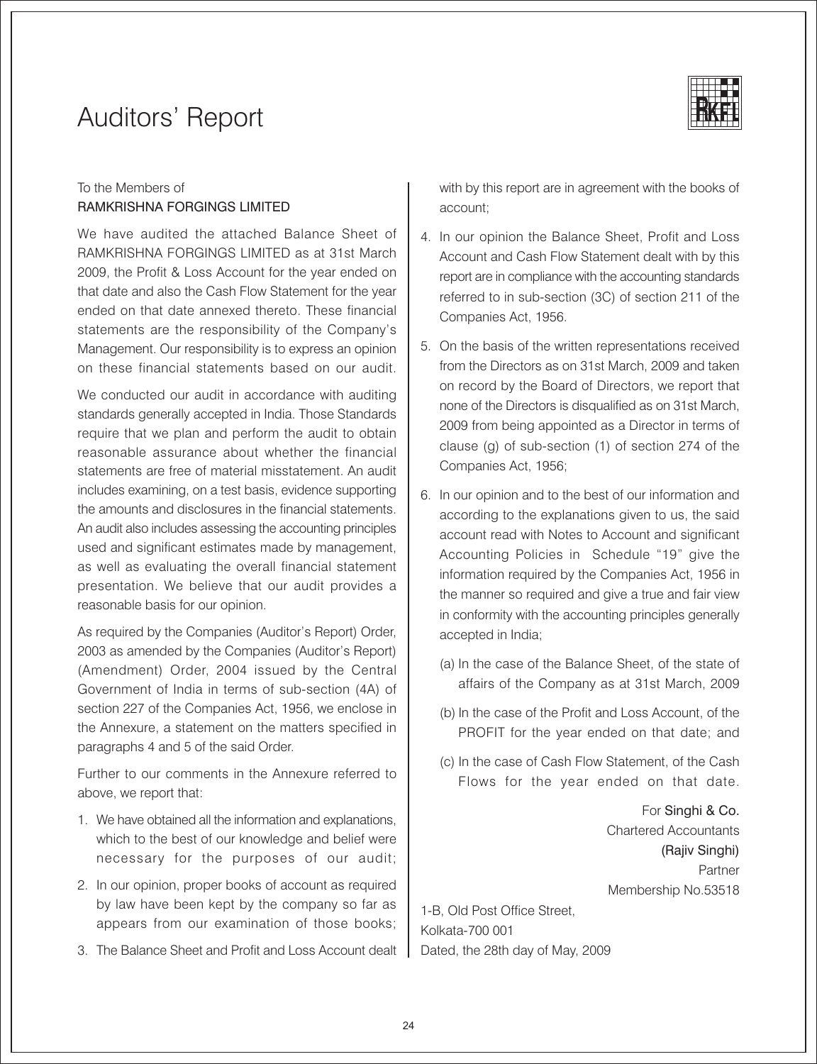# Auditors' Report

To the Members of
RAMKRISHNA FORGINGS LIMITED

We have audited the attached Balance Sheet of RAMKRISHNA FORGINGS LIMITED as at 31st March 2009, the Profit & Loss Account for the year ended on that date and also the Cash Flow Statement for the year ended on that date annexed thereto. These financial statements are the responsibility of the Company's Management. Our responsibility is to express an opinion on these financial statements based on our audit.

We conducted our audit in accordance with auditing standards generally accepted in India. Those Standards require that we plan and perform the audit to obtain reasonable assurance about whether the financial statements are free of material misstatement. An audit includes examining, on a test basis, evidence supporting the amounts and disclosures in the financial statements. An audit also includes assessing the accounting principles used and significant estimates made by management, as well as evaluating the overall financial statement presentation. We believe that our audit provides a reasonable basis for our opinion.

As required by the Companies (Auditor's Report) Order, 2003 as amended by the Companies (Auditor's Report) (Amendment) Order, 2004 issued by the Central Government of India in terms of sub-section (4A) of section 227 of the Companies Act, 1956, we enclose in the Annexure, a statement on the matters specified in paragraphs 4 and 5 of the said Order.

Further to our comments in the Annexure referred to above, we report that:

1. We have obtained all the information and explanations, which to the best of our knowledge and belief were necessary for the purposes of our audit;
2. In our opinion, proper books of account as required by law have been kept by the company so far as appears from our examination of those books;
3. The Balance Sheet and Profit and Loss Account dealt with by this report are in agreement with the books of account;
4. In our opinion the Balance Sheet, Profit and Loss Account and Cash Flow Statement dealt with by this report are in compliance with the accounting standards referred to in sub-section (3C) of section 211 of the Companies Act, 1956.
5. On the basis of the written representations received from the Directors as on 31st March, 2009 and taken on record by the Board of Directors, we report that none of the Directors is disqualified as on 31st March, 2009 from being appointed as a Director in terms of clause (g) of sub-section (1) of section 274 of the Companies Act, 1956;
6. In our opinion and to the best of our information and according to the explanations given to us, the said account read with Notes to Account and significant Accounting Policies in Schedule "19" give the information required by the Companies Act, 1956 in the manner so required and give a true and fair view in conformity with the accounting principles generally accepted in India;
   (a) In the case of the Balance Sheet, of the state of affairs of the Company as at 31st March, 2009
   (b) In the case of the Profit and Loss Account, of the PROFIT for the year ended on that date; and
   (c) In the case of Cash Flow Statement, of the Cash Flows for the year ended on that date.

For Singhi & Co.
Chartered Accountants
(Rajiv Singhi)
Partner
Membership No.53518

1-B, Old Post Office Street,
Kolkata-700 001
Dated, the 28th day of May, 2009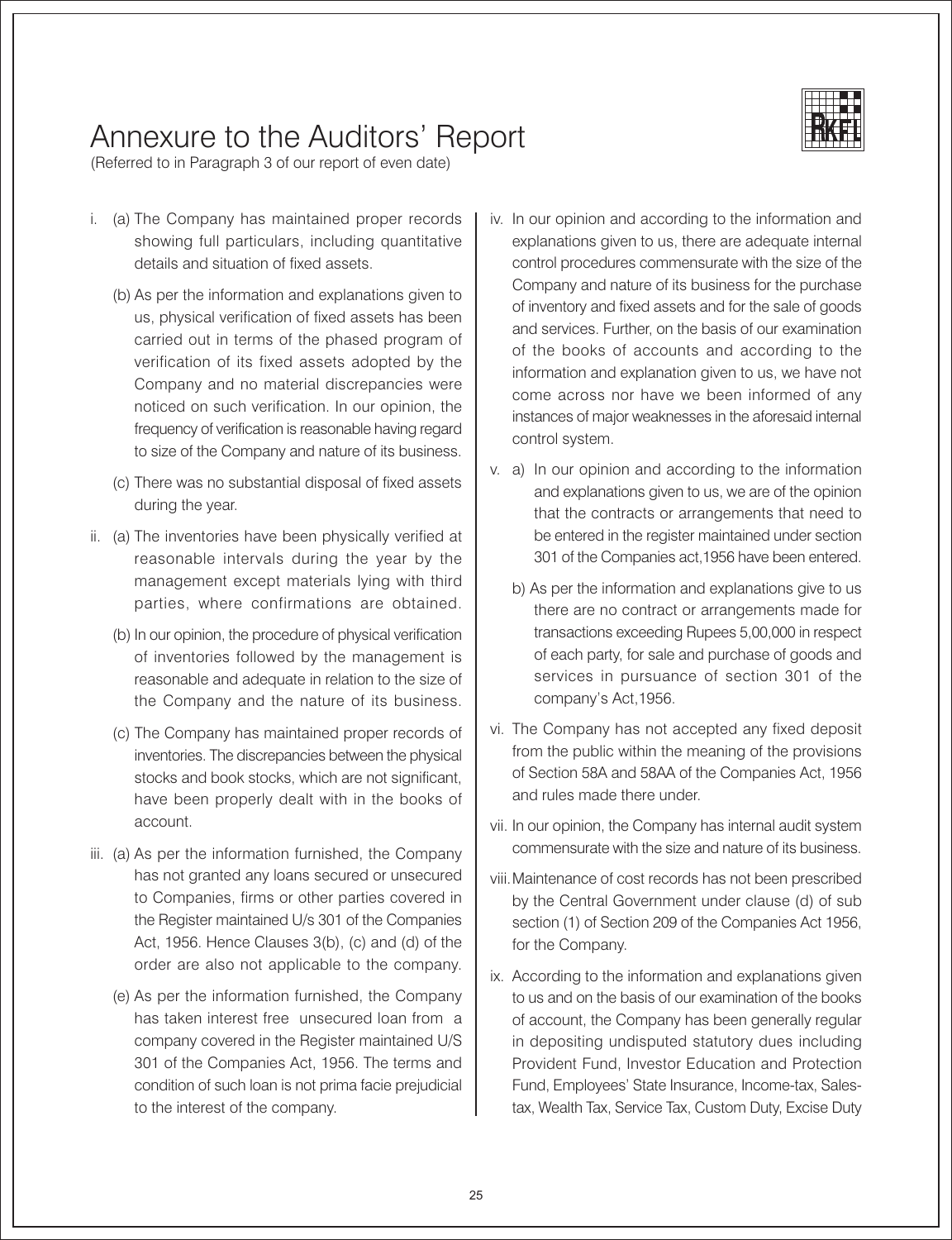# Annexure to the Auditors' Report

(Referred to in Paragraph 3 of our report of even date)

i. (a) The Company has maintained proper records showing full particulars, including quantitative details and situation of fixed assets.

(b) As per the information and explanations given to us, physical verification of fixed assets has been carried out in terms of the phased program of verification of its fixed assets adopted by the Company and no material discrepancies were noticed on such verification. In our opinion, the frequency of verification is reasonable having regard to size of the Company and nature of its business.

(c) There was no substantial disposal of fixed assets during the year.

ii. (a) The inventories have been physically verified at reasonable intervals during the year by the management except materials lying with third parties, where confirmations are obtained.

(b) In our opinion, the procedure of physical verification of inventories followed by the management is reasonable and adequate in relation to the size of the Company and the nature of its business.

(c) The Company has maintained proper records of inventories. The discrepancies between the physical stocks and book stocks, which are not significant, have been properly dealt with in the books of account.

iii. (a) As per the information furnished, the Company has not granted any loans secured or unsecured to Companies, firms or other parties covered in the Register maintained U/s 301 of the Companies Act, 1956. Hence Clauses 3(b), (c) and (d) of the order are also not applicable to the company.

(e) As per the information furnished, the Company has taken interest free unsecured loan from a company covered in the Register maintained U/S 301 of the Companies Act, 1956. The terms and condition of such loan is not prima facie prejudicial to the interest of the company.

iv. In our opinion and according to the information and explanations given to us, there are adequate internal control procedures commensurate with the size of the Company and nature of its business for the purchase of inventory and fixed assets and for the sale of goods and services. Further, on the basis of our examination of the books of accounts and according to the information and explanation given to us, we have not come across nor have we been informed of any instances of major weaknesses in the aforesaid internal control system.

v. a) In our opinion and according to the information and explanations given to us, we are of the opinion that the contracts or arrangements that need to be entered in the register maintained under section 301 of the Companies act,1956 have been entered.

b) As per the information and explanations give to us there are no contract or arrangements made for transactions exceeding Rupees 5,00,000 in respect of each party, for sale and purchase of goods and services in pursuance of section 301 of the company's Act,1956.

vi. The Company has not accepted any fixed deposit from the public within the meaning of the provisions of Section 58A and 58AA of the Companies Act, 1956 and rules made there under.

vii. In our opinion, the Company has internal audit system commensurate with the size and nature of its business.

viii. Maintenance of cost records has not been prescribed by the Central Government under clause (d) of sub section (1) of Section 209 of the Companies Act 1956, for the Company.

ix. According to the information and explanations given to us and on the basis of our examination of the books of account, the Company has been generally regular in depositing undisputed statutory dues including Provident Fund, Investor Education and Protection Fund, Employees' State Insurance, Income-tax, Sales-tax, Wealth Tax, Service Tax, Custom Duty, Excise Duty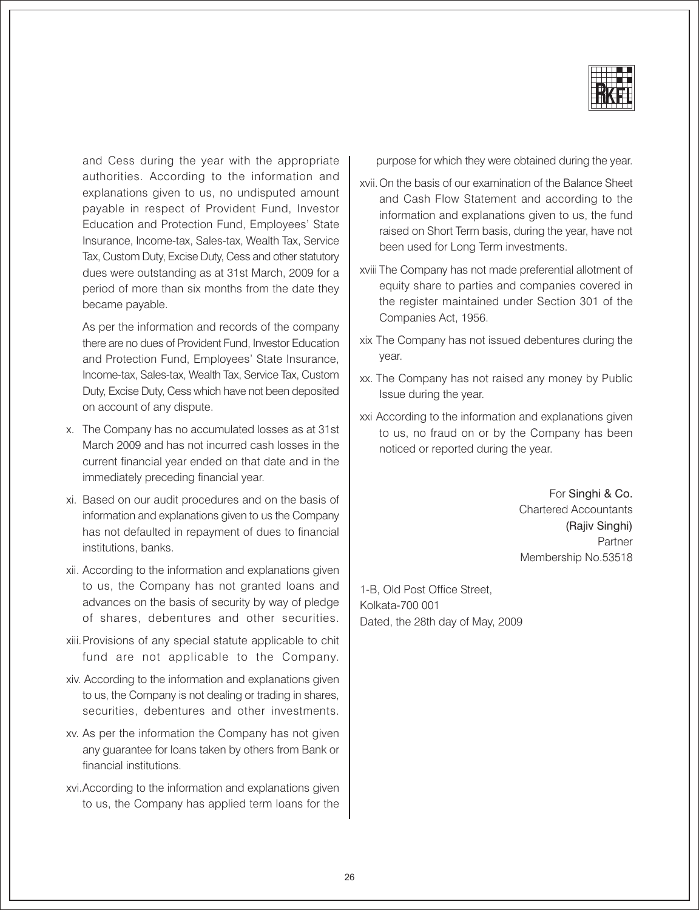and Cess during the year with the appropriate authorities. According to the information and explanations given to us, no undisputed amount payable in respect of Provident Fund, Investor Education and Protection Fund, Employees' State Insurance, Income-tax, Sales-tax, Wealth Tax, Service Tax, Custom Duty, Excise Duty, Cess and other statutory dues were outstanding as at 31st March, 2009 for a period of more than six months from the date they became payable.

As per the information and records of the company there are no dues of Provident Fund, Investor Education and Protection Fund, Employees' State Insurance, Income-tax, Sales-tax, Wealth Tax, Service Tax, Custom Duty, Excise Duty, Cess which have not been deposited on account of any dispute.

x. The Company has no accumulated losses as at 31st March 2009 and has not incurred cash losses in the current financial year ended on that date and in the immediately preceding financial year.

xi. Based on our audit procedures and on the basis of information and explanations given to us the Company has not defaulted in repayment of dues to financial institutions, banks.

xii. According to the information and explanations given to us, the Company has not granted loans and advances on the basis of security by way of pledge of shares, debentures and other securities.

xiii. Provisions of any special statute applicable to chit fund are not applicable to the Company.

xiv. According to the information and explanations given to us, the Company is not dealing or trading in shares, securities, debentures and other investments.

xv. As per the information the Company has not given any guarantee for loans taken by others from Bank or financial institutions.

xvi. According to the information and explanations given to us, the Company has applied term loans for the purpose for which they were obtained during the year.

xvii. On the basis of our examination of the Balance Sheet and Cash Flow Statement and according to the information and explanations given to us, the fund raised on Short Term basis, during the year, have not been used for Long Term investments.

xviii The Company has not made preferential allotment of equity share to parties and companies covered in the register maintained under Section 301 of the Companies Act, 1956.

xix The Company has not issued debentures during the year.

xx. The Company has not raised any money by Public Issue during the year.

xxi According to the information and explanations given to us, no fraud on or by the Company has been noticed or reported during the year.

For Singhi & Co.
Chartered Accountants
(Rajiv Singhi)
Partner
Membership No.53518

1-B, Old Post Office Street,
Kolkata-700 001
Dated, the 28th day of May, 2009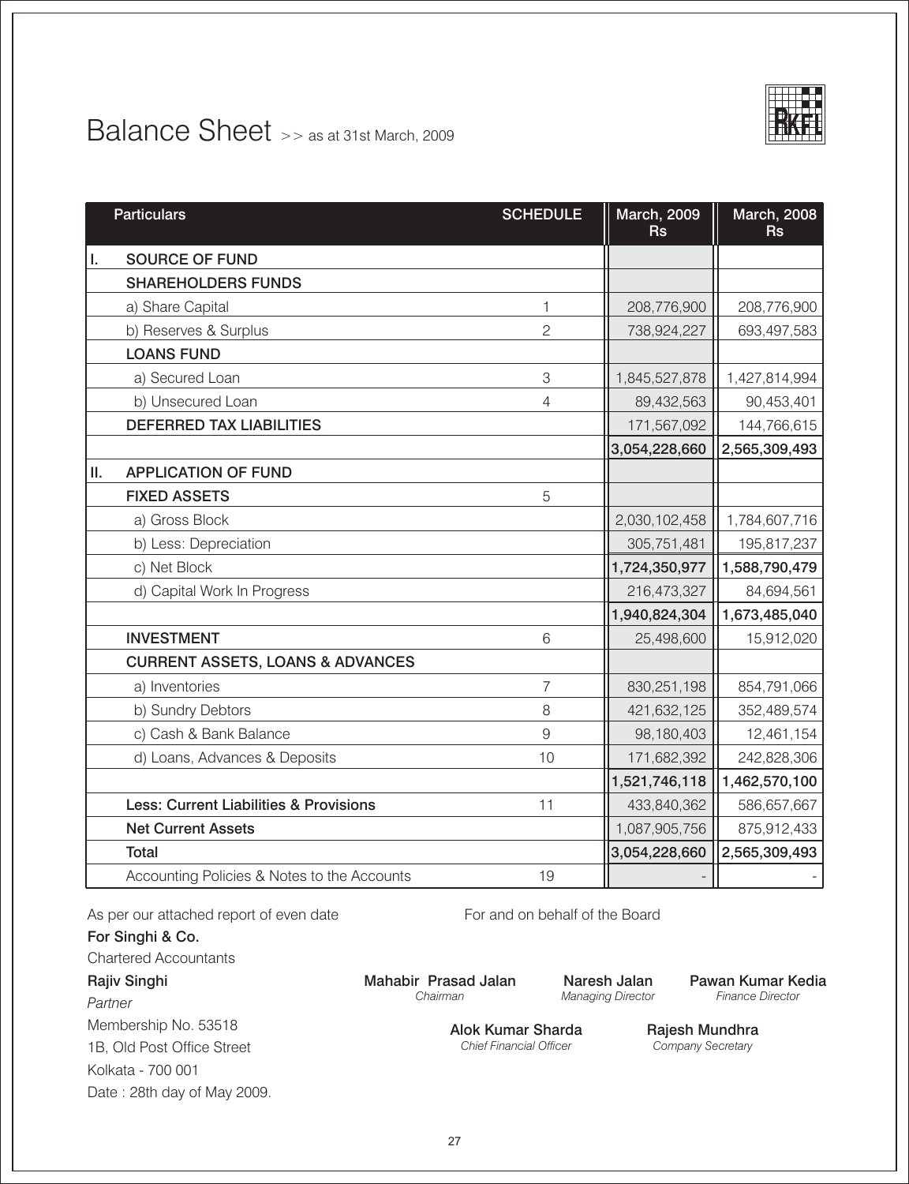# Balance Sheet >> as at 31st March, 2009

| | Particulars | SCHEDULE | March, 2009 Rs | March, 2008 Rs |
|---|---|---|---|---|
| I. | **SOURCE OF FUND** | | | |
| | **SHAREHOLDERS FUNDS** | | | |
| | a) Share Capital | 1 | 208,776,900 | 208,776,900 |
| | b) Reserves & Surplus | 2 | 738,924,227 | 693,497,583 |
| | **LOANS FUND** | | | |
| | a) Secured Loan | 3 | 1,845,527,878 | 1,427,814,994 |
| | b) Unsecured Loan | 4 | 89,432,563 | 90,453,401 |
| | **DEFERRED TAX LIABILITIES** | | 171,567,092 | 144,766,615 |
| | | | **3,054,228,660** | **2,565,309,493** |
| II. | **APPLICATION OF FUND** | | | |
| | **FIXED ASSETS** | 5 | | |
| | a) Gross Block | | 2,030,102,458 | 1,784,607,716 |
| | b) Less: Depreciation | | 305,751,481 | 195,817,237 |
| | c) Net Block | | **1,724,350,977** | **1,588,790,479** |
| | d) Capital Work In Progress | | 216,473,327 | 84,694,561 |
| | | | **1,940,824,304** | **1,673,485,040** |
| | **INVESTMENT** | 6 | 25,498,600 | 15,912,020 |
| | **CURRENT ASSETS, LOANS & ADVANCES** | | | |
| | a) Inventories | 7 | 830,251,198 | 854,791,066 |
| | b) Sundry Debtors | 8 | 421,632,125 | 352,489,574 |
| | c) Cash & Bank Balance | 9 | 98,180,403 | 12,461,154 |
| | d) Loans, Advances & Deposits | 10 | 171,682,392 | 242,828,306 |
| | | | **1,521,746,118** | **1,462,570,100** |
| | **Less: Current Liabilities & Provisions** | 11 | 433,840,362 | 586,657,667 |
| | **Net Current Assets** | | 1,087,905,756 | 875,912,433 |
| | **Total** | | **3,054,228,660** | **2,565,309,493** |
| | Accounting Policies & Notes to the Accounts | 19 | - | - |

As per our attached report of even date

**For Singhi & Co.**
Chartered Accountants

**Rajiv Singhi**
*Partner*
Membership No. 53518
1B, Old Post Office Street
Kolkata - 700 001
Date : 28th day of May 2009.

For and on behalf of the Board

**Mahabir Prasad Jalan**
*Chairman*

**Naresh Jalan**
*Managing Director*

**Pawan Kumar Kedia**
*Finance Director*

**Alok Kumar Sharda**
*Chief Financial Officer*

**Rajesh Mundhra**
*Company Secretary*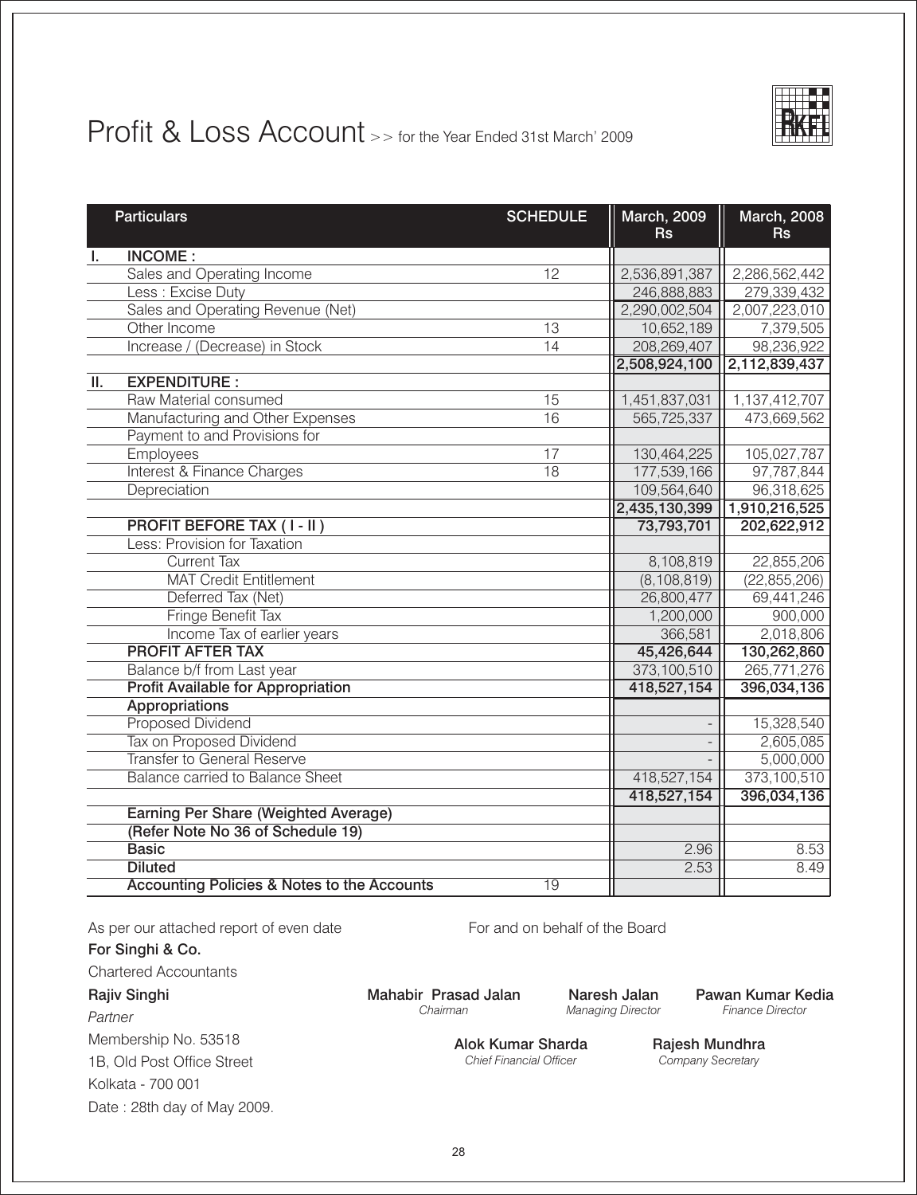# Profit & Loss Account >> for the Year Ended 31st March' 2009

| | Particulars | SCHEDULE | March, 2009 Rs | March, 2008 Rs |
|---|---|---|---|---|
| I. | **INCOME :** | | | |
| | Sales and Operating Income | 12 | 2,536,891,387 | 2,286,562,442 |
| | Less : Excise Duty | | 246,888,883 | 279,339,432 |
| | Sales and Operating Revenue (Net) | | 2,290,002,504 | 2,007,223,010 |
| | Other Income | 13 | 10,652,189 | 7,379,505 |
| | Increase / (Decrease) in Stock | 14 | 208,269,407 | 98,236,922 |
| | | | **2,508,924,100** | **2,112,839,437** |
| II. | **EXPENDITURE :** | | | |
| | Raw Material consumed | 15 | 1,451,837,031 | 1,137,412,707 |
| | Manufacturing and Other Expenses | 16 | 565,725,337 | 473,669,562 |
| | Payment to and Provisions for | | | |
| | Employees | 17 | 130,464,225 | 105,027,787 |
| | Interest & Finance Charges | 18 | 177,539,166 | 97,787,844 |
| | Depreciation | | 109,564,640 | 96,318,625 |
| | | | **2,435,130,399** | **1,910,216,525** |
| | **PROFIT BEFORE TAX ( I - II )** | | **73,793,701** | **202,622,912** |
| | Less: Provision for Taxation | | | |
| | Current Tax | | 8,108,819 | 22,855,206 |
| | MAT Credit Entitlement | | (8,108,819) | (22,855,206) |
| | Deferred Tax (Net) | | 26,800,477 | 69,441,246 |
| | Fringe Benefit Tax | | 1,200,000 | 900,000 |
| | Income Tax of earlier years | | 366,581 | 2,018,806 |
| | **PROFIT AFTER TAX** | | **45,426,644** | **130,262,860** |
| | Balance b/f from Last year | | 373,100,510 | 265,771,276 |
| | **Profit Available for Appropriation** | | **418,527,154** | **396,034,136** |
| | **Appropriations** | | | |
| | Proposed Dividend | | - | 15,328,540 |
| | Tax on Proposed Dividend | | - | 2,605,085 |
| | Transfer to General Reserve | | - | 5,000,000 |
| | Balance carried to Balance Sheet | | 418,527,154 | 373,100,510 |
| | | | **418,527,154** | **396,034,136** |
| | **Earning Per Share (Weighted Average)** | | | |
| | **(Refer Note No 36 of Schedule 19)** | | | |
| | **Basic** | | 2.96 | 8.53 |
| | **Diluted** | | 2.53 | 8.49 |
| | **Accounting Policies & Notes to the Accounts** | 19 | | |

As per our attached report of even date

**For Singhi & Co.**

Chartered Accountants

**Rajiv Singhi**
*Partner*
Membership No. 53518
1B, Old Post Office Street
Kolkata - 700 001
Date : 28th day of May 2009.

For and on behalf of the Board

**Mahabir Prasad Jalan**
*Chairman*

**Naresh Jalan**
*Managing Director*

**Pawan Kumar Kedia**
*Finance Director*

**Alok Kumar Sharda**
*Chief Financial Officer*

**Rajesh Mundhra**
*Company Secretary*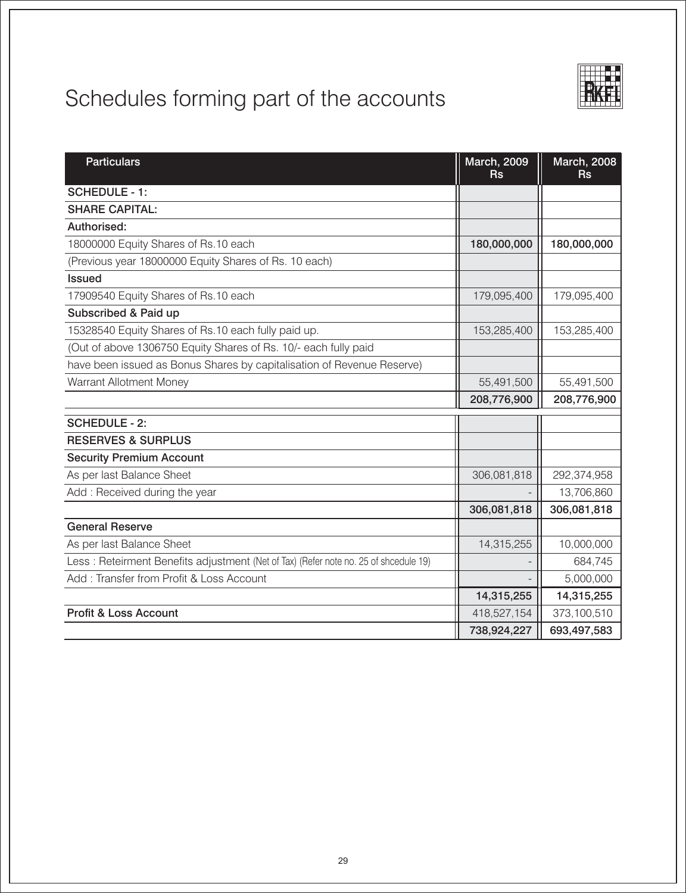# Schedules forming part of the accounts

| Particulars | March, 2009 Rs | March, 2008 Rs |
|---|---|---|
| **SCHEDULE - 1:** | | |
| **SHARE CAPITAL:** | | |
| **Authorised:** | | |
| 18000000 Equity Shares of Rs.10 each | **180,000,000** | **180,000,000** |
| (Previous year 18000000 Equity Shares of Rs. 10 each) | | |
| **Issued** | | |
| 17909540 Equity Shares of Rs.10 each | 179,095,400 | 179,095,400 |
| **Subscribed & Paid up** | | |
| 15328540 Equity Shares of Rs.10 each fully paid up. | 153,285,400 | 153,285,400 |
| (Out of above 1306750 Equity Shares of Rs. 10/- each fully paid | | |
| have been issued as Bonus Shares by capitalisation of Revenue Reserve) | | |
| Warrant Allotment Money | 55,491,500 | 55,491,500 |
| | **208,776,900** | **208,776,900** |
| **SCHEDULE - 2:** | | |
| **RESERVES & SURPLUS** | | |
| **Security Premium Account** | | |
| As per last Balance Sheet | 306,081,818 | 292,374,958 |
| Add : Received during the year | - | 13,706,860 |
| | **306,081,818** | **306,081,818** |
| **General Reserve** | | |
| As per last Balance Sheet | 14,315,255 | 10,000,000 |
| Less : Reteirment Benefits adjustment (Net of Tax) (Refer note no. 25 of shcedule 19) | - | 684,745 |
| Add : Transfer from Profit & Loss Account | - | 5,000,000 |
| | **14,315,255** | **14,315,255** |
| **Profit & Loss Account** | 418,527,154 | 373,100,510 |
| | **738,924,227** | **693,497,583** |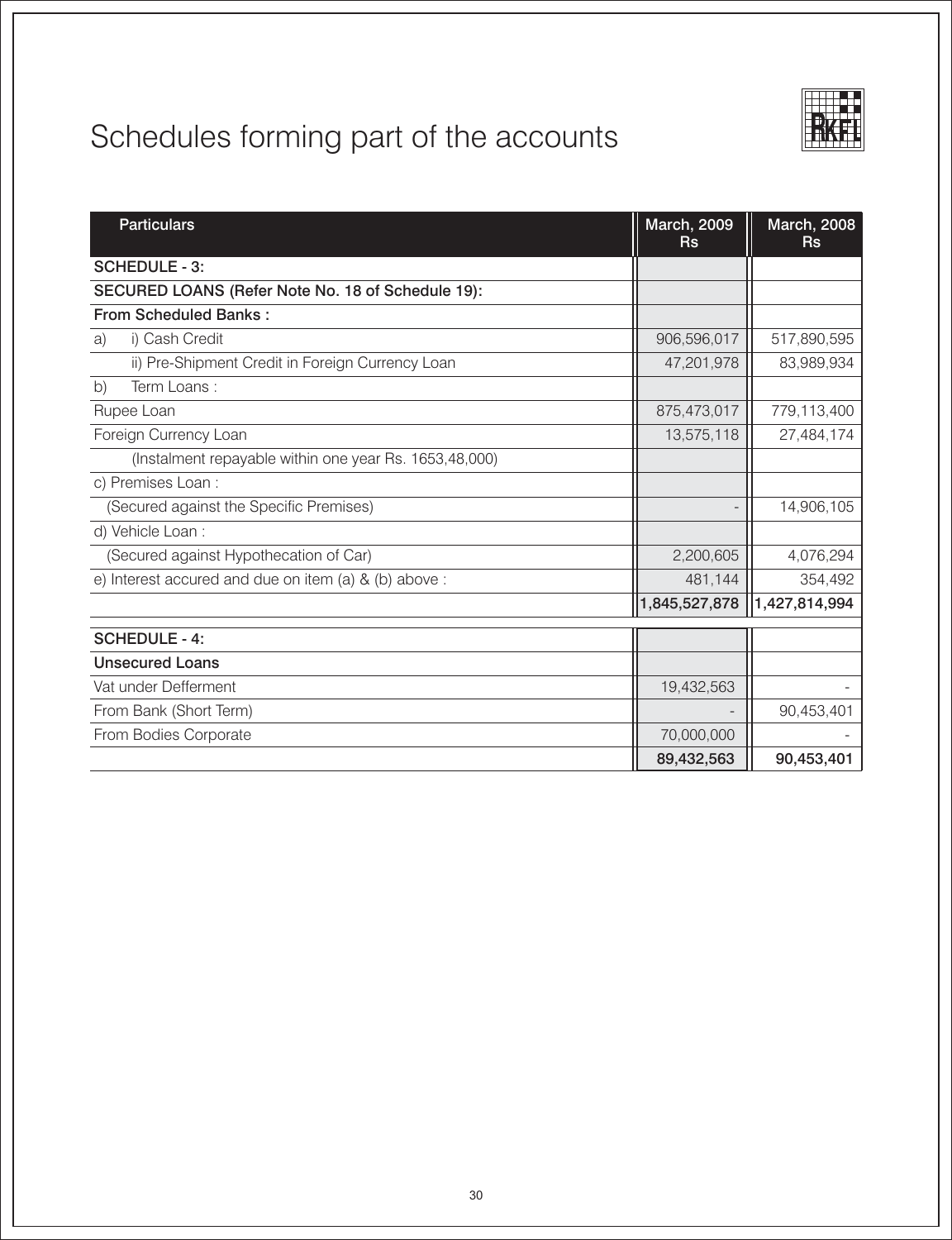# Schedules forming part of the accounts

| Particulars | March, 2009 Rs | March, 2008 Rs |
|---|---|---|
| **SCHEDULE - 3:** | | |
| **SECURED LOANS (Refer Note No. 18 of Schedule 19):** | | |
| **From Scheduled Banks :** | | |
| a) i) Cash Credit | 906,596,017 | 517,890,595 |
| ii) Pre-Shipment Credit in Foreign Currency Loan | 47,201,978 | 83,989,934 |
| b) Term Loans : | | |
| Rupee Loan | 875,473,017 | 779,113,400 |
| Foreign Currency Loan | 13,575,118 | 27,484,174 |
| (Instalment repayable within one year Rs. 1653,48,000) | | |
| c) Premises Loan : | | |
| (Secured against the Specific Premises) | - | 14,906,105 |
| d) Vehicle Loan : | | |
| (Secured against Hypothecation of Car) | 2,200,605 | 4,076,294 |
| e) Interest accured and due on item (a) & (b) above : | 481,144 | 354,492 |
| | **1,845,527,878** | **1,427,814,994** |

| Particulars | March, 2009 Rs | March, 2008 Rs |
|---|---|---|
| **SCHEDULE - 4:** | | |
| **Unsecured Loans** | | |
| Vat under Defferment | 19,432,563 | - |
| From Bank (Short Term) | - | 90,453,401 |
| From Bodies Corporate | 70,000,000 | - |
| | **89,432,563** | **90,453,401** |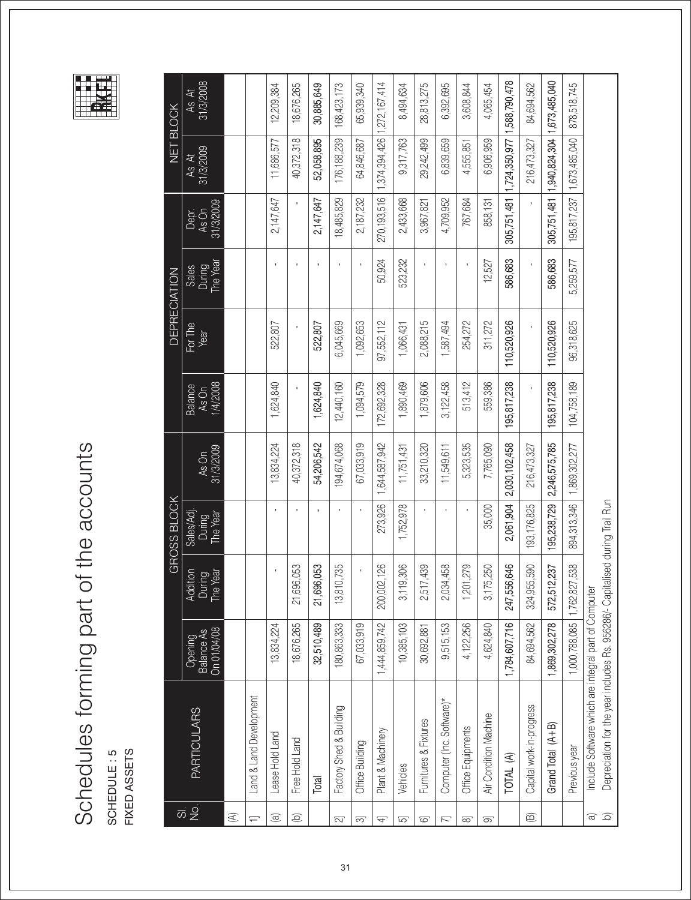# Schedules forming part of the accounts

**SCHEDULE : 5**
**FIXED ASSETS**

| Sl. No. | PARTICULARS | GROSS BLOCK | | | | DEPRECIATION | | | | NET BLOCK | |
|---|---|---|---|---|---|---|---|---|---|---|---|
| | | Opening Balance As On 01/04/08 | Addition During The Year | Sales/Adj. During The Year | As On 31/3/2009 | Balance As On 1/4/2008 | For The Year | Sales During The Year | Depr. As On 31/3/2009 | As At 31/3/2009 | As At 31/3/2008 |
| (A) | | | | | | | | | | | |
| 1] | Land & Land Development | | | | | | | | | | |
| (a) | Lease Hold Land | 13,834,224 | - | - | 13,834,224 | 1,624,840 | 522,807 | - | 2,147,647 | 11,686,577 | 12,209,384 |
| (b) | Free Hold Land | 18,676,265 | 21,696,053 | - | 40,372,318 | - | - | - | - | 40,372,318 | 18,676,265 |
| | **Total** | **32,510,489** | **21,696,053** | **-** | **54,206,542** | **1,624,840** | **522,807** | **-** | **2,147,647** | **52,058,895** | **30,885,649** |
| 2] | Factory Shed & Building | 180,863,333 | 13,810,735 | - | 194,674,068 | 12,440,160 | 6,045,669 | - | 18,485,829 | 176,188,239 | 168,423,173 |
| 3] | Office Building | 67,033,919 | - | - | 67,033,919 | 1,094,579 | 1,092,653 | - | 2,187,232 | 64,846,687 | 65,939,340 |
| 4] | Plant & Machinery | 1,444,859,742 | 200,002,126 | 273,926 | 1,644,587,942 | 172,692,328 | 97,552,112 | 50,924 | 270,193,516 | 1,374,394,426 | 1,272,167,414 |
| 5] | Vehicles | 10,385,103 | 3,119,306 | 1,752,978 | 11,751,431 | 1,890,469 | 1,066,431 | 523,232 | 2,433,668 | 9,317,763 | 8,494,634 |
| 6] | Furnitures & Fixtures | 30,692,881 | 2,517,439 | - | 33,210,320 | 1,879,606 | 2,088,215 | - | 3,967,821 | 29,242,499 | 28,813,275 |
| 7] | Computer (Inc. Software)* | 9,515,153 | 2,034,458 | - | 11,549,611 | 3,122,458 | 1,587,494 | - | 4,709,952 | 6,839,659 | 6,392,695 |
| 8] | Office Equipments | 4,122,256 | 1,201,279 | - | 5,323,535 | 513,412 | 254,272 | - | 767,684 | 4,555,851 | 3,608,844 |
| 9] | Air Condition Machine | 4,624,840 | 3,175,250 | 35,000 | 7,765,090 | 559,386 | 311,272 | 12,527 | 858,131 | 6,906,959 | 4,065,454 |
| | **TOTAL (A)** | **1,784,607,716** | **247,556,646** | **2,061,904** | **2,030,102,458** | **195,817,238** | **110,520,926** | **586,683** | **305,751,481** | **1,724,350,977** | **1,588,790,478** |
| (B) | Capital work-in-progress | 84,694,562 | 324,955,590 | 193,176,825 | 216,473,327 | - | - | - | - | 216,473,327 | 84,694,562 |
| | **Grand Total (A+B)** | **1,869,302,278** | **572,512,237** | **195,238,729** | **2,246,575,785** | **195,817,238** | **110,520,926** | **586,683** | **305,751,481** | **1,940,824,304** | **1,673,485,040** |
| | Previous year | 1,000,788,085 | 1,762,827,538 | 894,313,346 | 1,869,302,277 | 104,758,189 | 96,318,625 | 5,259,577 | 195,817,237 | 1,673,485,040 | 878,518,745 |

a) Include Software which are integral part of Computer

b) Depreciation for the year includes Rs. 956286/- Capitalised during Trail Run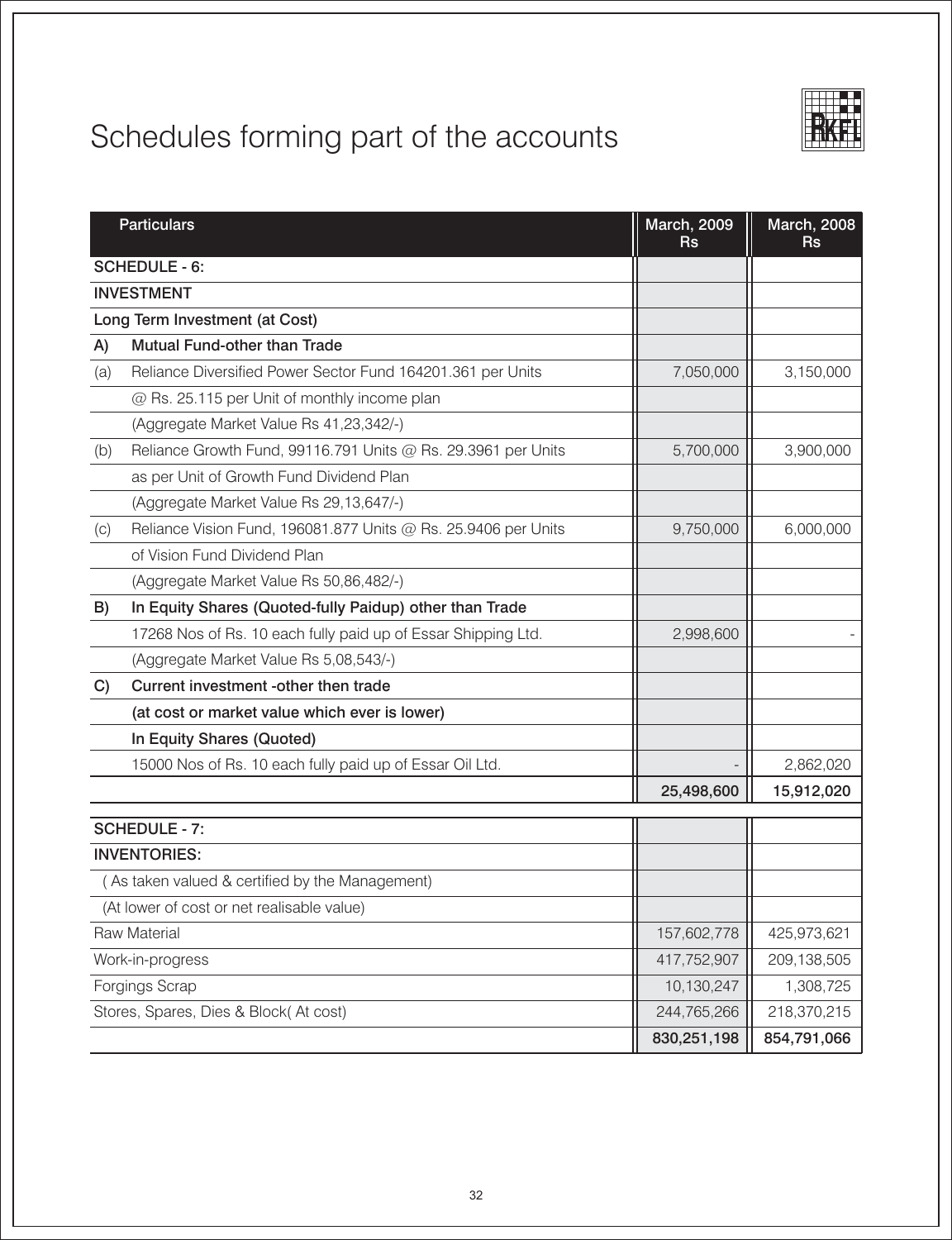# Schedules forming part of the accounts

| | Particulars | March, 2009 Rs | March, 2008 Rs |
|---|---|---|---|
| **SCHEDULE - 6:** | | | |
| **INVESTMENT** | | | |
| **Long Term Investment (at Cost)** | | | |
| **A)** | **Mutual Fund-other than Trade** | | |
| (a) | Reliance Diversified Power Sector Fund 164201.361 per Units | 7,050,000 | 3,150,000 |
| | @ Rs. 25.115 per Unit of monthly income plan | | |
| | (Aggregate Market Value Rs 41,23,342/-) | | |
| (b) | Reliance Growth Fund, 99116.791 Units @ Rs. 29.3961 per Units | 5,700,000 | 3,900,000 |
| | as per Unit of Growth Fund Dividend Plan | | |
| | (Aggregate Market Value Rs 29,13,647/-) | | |
| (c) | Reliance Vision Fund, 196081.877 Units @ Rs. 25.9406 per Units | 9,750,000 | 6,000,000 |
| | of Vision Fund Dividend Plan | | |
| | (Aggregate Market Value Rs 50,86,482/-) | | |
| **B)** | **In Equity Shares (Quoted-fully Paidup) other than Trade** | | |
| | 17268 Nos of Rs. 10 each fully paid up of Essar Shipping Ltd. | 2,998,600 | - |
| | (Aggregate Market Value Rs 5,08,543/-) | | |
| **C)** | **Current investment -other then trade** | | |
| | **(at cost or market value which ever is lower)** | | |
| | **In Equity Shares (Quoted)** | | |
| | 15000 Nos of Rs. 10 each fully paid up of Essar Oil Ltd. | - | 2,862,020 |
| | | **25,498,600** | **15,912,020** |

| Particulars | March, 2009 Rs | March, 2008 Rs |
|---|---|---|
| **SCHEDULE - 7:** | | |
| **INVENTORIES:** | | |
| ( As taken valued & certified by the Management) | | |
| (At lower of cost or net realisable value) | | |
| Raw Material | 157,602,778 | 425,973,621 |
| Work-in-progress | 417,752,907 | 209,138,505 |
| Forgings Scrap | 10,130,247 | 1,308,725 |
| Stores, Spares, Dies & Block( At cost) | 244,765,266 | 218,370,215 |
| | **830,251,198** | **854,791,066** |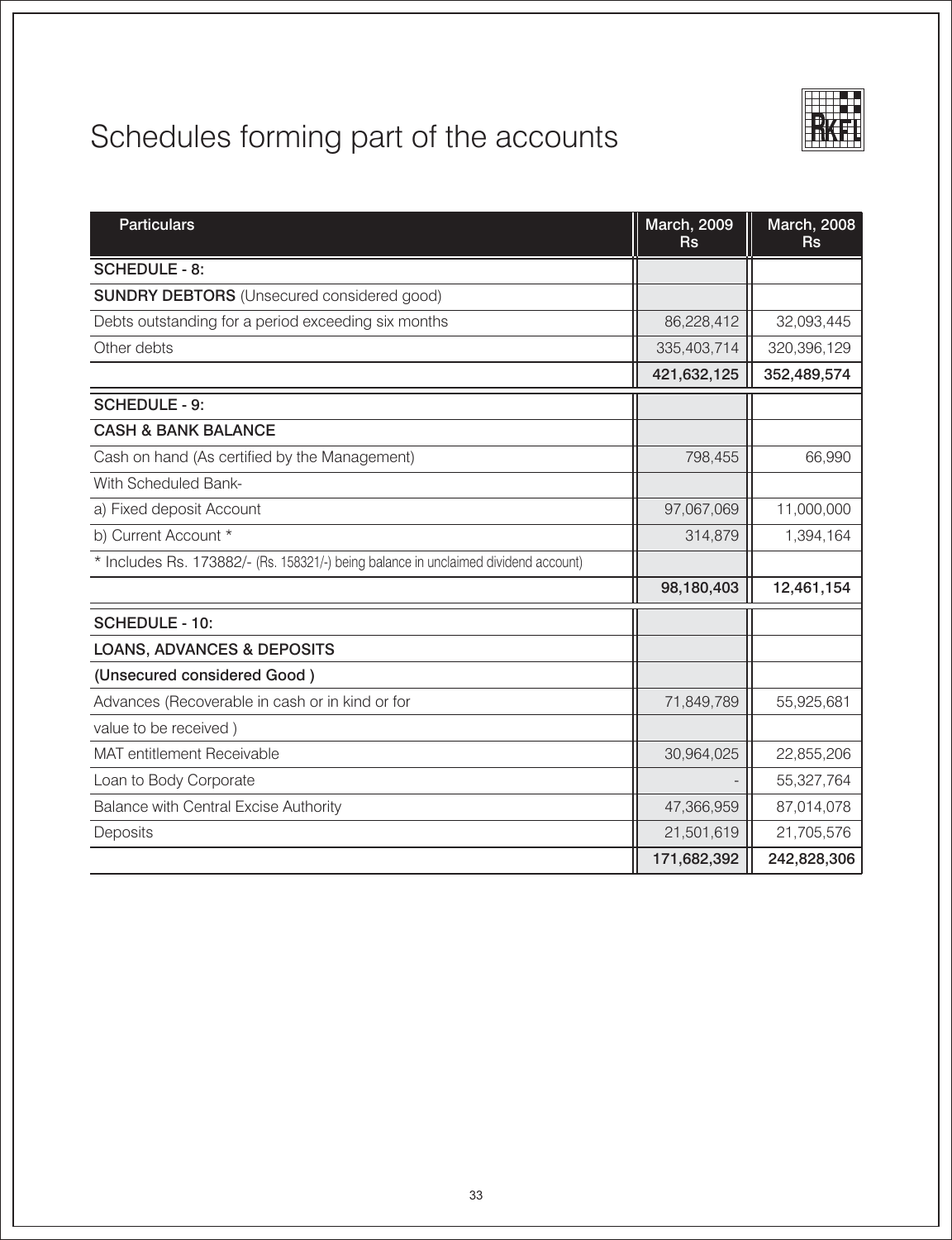# Schedules forming part of the accounts

| Particulars | March, 2009 Rs | March, 2008 Rs |
|---|---|---|
| **SCHEDULE - 8:** | | |
| **SUNDRY DEBTORS** (Unsecured considered good) | | |
| Debts outstanding for a period exceeding six months | 86,228,412 | 32,093,445 |
| Other debts | 335,403,714 | 320,396,129 |
| | **421,632,125** | **352,489,574** |
| **SCHEDULE - 9:** | | |
| **CASH & BANK BALANCE** | | |
| Cash on hand (As certified by the Management) | 798,455 | 66,990 |
| With Scheduled Bank- | | |
| a) Fixed deposit Account | 97,067,069 | 11,000,000 |
| b) Current Account * | 314,879 | 1,394,164 |
| * Includes Rs. 173882/- (Rs. 158321/-) being balance in unclaimed dividend account) | | |
| | **98,180,403** | **12,461,154** |
| **SCHEDULE - 10:** | | |
| **LOANS, ADVANCES & DEPOSITS** | | |
| **(Unsecured considered Good )** | | |
| Advances (Recoverable in cash or in kind or for value to be received ) | 71,849,789 | 55,925,681 |
| MAT entitlement Receivable | 30,964,025 | 22,855,206 |
| Loan to Body Corporate | - | 55,327,764 |
| Balance with Central Excise Authority | 47,366,959 | 87,014,078 |
| Deposits | 21,501,619 | 21,705,576 |
| | **171,682,392** | **242,828,306** |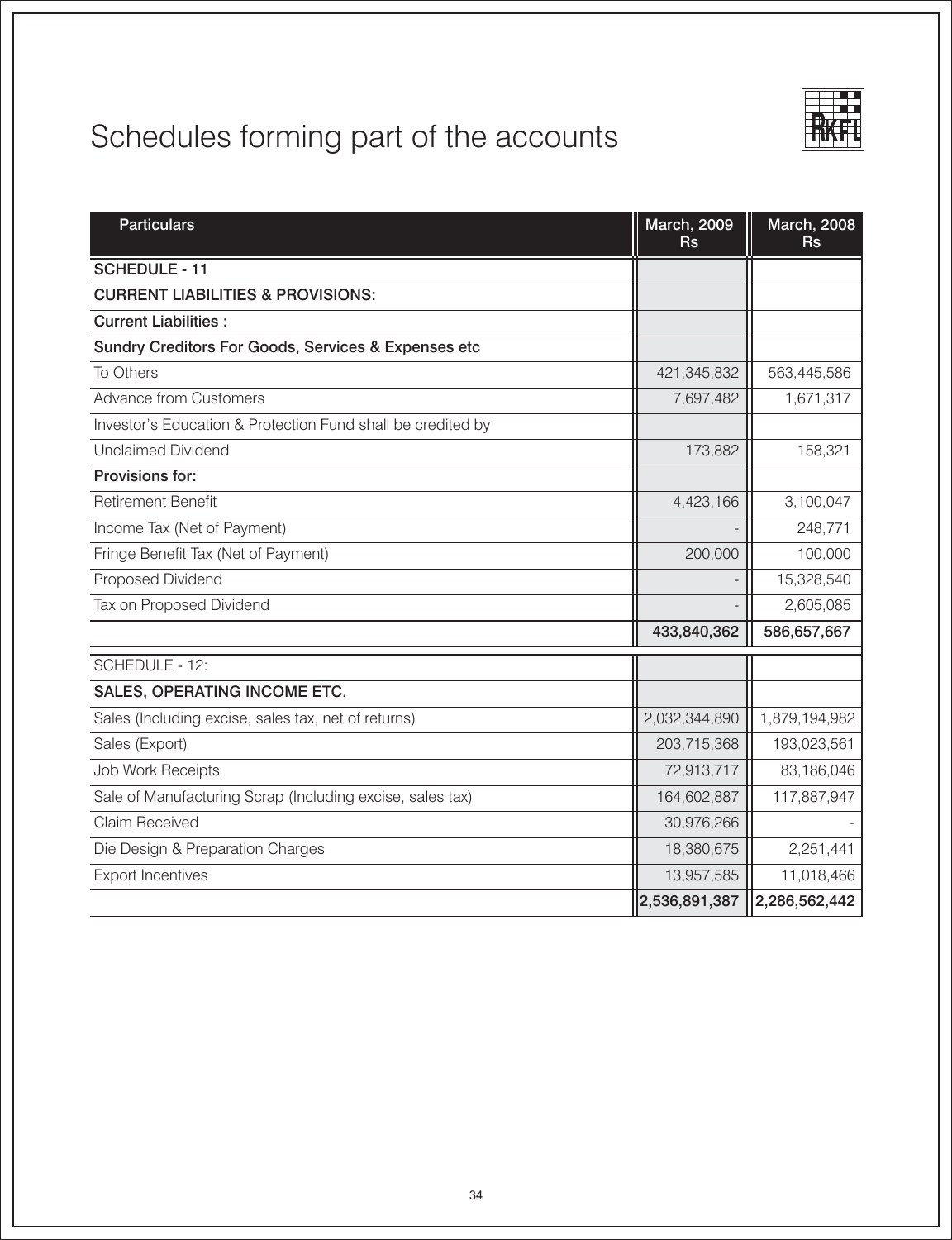# Schedules forming part of the accounts

| Particulars | March, 2009 Rs | March, 2008 Rs |
|---|---|---|
| **SCHEDULE - 11** | | |
| **CURRENT LIABILITIES & PROVISIONS:** | | |
| **Current Liabilities :** | | |
| **Sundry Creditors For Goods, Services & Expenses etc** | | |
| To Others | 421,345,832 | 563,445,586 |
| Advance from Customers | 7,697,482 | 1,671,317 |
| Investor's Education & Protection Fund shall be credited by | | |
| Unclaimed Dividend | 173,882 | 158,321 |
| **Provisions for:** | | |
| Retirement Benefit | 4,423,166 | 3,100,047 |
| Income Tax (Net of Payment) | - | 248,771 |
| Fringe Benefit Tax (Net of Payment) | 200,000 | 100,000 |
| Proposed Dividend | - | 15,328,540 |
| Tax on Proposed Dividend | - | 2,605,085 |
| | **433,840,362** | **586,657,667** |
| SCHEDULE - 12: | | |
| **SALES, OPERATING INCOME ETC.** | | |
| Sales (Including excise, sales tax, net of returns) | 2,032,344,890 | 1,879,194,982 |
| Sales (Export) | 203,715,368 | 193,023,561 |
| Job Work Receipts | 72,913,717 | 83,186,046 |
| Sale of Manufacturing Scrap (Including excise, sales tax) | 164,602,887 | 117,887,947 |
| Claim Received | 30,976,266 | - |
| Die Design & Preparation Charges | 18,380,675 | 2,251,441 |
| Export Incentives | 13,957,585 | 11,018,466 |
| | **2,536,891,387** | **2,286,562,442** |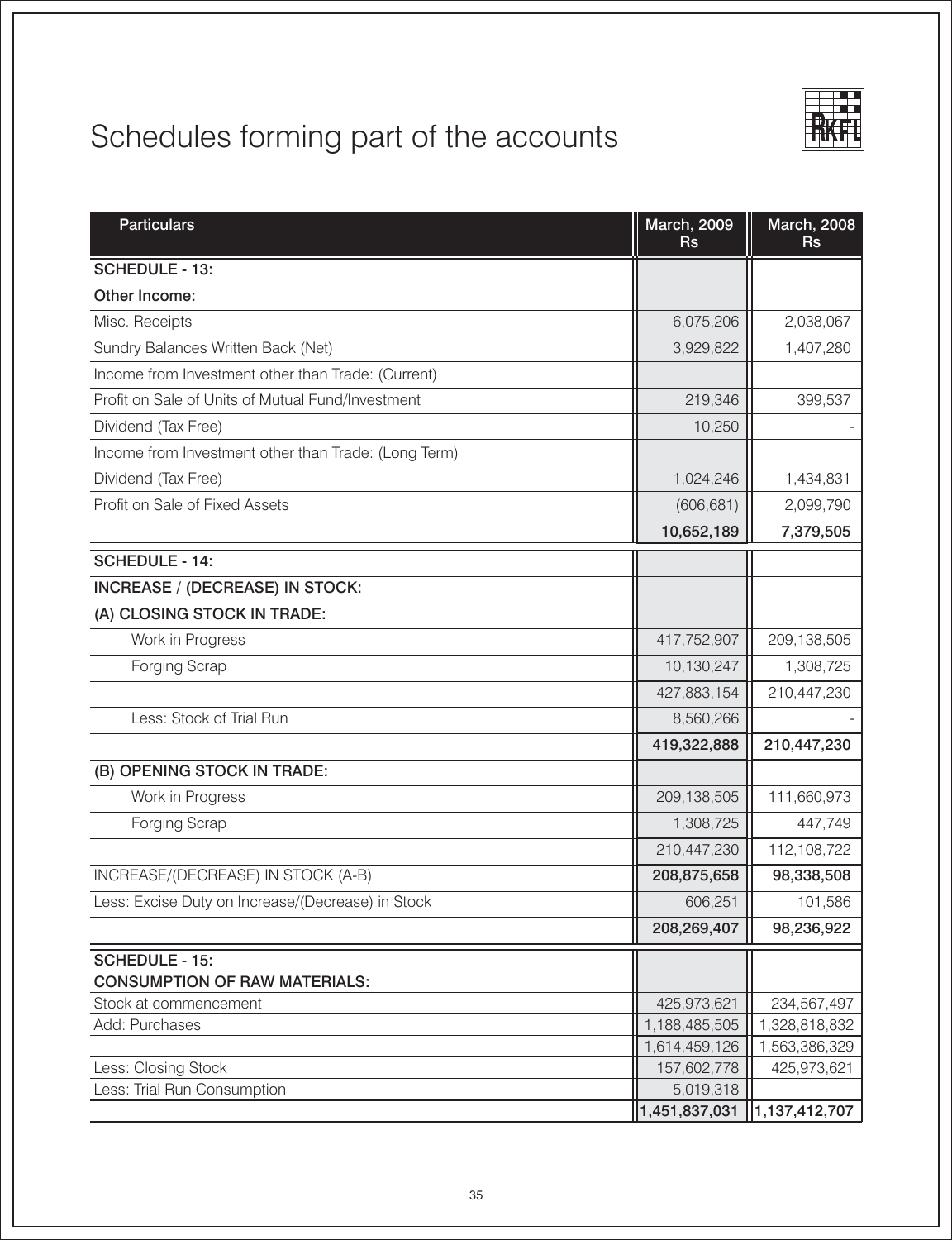# Schedules forming part of the accounts

| Particulars | March, 2009 Rs | March, 2008 Rs |
|---|---|---|
| **SCHEDULE - 13:** | | |
| **Other Income:** | | |
| Misc. Receipts | 6,075,206 | 2,038,067 |
| Sundry Balances Written Back (Net) | 3,929,822 | 1,407,280 |
| Income from Investment other than Trade: (Current) | | |
| Profit on Sale of Units of Mutual Fund/Investment | 219,346 | 399,537 |
| Dividend (Tax Free) | 10,250 | - |
| Income from Investment other than Trade: (Long Term) | | |
| Dividend (Tax Free) | 1,024,246 | 1,434,831 |
| Profit on Sale of Fixed Assets | (606,681) | 2,099,790 |
| | **10,652,189** | **7,379,505** |
| **SCHEDULE - 14:** | | |
| **INCREASE / (DECREASE) IN STOCK:** | | |
| **(A) CLOSING STOCK IN TRADE:** | | |
| Work in Progress | 417,752,907 | 209,138,505 |
| Forging Scrap | 10,130,247 | 1,308,725 |
| | 427,883,154 | 210,447,230 |
| Less: Stock of Trial Run | 8,560,266 | - |
| | **419,322,888** | **210,447,230** |
| **(B) OPENING STOCK IN TRADE:** | | |
| Work in Progress | 209,138,505 | 111,660,973 |
| Forging Scrap | 1,308,725 | 447,749 |
| | 210,447,230 | 112,108,722 |
| INCREASE/(DECREASE) IN STOCK (A-B) | **208,875,658** | **98,338,508** |
| Less: Excise Duty on Increase/(Decrease) in Stock | 606,251 | 101,586 |
| | **208,269,407** | **98,236,922** |
| **SCHEDULE - 15:** | | |
| **CONSUMPTION OF RAW MATERIALS:** | | |
| Stock at commencement | 425,973,621 | 234,567,497 |
| Add: Purchases | 1,188,485,505 | 1,328,818,832 |
| | 1,614,459,126 | 1,563,386,329 |
| Less: Closing Stock | 157,602,778 | 425,973,621 |
| Less: Trial Run Consumption | 5,019,318 | |
| | 1,451,837,031 | 1,137,412,707 |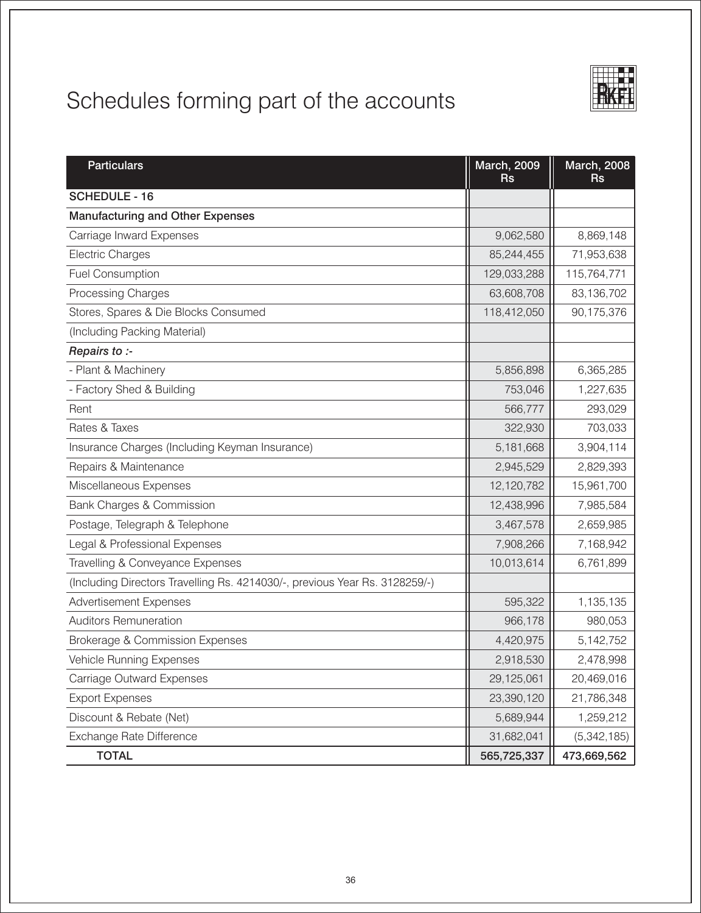# Schedules forming part of the accounts

| Particulars | March, 2009 Rs | March, 2008 Rs |
|---|---|---|
| **SCHEDULE - 16** | | |
| **Manufacturing and Other Expenses** | | |
| Carriage Inward Expenses | 9,062,580 | 8,869,148 |
| Electric Charges | 85,244,455 | 71,953,638 |
| Fuel Consumption | 129,033,288 | 115,764,771 |
| Processing Charges | 63,608,708 | 83,136,702 |
| Stores, Spares & Die Blocks Consumed | 118,412,050 | 90,175,376 |
| (Including Packing Material) | | |
| ***Repairs to :-*** | | |
| - Plant & Machinery | 5,856,898 | 6,365,285 |
| - Factory Shed & Building | 753,046 | 1,227,635 |
| Rent | 566,777 | 293,029 |
| Rates & Taxes | 322,930 | 703,033 |
| Insurance Charges (Including Keyman Insurance) | 5,181,668 | 3,904,114 |
| Repairs & Maintenance | 2,945,529 | 2,829,393 |
| Miscellaneous Expenses | 12,120,782 | 15,961,700 |
| Bank Charges & Commission | 12,438,996 | 7,985,584 |
| Postage, Telegraph & Telephone | 3,467,578 | 2,659,985 |
| Legal & Professional Expenses | 7,908,266 | 7,168,942 |
| Travelling & Conveyance Expenses | 10,013,614 | 6,761,899 |
| (Including Directors Travelling Rs. 4214030/-, previous Year Rs. 3128259/-) | | |
| Advertisement Expenses | 595,322 | 1,135,135 |
| Auditors Remuneration | 966,178 | 980,053 |
| Brokerage & Commission Expenses | 4,420,975 | 5,142,752 |
| Vehicle Running Expenses | 2,918,530 | 2,478,998 |
| Carriage Outward Expenses | 29,125,061 | 20,469,016 |
| Export Expenses | 23,390,120 | 21,786,348 |
| Discount & Rebate (Net) | 5,689,944 | 1,259,212 |
| Exchange Rate Difference | 31,682,041 | (5,342,185) |
| **TOTAL** | **565,725,337** | **473,669,562** |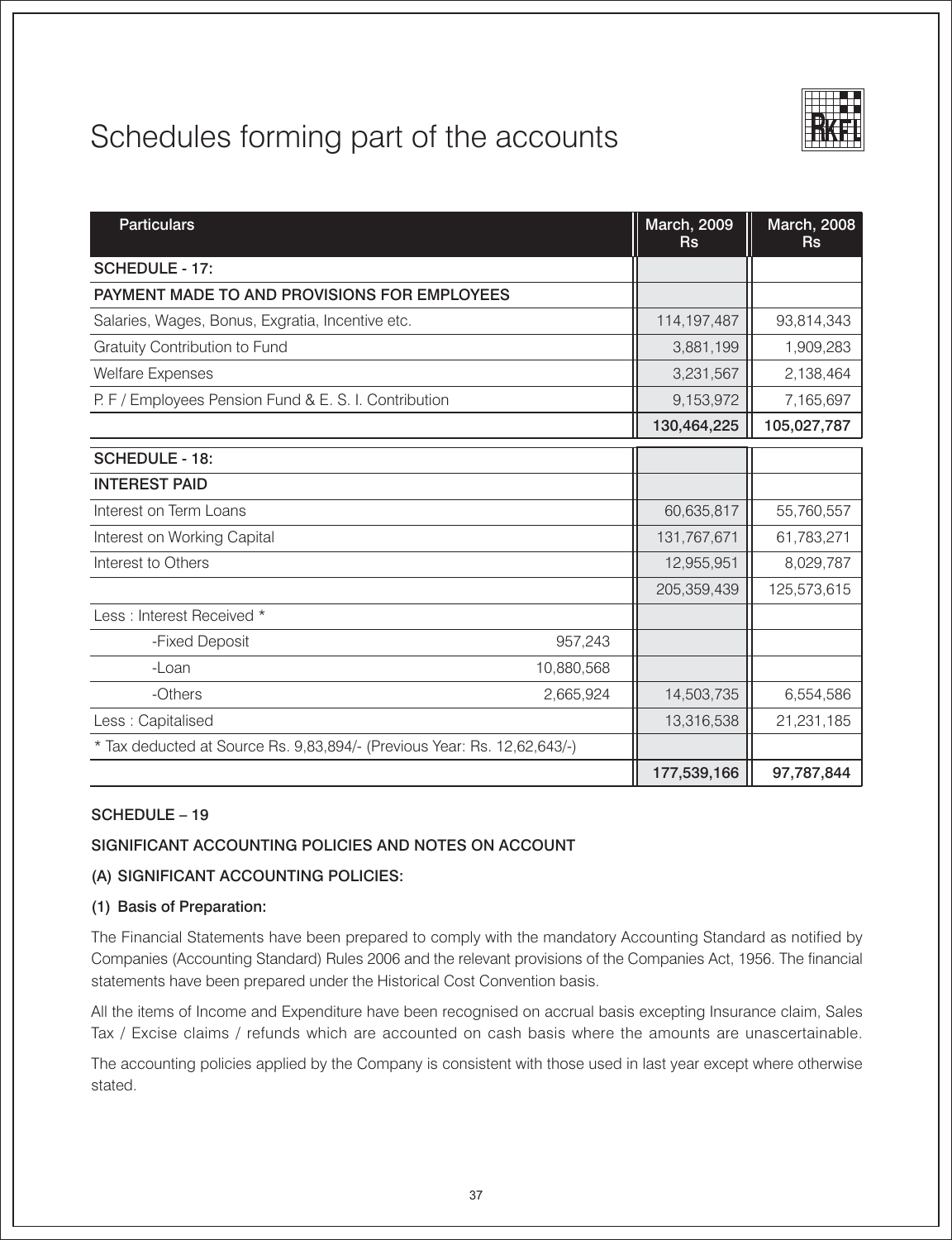# Schedules forming part of the accounts

| Particulars | | March, 2009 Rs | March, 2008 Rs |
|---|---|---|---|
| **SCHEDULE - 17:** | | | |
| **PAYMENT MADE TO AND PROVISIONS FOR EMPLOYEES** | | | |
| Salaries, Wages, Bonus, Exgratia, Incentive etc. | | 114,197,487 | 93,814,343 |
| Gratuity Contribution to Fund | | 3,881,199 | 1,909,283 |
| Welfare Expenses | | 3,231,567 | 2,138,464 |
| P. F / Employees Pension Fund & E. S. I. Contribution | | 9,153,972 | 7,165,697 |
| | | **130,464,225** | **105,027,787** |
| **SCHEDULE - 18:** | | | |
| **INTEREST PAID** | | | |
| Interest on Term Loans | | 60,635,817 | 55,760,557 |
| Interest on Working Capital | | 131,767,671 | 61,783,271 |
| Interest to Others | | 12,955,951 | 8,029,787 |
| | | 205,359,439 | 125,573,615 |
| Less : Interest Received * | | | |
| -Fixed Deposit | 957,243 | | |
| -Loan | 10,880,568 | | |
| -Others | 2,665,924 | 14,503,735 | 6,554,586 |
| Less : Capitalised | | 13,316,538 | 21,231,185 |
| * Tax deducted at Source Rs. 9,83,894/- (Previous Year: Rs. 12,62,643/-) | | | |
| | | **177,539,166** | **97,787,844** |

**SCHEDULE – 19**

**SIGNIFICANT ACCOUNTING POLICIES AND NOTES ON ACCOUNT**

**(A) SIGNIFICANT ACCOUNTING POLICIES:**

**(1) Basis of Preparation:**

The Financial Statements have been prepared to comply with the mandatory Accounting Standard as notified by Companies (Accounting Standard) Rules 2006 and the relevant provisions of the Companies Act, 1956. The financial statements have been prepared under the Historical Cost Convention basis.

All the items of Income and Expenditure have been recognised on accrual basis excepting Insurance claim, Sales Tax / Excise claims / refunds which are accounted on cash basis where the amounts are unascertainable.

The accounting policies applied by the Company is consistent with those used in last year except where otherwise stated.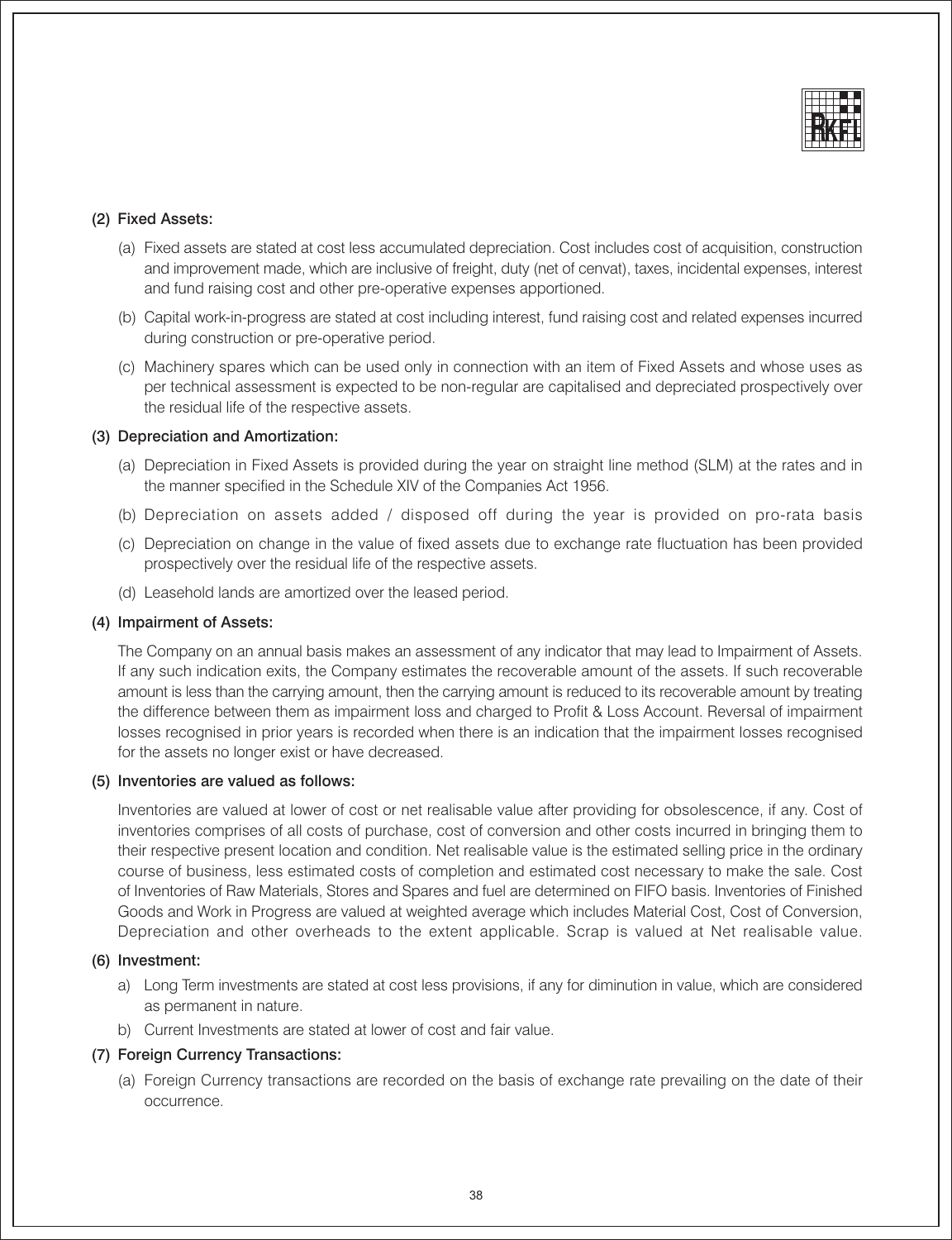### (2) Fixed Assets:

(a) Fixed assets are stated at cost less accumulated depreciation. Cost includes cost of acquisition, construction and improvement made, which are inclusive of freight, duty (net of cenvat), taxes, incidental expenses, interest and fund raising cost and other pre-operative expenses apportioned.

(b) Capital work-in-progress are stated at cost including interest, fund raising cost and related expenses incurred during construction or pre-operative period.

(c) Machinery spares which can be used only in connection with an item of Fixed Assets and whose uses as per technical assessment is expected to be non-regular are capitalised and depreciated prospectively over the residual life of the respective assets.

### (3) Depreciation and Amortization:

(a) Depreciation in Fixed Assets is provided during the year on straight line method (SLM) at the rates and in the manner specified in the Schedule XIV of the Companies Act 1956.

(b) Depreciation on assets added / disposed off during the year is provided on pro-rata basis

(c) Depreciation on change in the value of fixed assets due to exchange rate fluctuation has been provided prospectively over the residual life of the respective assets.

(d) Leasehold lands are amortized over the leased period.

### (4) Impairment of Assets:

The Company on an annual basis makes an assessment of any indicator that may lead to Impairment of Assets. If any such indication exits, the Company estimates the recoverable amount of the assets. If such recoverable amount is less than the carrying amount, then the carrying amount is reduced to its recoverable amount by treating the difference between them as impairment loss and charged to Profit & Loss Account. Reversal of impairment losses recognised in prior years is recorded when there is an indication that the impairment losses recognised for the assets no longer exist or have decreased.

### (5) Inventories are valued as follows:

Inventories are valued at lower of cost or net realisable value after providing for obsolescence, if any. Cost of inventories comprises of all costs of purchase, cost of conversion and other costs incurred in bringing them to their respective present location and condition. Net realisable value is the estimated selling price in the ordinary course of business, less estimated costs of completion and estimated cost necessary to make the sale. Cost of Inventories of Raw Materials, Stores and Spares and fuel are determined on FIFO basis. Inventories of Finished Goods and Work in Progress are valued at weighted average which includes Material Cost, Cost of Conversion, Depreciation and other overheads to the extent applicable. Scrap is valued at Net realisable value.

### (6) Investment:

a) Long Term investments are stated at cost less provisions, if any for diminution in value, which are considered as permanent in nature.

b) Current Investments are stated at lower of cost and fair value.

### (7) Foreign Currency Transactions:

(a) Foreign Currency transactions are recorded on the basis of exchange rate prevailing on the date of their occurrence.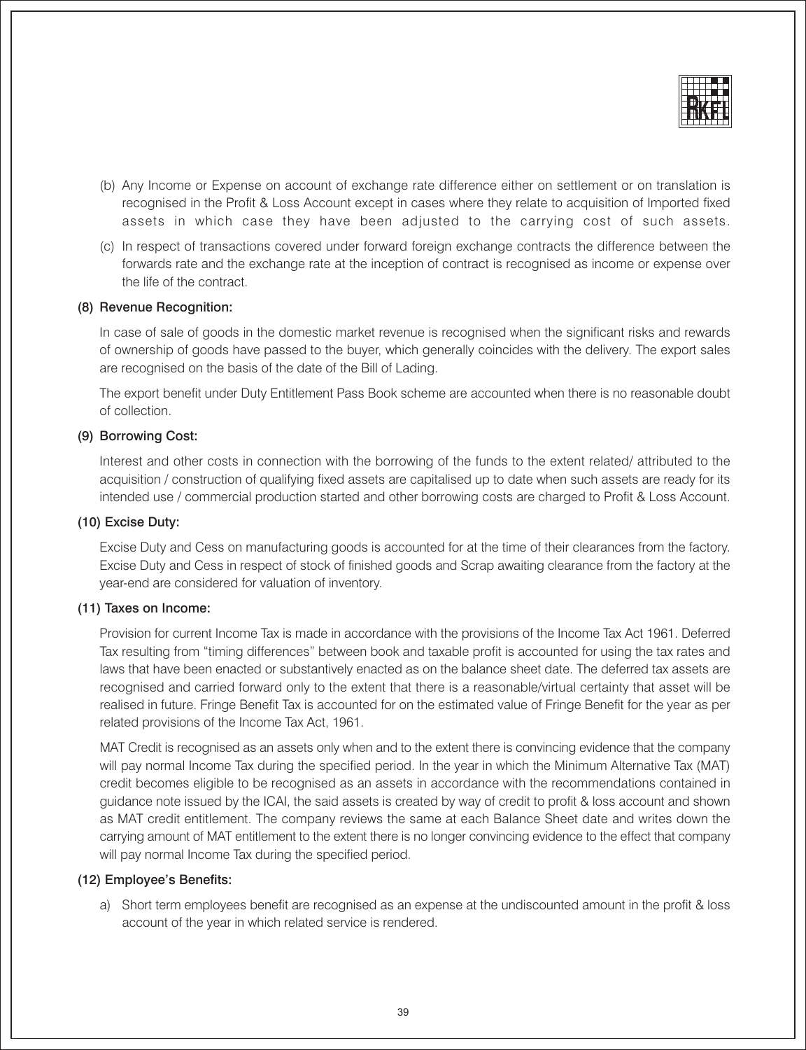(b) Any Income or Expense on account of exchange rate difference either on settlement or on translation is recognised in the Profit & Loss Account except in cases where they relate to acquisition of Imported fixed assets in which case they have been adjusted to the carrying cost of such assets.

(c) In respect of transactions covered under forward foreign exchange contracts the difference between the forwards rate and the exchange rate at the inception of contract is recognised as income or expense over the life of the contract.

**(8) Revenue Recognition:**

In case of sale of goods in the domestic market revenue is recognised when the significant risks and rewards of ownership of goods have passed to the buyer, which generally coincides with the delivery. The export sales are recognised on the basis of the date of the Bill of Lading.

The export benefit under Duty Entitlement Pass Book scheme are accounted when there is no reasonable doubt of collection.

**(9) Borrowing Cost:**

Interest and other costs in connection with the borrowing of the funds to the extent related/ attributed to the acquisition / construction of qualifying fixed assets are capitalised up to date when such assets are ready for its intended use / commercial production started and other borrowing costs are charged to Profit & Loss Account.

**(10) Excise Duty:**

Excise Duty and Cess on manufacturing goods is accounted for at the time of their clearances from the factory. Excise Duty and Cess in respect of stock of finished goods and Scrap awaiting clearance from the factory at the year-end are considered for valuation of inventory.

**(11) Taxes on Income:**

Provision for current Income Tax is made in accordance with the provisions of the Income Tax Act 1961. Deferred Tax resulting from "timing differences" between book and taxable profit is accounted for using the tax rates and laws that have been enacted or substantively enacted as on the balance sheet date. The deferred tax assets are recognised and carried forward only to the extent that there is a reasonable/virtual certainty that asset will be realised in future. Fringe Benefit Tax is accounted for on the estimated value of Fringe Benefit for the year as per related provisions of the Income Tax Act, 1961.

MAT Credit is recognised as an assets only when and to the extent there is convincing evidence that the company will pay normal Income Tax during the specified period. In the year in which the Minimum Alternative Tax (MAT) credit becomes eligible to be recognised as an assets in accordance with the recommendations contained in guidance note issued by the ICAI, the said assets is created by way of credit to profit & loss account and shown as MAT credit entitlement. The company reviews the same at each Balance Sheet date and writes down the carrying amount of MAT entitlement to the extent there is no longer convincing evidence to the effect that company will pay normal Income Tax during the specified period.

**(12) Employee's Benefits:**

a) Short term employees benefit are recognised as an expense at the undiscounted amount in the profit & loss account of the year in which related service is rendered.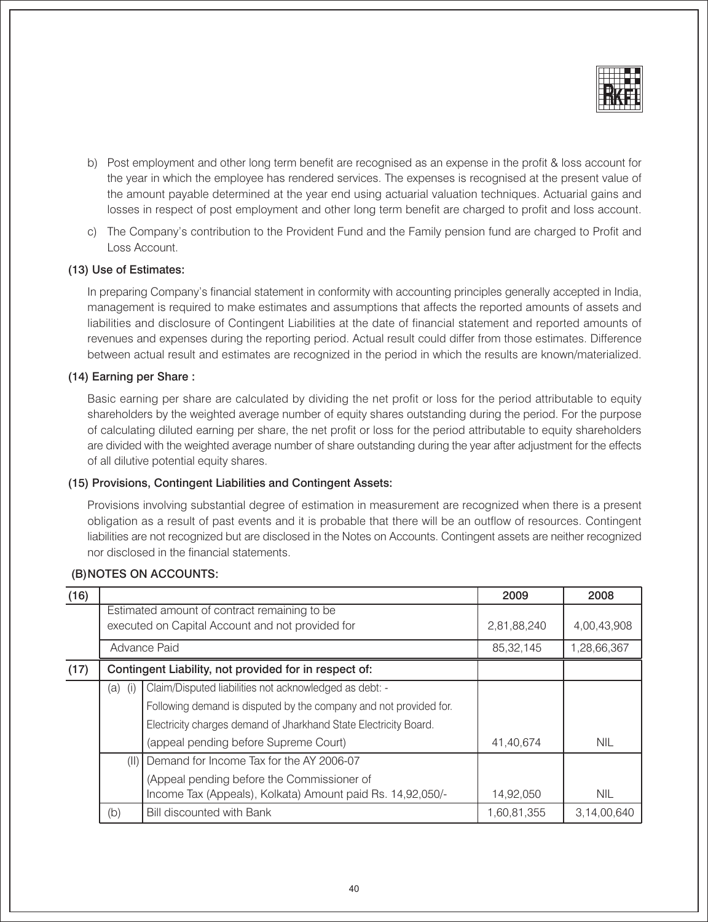b) Post employment and other long term benefit are recognised as an expense in the profit & loss account for the year in which the employee has rendered services. The expenses is recognised at the present value of the amount payable determined at the year end using actuarial valuation techniques. Actuarial gains and losses in respect of post employment and other long term benefit are charged to profit and loss account.

c) The Company's contribution to the Provident Fund and the Family pension fund are charged to Profit and Loss Account.

**(13) Use of Estimates:**

In preparing Company's financial statement in conformity with accounting principles generally accepted in India, management is required to make estimates and assumptions that affects the reported amounts of assets and liabilities and disclosure of Contingent Liabilities at the date of financial statement and reported amounts of revenues and expenses during the reporting period. Actual result could differ from those estimates. Difference between actual result and estimates are recognized in the period in which the results are known/materialized.

**(14) Earning per Share :**

Basic earning per share are calculated by dividing the net profit or loss for the period attributable to equity shareholders by the weighted average number of equity shares outstanding during the period. For the purpose of calculating diluted earning per share, the net profit or loss for the period attributable to equity shareholders are divided with the weighted average number of share outstanding during the year after adjustment for the effects of all dilutive potential equity shares.

**(15) Provisions, Contingent Liabilities and Contingent Assets:**

Provisions involving substantial degree of estimation in measurement are recognized when there is a present obligation as a result of past events and it is probable that there will be an outflow of resources. Contingent liabilities are not recognized but are disclosed in the Notes on Accounts. Contingent assets are neither recognized nor disclosed in the financial statements.

**(B) NOTES ON ACCOUNTS:**

| (16) | | | 2009 | 2008 |
|---|---|---|---|---|
| | Estimated amount of contract remaining to be executed on Capital Account and not provided for | | 2,81,88,240 | 4,00,43,908 |
| | Advance Paid | | 85,32,145 | 1,28,66,367 |
| (17) | **Contingent Liability, not provided for in respect of:** | | | |
| | (a) (i) | Claim/Disputed liabilities not acknowledged as debt: - Following demand is disputed by the company and not provided for. Electricity charges demand of Jharkhand State Electricity Board. (appeal pending before Supreme Court) | 41,40,674 | NIL |
| | (II) | Demand for Income Tax for the AY 2006-07 (Appeal pending before the Commissioner of Income Tax (Appeals), Kolkata) Amount paid Rs. 14,92,050/- | 14,92,050 | NIL |
| | (b) | Bill discounted with Bank | 1,60,81,355 | 3,14,00,640 |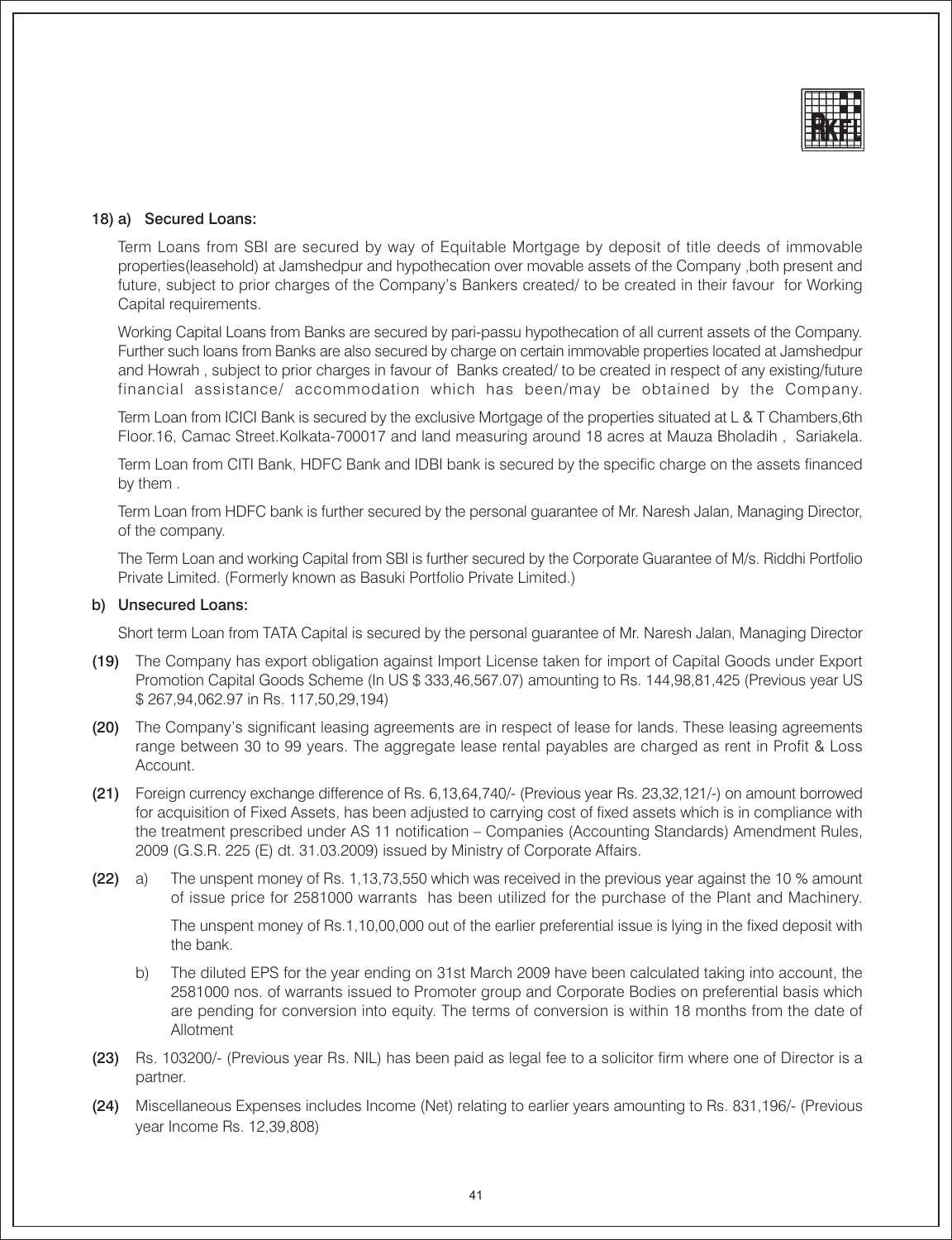**18) a) Secured Loans:**

Term Loans from SBI are secured by way of Equitable Mortgage by deposit of title deeds of immovable properties(leasehold) at Jamshedpur and hypothecation over movable assets of the Company ,both present and future, subject to prior charges of the Company's Bankers created/ to be created in their favour for Working Capital requirements.

Working Capital Loans from Banks are secured by pari-passu hypothecation of all current assets of the Company. Further such loans from Banks are also secured by charge on certain immovable properties located at Jamshedpur and Howrah , subject to prior charges in favour of Banks created/ to be created in respect of any existing/future financial assistance/ accommodation which has been/may be obtained by the Company.

Term Loan from ICICI Bank is secured by the exclusive Mortgage of the properties situated at L & T Chambers,6th Floor.16, Camac Street.Kolkata-700017 and land measuring around 18 acres at Mauza Bholadih , Sariakela.

Term Loan from CITI Bank, HDFC Bank and IDBI bank is secured by the specific charge on the assets financed by them .

Term Loan from HDFC bank is further secured by the personal guarantee of Mr. Naresh Jalan, Managing Director, of the company.

The Term Loan and working Capital from SBI is further secured by the Corporate Guarantee of M/s. Riddhi Portfolio Private Limited. (Formerly known as Basuki Portfolio Private Limited.)

**b) Unsecured Loans:**

Short term Loan from TATA Capital is secured by the personal guarantee of Mr. Naresh Jalan, Managing Director

**(19)** The Company has export obligation against Import License taken for import of Capital Goods under Export Promotion Capital Goods Scheme (In US $ 333,46,567.07) amounting to Rs. 144,98,81,425 (Previous year US $ 267,94,062.97 in Rs. 117,50,29,194)

**(20)** The Company's significant leasing agreements are in respect of lease for lands. These leasing agreements range between 30 to 99 years. The aggregate lease rental payables are charged as rent in Profit & Loss Account.

**(21)** Foreign currency exchange difference of Rs. 6,13,64,740/- (Previous year Rs. 23,32,121/-) on amount borrowed for acquisition of Fixed Assets, has been adjusted to carrying cost of fixed assets which is in compliance with the treatment prescribed under AS 11 notification – Companies (Accounting Standards) Amendment Rules, 2009 (G.S.R. 225 (E) dt. 31.03.2009) issued by Ministry of Corporate Affairs.

**(22)** a) The unspent money of Rs. 1,13,73,550 which was received in the previous year against the 10 % amount of issue price for 2581000 warrants has been utilized for the purchase of the Plant and Machinery.

The unspent money of Rs.1,10,00,000 out of the earlier preferential issue is lying in the fixed deposit with the bank.

b) The diluted EPS for the year ending on 31st March 2009 have been calculated taking into account, the 2581000 nos. of warrants issued to Promoter group and Corporate Bodies on preferential basis which are pending for conversion into equity. The terms of conversion is within 18 months from the date of Allotment

**(23)** Rs. 103200/- (Previous year Rs. NIL) has been paid as legal fee to a solicitor firm where one of Director is a partner.

**(24)** Miscellaneous Expenses includes Income (Net) relating to earlier years amounting to Rs. 831,196/- (Previous year Income Rs. 12,39,808)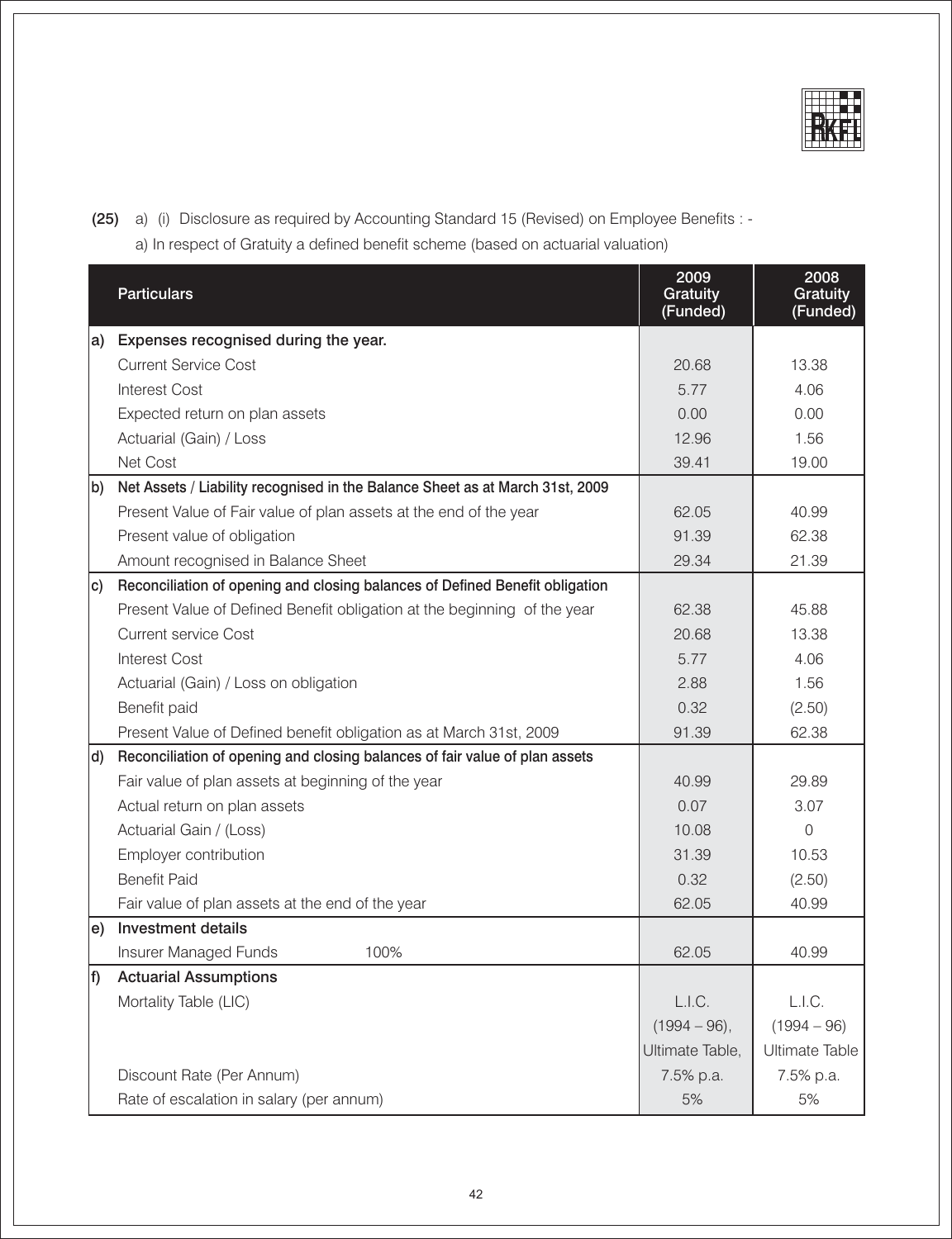**(25)** a) (i) Disclosure as required by Accounting Standard 15 (Revised) on Employee Benefits : -

a) In respect of Gratuity a defined benefit scheme (based on actuarial valuation)

| | Particulars | 2009 Gratuity (Funded) | 2008 Gratuity (Funded) |
|---|---|---|---|
| a) | **Expenses recognised during the year.** | | |
| | Current Service Cost | 20.68 | 13.38 |
| | Interest Cost | 5.77 | 4.06 |
| | Expected return on plan assets | 0.00 | 0.00 |
| | Actuarial (Gain) / Loss | 12.96 | 1.56 |
| | Net Cost | 39.41 | 19.00 |
| b) | **Net Assets / Liability recognised in the Balance Sheet as at March 31st, 2009** | | |
| | Present Value of Fair value of plan assets at the end of the year | 62.05 | 40.99 |
| | Present value of obligation | 91.39 | 62.38 |
| | Amount recognised in Balance Sheet | 29.34 | 21.39 |
| c) | **Reconciliation of opening and closing balances of Defined Benefit obligation** | | |
| | Present Value of Defined Benefit obligation at the beginning of the year | 62.38 | 45.88 |
| | Current service Cost | 20.68 | 13.38 |
| | Interest Cost | 5.77 | 4.06 |
| | Actuarial (Gain) / Loss on obligation | 2.88 | 1.56 |
| | Benefit paid | 0.32 | (2.50) |
| | Present Value of Defined benefit obligation as at March 31st, 2009 | 91.39 | 62.38 |
| d) | **Reconciliation of opening and closing balances of fair value of plan assets** | | |
| | Fair value of plan assets at beginning of the year | 40.99 | 29.89 |
| | Actual return on plan assets | 0.07 | 3.07 |
| | Actuarial Gain / (Loss) | 10.08 | 0 |
| | Employer contribution | 31.39 | 10.53 |
| | Benefit Paid | 0.32 | (2.50) |
| | Fair value of plan assets at the end of the year | 62.05 | 40.99 |
| e) | **Investment details** | | |
| | Insurer Managed Funds 100% | 62.05 | 40.99 |
| f) | **Actuarial Assumptions** | | |
| | Mortality Table (LIC) | L.I.C. (1994 – 96), Ultimate Table, | L.I.C. (1994 – 96) Ultimate Table |
| | Discount Rate (Per Annum) | 7.5% p.a. | 7.5% p.a. |
| | Rate of escalation in salary (per annum) | 5% | 5% |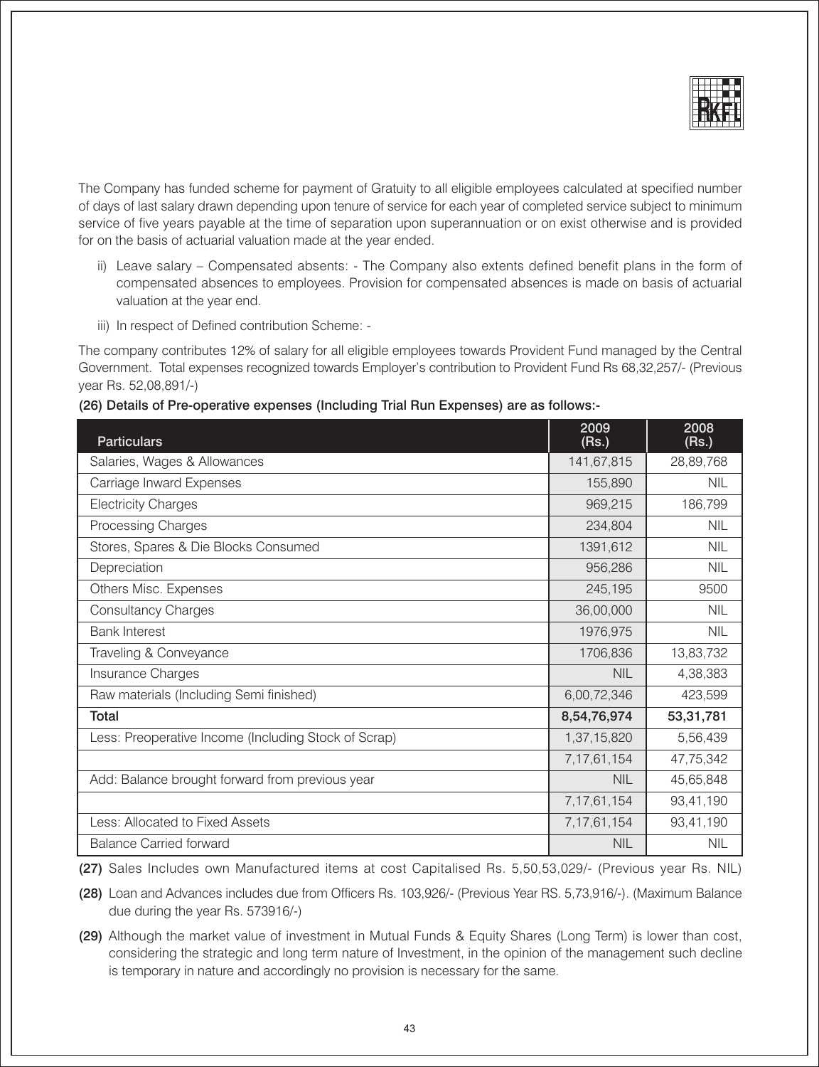The Company has funded scheme for payment of Gratuity to all eligible employees calculated at specified number of days of last salary drawn depending upon tenure of service for each year of completed service subject to minimum service of five years payable at the time of separation upon superannuation or on exist otherwise and is provided for on the basis of actuarial valuation made at the year ended.

ii) Leave salary – Compensated absents: - The Company also extents defined benefit plans in the form of compensated absences to employees. Provision for compensated absences is made on basis of actuarial valuation at the year end.

iii) In respect of Defined contribution Scheme: -

The company contributes 12% of salary for all eligible employees towards Provident Fund managed by the Central Government. Total expenses recognized towards Employer's contribution to Provident Fund Rs 68,32,257/- (Previous year Rs. 52,08,891/-)

**(26) Details of Pre-operative expenses (Including Trial Run Expenses) are as follows:-**

| Particulars | 2009 (Rs.) | 2008 (Rs.) |
|---|---|---|
| Salaries, Wages & Allowances | 141,67,815 | 28,89,768 |
| Carriage Inward Expenses | 155,890 | NIL |
| Electricity Charges | 969,215 | 186,799 |
| Processing Charges | 234,804 | NIL |
| Stores, Spares & Die Blocks Consumed | 1391,612 | NIL |
| Depreciation | 956,286 | NIL |
| Others Misc. Expenses | 245,195 | 9500 |
| Consultancy Charges | 36,00,000 | NIL |
| Bank Interest | 1976,975 | NIL |
| Traveling & Conveyance | 1706,836 | 13,83,732 |
| Insurance Charges | NIL | 4,38,383 |
| Raw materials (Including Semi finished) | 6,00,72,346 | 423,599 |
| **Total** | **8,54,76,974** | **53,31,781** |
| Less: Preoperative Income (Including Stock of Scrap) | 1,37,15,820 | 5,56,439 |
| | 7,17,61,154 | 47,75,342 |
| Add: Balance brought forward from previous year | NIL | 45,65,848 |
| | 7,17,61,154 | 93,41,190 |
| Less: Allocated to Fixed Assets | 7,17,61,154 | 93,41,190 |
| Balance Carried forward | NIL | NIL |

**(27)** Sales Includes own Manufactured items at cost Capitalised Rs. 5,50,53,029/- (Previous year Rs. NIL)

**(28)** Loan and Advances includes due from Officers Rs. 103,926/- (Previous Year RS. 5,73,916/-). (Maximum Balance due during the year Rs. 573916/-)

**(29)** Although the market value of investment in Mutual Funds & Equity Shares (Long Term) is lower than cost, considering the strategic and long term nature of Investment, in the opinion of the management such decline is temporary in nature and accordingly no provision is necessary for the same.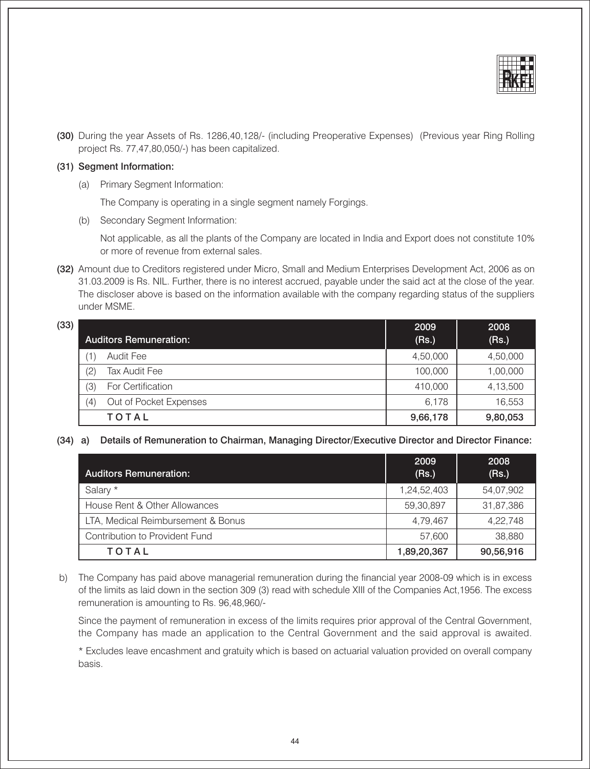**(30)** During the year Assets of Rs. 1286,40,128/- (including Preoperative Expenses) (Previous year Ring Rolling project Rs. 77,47,80,050/-) has been capitalized.

**(31) Segment Information:**

(a) Primary Segment Information:

The Company is operating in a single segment namely Forgings.

(b) Secondary Segment Information:

Not applicable, as all the plants of the Company are located in India and Export does not constitute 10% or more of revenue from external sales.

**(32)** Amount due to Creditors registered under Micro, Small and Medium Enterprises Development Act, 2006 as on 31.03.2009 is Rs. NIL. Further, there is no interest accrued, payable under the said act at the close of the year. The discloser above is based on the information available with the company regarding status of the suppliers under MSME.

**(33)**

| Auditors Remuneration: | 2009 (Rs.) | 2008 (Rs.) |
|---|---|---|
| (1) Audit Fee | 4,50,000 | 4,50,000 |
| (2) Tax Audit Fee | 100,000 | 1,00,000 |
| (3) For Certification | 410,000 | 4,13,500 |
| (4) Out of Pocket Expenses | 6,178 | 16,553 |
| **TOTAL** | **9,66,178** | **9,80,053** |

**(34) a) Details of Remuneration to Chairman, Managing Director/Executive Director and Director Finance:**

| Auditors Remuneration: | 2009 (Rs.) | 2008 (Rs.) |
|---|---|---|
| Salary * | 1,24,52,403 | 54,07,902 |
| House Rent & Other Allowances | 59,30,897 | 31,87,386 |
| LTA, Medical Reimbursement & Bonus | 4,79,467 | 4,22,748 |
| Contribution to Provident Fund | 57,600 | 38,880 |
| **TOTAL** | **1,89,20,367** | **90,56,916** |

b) The Company has paid above managerial remuneration during the financial year 2008-09 which is in excess of the limits as laid down in the section 309 (3) read with schedule XIII of the Companies Act,1956. The excess remuneration is amounting to Rs. 96,48,960/-

Since the payment of remuneration in excess of the limits requires prior approval of the Central Government, the Company has made an application to the Central Government and the said approval is awaited.

* Excludes leave encashment and gratuity which is based on actuarial valuation provided on overall company basis.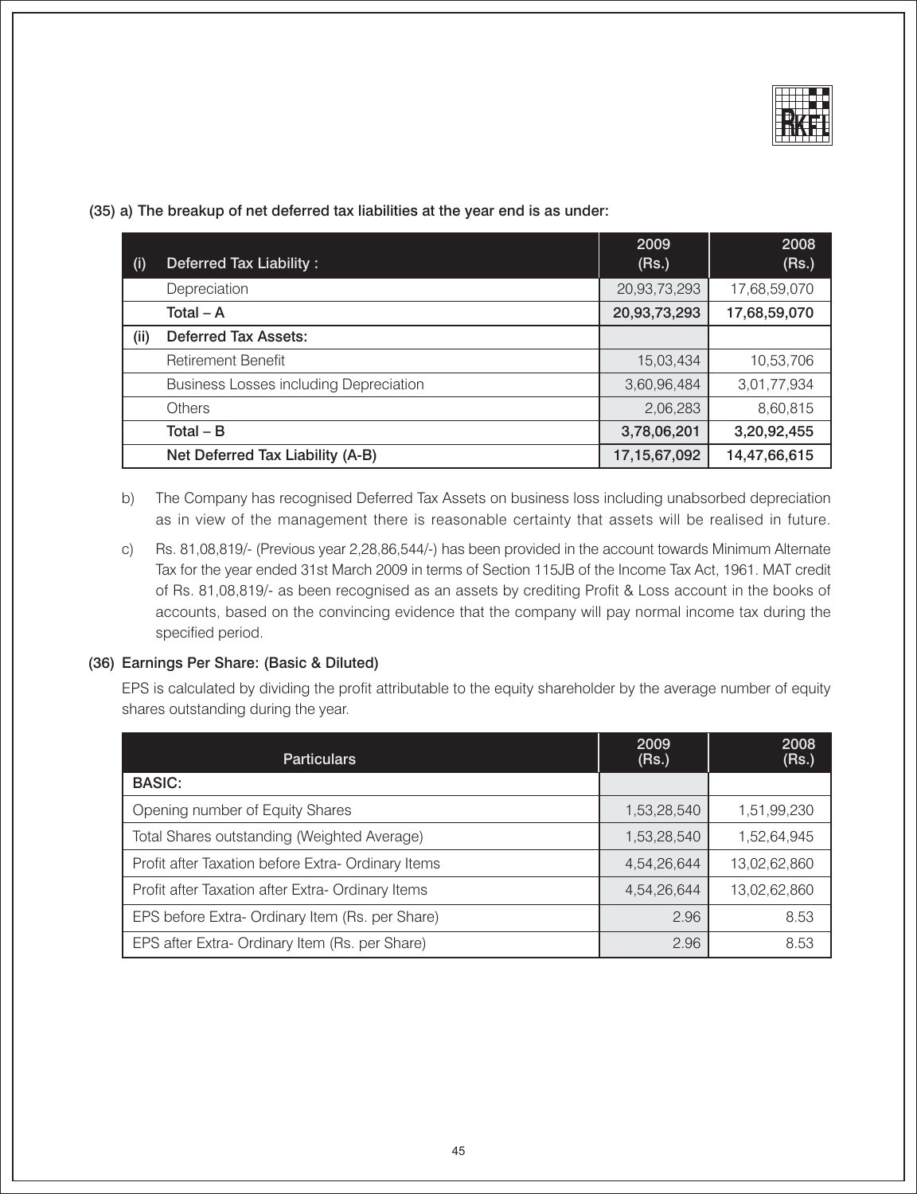(35) a) The breakup of net deferred tax liabilities at the year end is as under:

| (i) | Deferred Tax Liability : | 2009 (Rs.) | 2008 (Rs.) |
|---|---|---|---|
| | Depreciation | 20,93,73,293 | 17,68,59,070 |
| | **Total – A** | **20,93,73,293** | **17,68,59,070** |
| **(ii)** | **Deferred Tax Assets:** | | |
| | Retirement Benefit | 15,03,434 | 10,53,706 |
| | Business Losses including Depreciation | 3,60,96,484 | 3,01,77,934 |
| | Others | 2,06,283 | 8,60,815 |
| | **Total – B** | **3,78,06,201** | **3,20,92,455** |
| | **Net Deferred Tax Liability (A-B)** | **17,15,67,092** | **14,47,66,615** |

b) The Company has recognised Deferred Tax Assets on business loss including unabsorbed depreciation as in view of the management there is reasonable certainty that assets will be realised in future.

c) Rs. 81,08,819/- (Previous year 2,28,86,544/-) has been provided in the account towards Minimum Alternate Tax for the year ended 31st March 2009 in terms of Section 115JB of the Income Tax Act, 1961. MAT credit of Rs. 81,08,819/- as been recognised as an assets by crediting Profit & Loss account in the books of accounts, based on the convincing evidence that the company will pay normal income tax during the specified period.

(36) Earnings Per Share: (Basic & Diluted)

EPS is calculated by dividing the profit attributable to the equity shareholder by the average number of equity shares outstanding during the year.

| Particulars | 2009 (Rs.) | 2008 (Rs.) |
|---|---|---|
| **BASIC:** | | |
| Opening number of Equity Shares | 1,53,28,540 | 1,51,99,230 |
| Total Shares outstanding (Weighted Average) | 1,53,28,540 | 1,52,64,945 |
| Profit after Taxation before Extra- Ordinary Items | 4,54,26,644 | 13,02,62,860 |
| Profit after Taxation after Extra- Ordinary Items | 4,54,26,644 | 13,02,62,860 |
| EPS before Extra- Ordinary Item (Rs. per Share) | 2.96 | 8.53 |
| EPS after Extra- Ordinary Item (Rs. per Share) | 2.96 | 8.53 |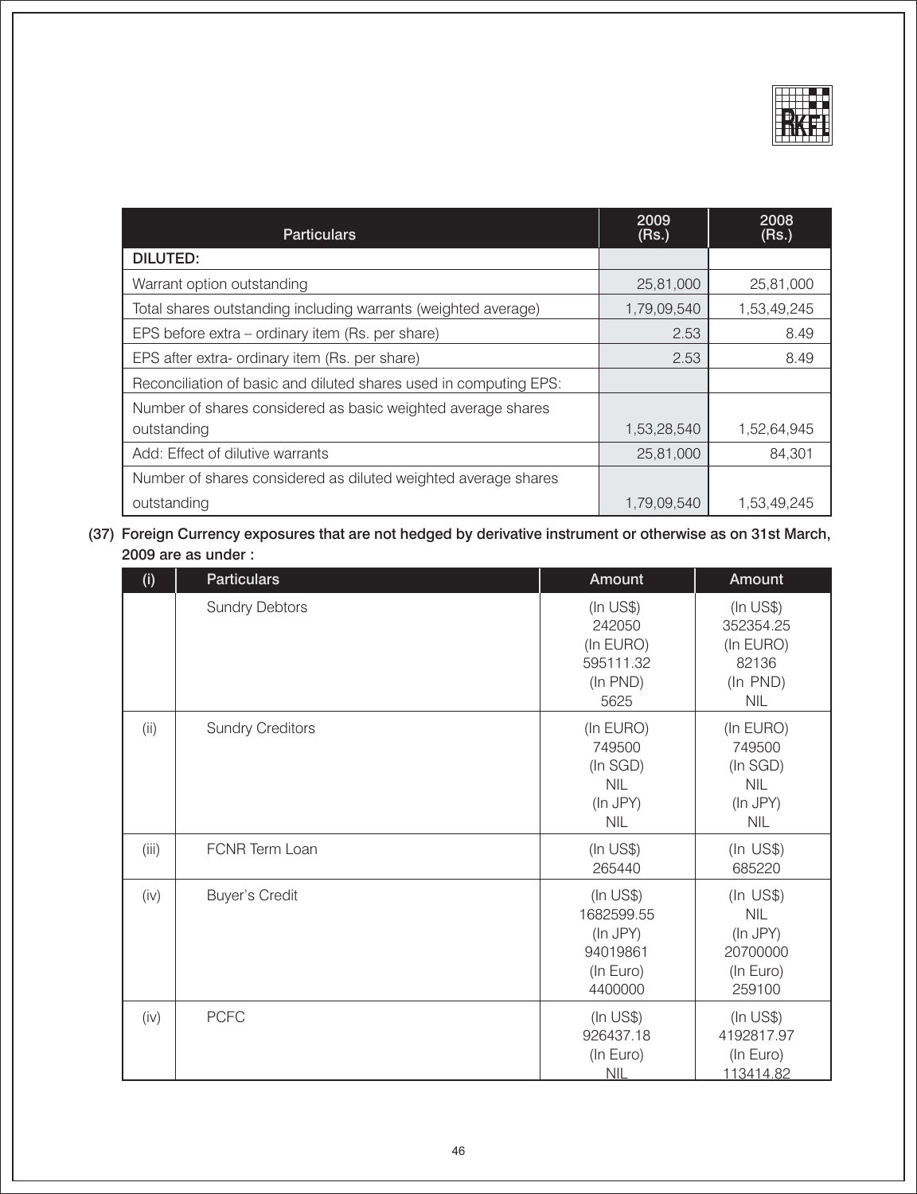| Particulars | 2009 (Rs.) | 2008 (Rs.) |
|---|---|---|
| **DILUTED:** | | |
| Warrant option outstanding | 25,81,000 | 25,81,000 |
| Total shares outstanding including warrants (weighted average) | 1,79,09,540 | 1,53,49,245 |
| EPS before extra – ordinary item (Rs. per share) | 2.53 | 8.49 |
| EPS after extra- ordinary item (Rs. per share) | 2.53 | 8.49 |
| Reconciliation of basic and diluted shares used in computing EPS: | | |
| Number of shares considered as basic weighted average shares outstanding | 1,53,28,540 | 1,52,64,945 |
| Add: Effect of dilutive warrants | 25,81,000 | 84,301 |
| Number of shares considered as diluted weighted average shares outstanding | 1,79,09,540 | 1,53,49,245 |

**(37) Foreign Currency exposures that are not hedged by derivative instrument or otherwise as on 31st March, 2009 are as under :**

| (i) | Particulars | Amount | Amount |
|---|---|---|---|
| | Sundry Debtors | (In US$) 242050 (In EURO) 595111.32 (In PND) 5625 | (In US$) 352354.25 (In EURO) 82136 (In PND) NIL |
| (ii) | Sundry Creditors | (In EURO) 749500 (In SGD) NIL (In JPY) NIL | (In EURO) 749500 (In SGD) NIL (In JPY) NIL |
| (iii) | FCNR Term Loan | (In US$) 265440 | (In US$) 685220 |
| (iv) | Buyer's Credit | (In US$) 1682599.55 (In JPY) 94019861 (In Euro) 4400000 | (In US$) NIL (In JPY) 20700000 (In Euro) 259100 |
| (iv) | PCFC | (In US$) 926437.18 (In Euro) NIL | (In US$) 4192817.97 (In Euro) 113414.82 |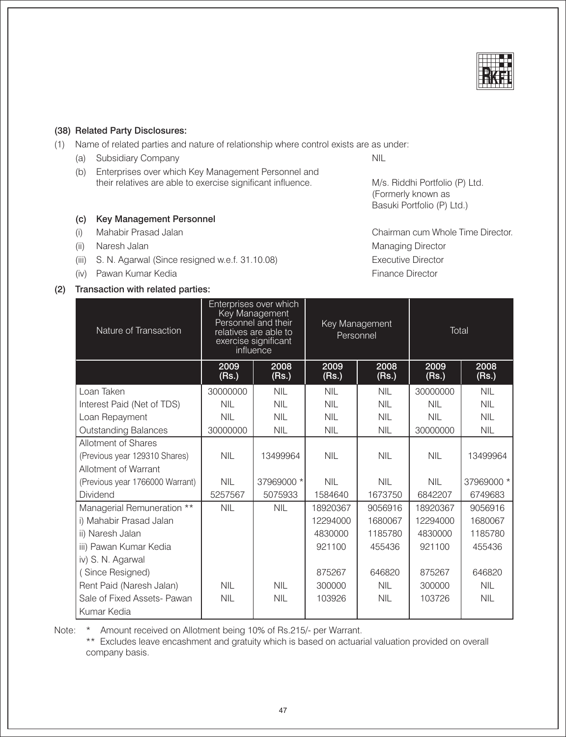### (38) Related Party Disclosures:

(1) Name of related parties and nature of relationship where control exists are as under:

(a) Subsidiary Company — NIL

(b) Enterprises over which Key Management Personnel and their relatives are able to exercise significant influence. — M/s. Riddhi Portfolio (P) Ltd. (Formerly known as Basuki Portfolio (P) Ltd.)

**(c) Key Management Personnel**

(i) Mahabir Prasad Jalan — Chairman cum Whole Time Director.

(ii) Naresh Jalan — Managing Director

(iii) S. N. Agarwal (Since resigned w.e.f. 31.10.08) — Executive Director

(iv) Pawan Kumar Kedia — Finance Director

**(2) Transaction with related parties:**

| Nature of Transaction | Enterprises over which Key Management Personnel and their relatives are able to exercise significant influence | | Key Management Personnel | | Total | |
|---|---|---|---|---|---|---|
| | 2009 (Rs.) | 2008 (Rs.) | 2009 (Rs.) | 2008 (Rs.) | 2009 (Rs.) | 2008 (Rs.) |
| Loan Taken | 30000000 | NIL | NIL | NIL | 30000000 | NIL |
| Interest Paid (Net of TDS) | NIL | NIL | NIL | NIL | NIL | NIL |
| Loan Repayment | NIL | NIL | NIL | NIL | NIL | NIL |
| Outstanding Balances | 30000000 | NIL | NIL | NIL | 30000000 | NIL |
| Allotment of Shares (Previous year 129310 Shares) | NIL | 13499964 | NIL | NIL | NIL | 13499964 |
| Allotment of Warrant (Previous year 1766000 Warrant) | NIL | 37969000 * | NIL | NIL | NIL | 37969000 * |
| Dividend | 5257567 | 5075933 | 1584640 | 1673750 | 6842207 | 6749683 |
| Managerial Remuneration ** | NIL | NIL | 18920367 | 9056916 | 18920367 | 9056916 |
| i) Mahabir Prasad Jalan | | | 12294000 | 1680067 | 12294000 | 1680067 |
| ii) Naresh Jalan | | | 4830000 | 1185780 | 4830000 | 1185780 |
| iii) Pawan Kumar Kedia | | | 921100 | 455436 | 921100 | 455436 |
| iv) S. N. Agarwal ( Since Resigned) | | | 875267 | 646820 | 875267 | 646820 |
| Rent Paid (Naresh Jalan) | NIL | NIL | 300000 | NIL | 300000 | NIL |
| Sale of Fixed Assets- Pawan Kumar Kedia | NIL | NIL | 103926 | NIL | 103726 | NIL |

Note: * Amount received on Allotment being 10% of Rs.215/- per Warrant.

** Excludes leave encashment and gratuity which is based on actuarial valuation provided on overall company basis.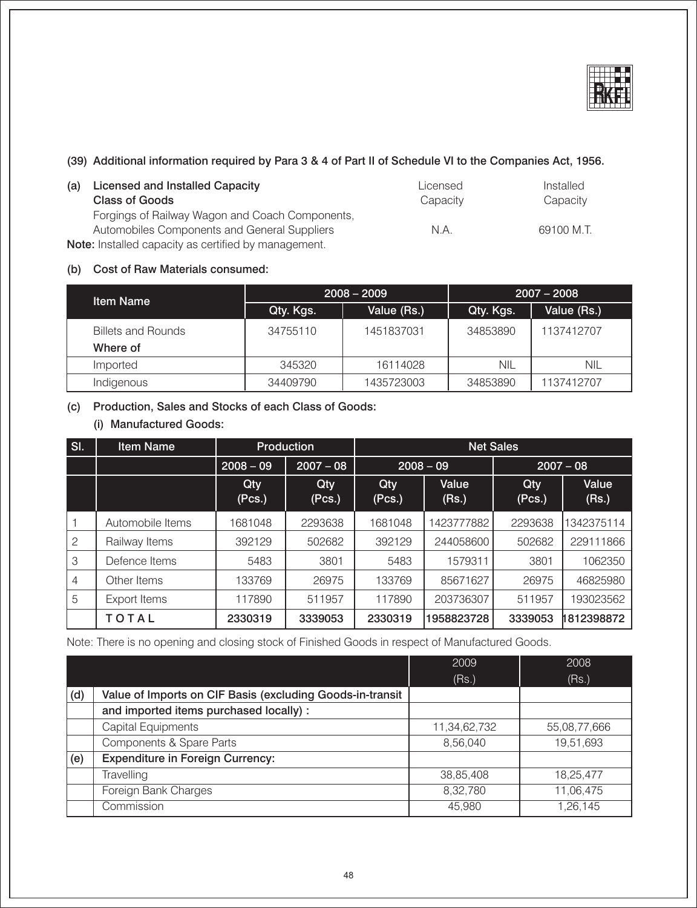### (39) Additional information required by Para 3 & 4 of Part II of Schedule VI to the Companies Act, 1956.

**(a) Licensed and Installed Capacity**

| Class of Goods | Licensed Capacity | Installed Capacity |
|---|---|---|
| Forgings of Railway Wagon and Coach Components, Automobiles Components and General Suppliers | N.A. | 69100 M.T. |

**Note:** Installed capacity as certified by management.

**(b) Cost of Raw Materials consumed:**

| Item Name | 2008 – 2009 | | 2007 – 2008 | |
|---|---|---|---|---|
| | Qty. Kgs. | Value (Rs.) | Qty. Kgs. | Value (Rs.) |
| Billets and Rounds | 34755110 | 1451837031 | 34853890 | 1137412707 |
| Where of | | | | |
| Imported | 345320 | 16114028 | NIL | NIL |
| Indigenous | 34409790 | 1435723003 | 34853890 | 1137412707 |

**(c) Production, Sales and Stocks of each Class of Goods:**

**(i) Manufactured Goods:**

| Sl. | Item Name | Production | | Net Sales | | | |
|---|---|---|---|---|---|---|---|
| | | 2008 – 09 | 2007 – 08 | 2008 – 09 | | 2007 – 08 | |
| | | Qty (Pcs.) | Qty (Pcs.) | Qty (Pcs.) | Value (Rs.) | Qty (Pcs.) | Value (Rs.) |
| 1 | Automobile Items | 1681048 | 2293638 | 1681048 | 1423777882 | 2293638 | 1342375114 |
| 2 | Railway Items | 392129 | 502682 | 392129 | 244058600 | 502682 | 229111866 |
| 3 | Defence Items | 5483 | 3801 | 5483 | 1579311 | 3801 | 1062350 |
| 4 | Other Items | 133769 | 26975 | 133769 | 85671627 | 26975 | 46825980 |
| 5 | Export Items | 117890 | 511957 | 117890 | 203736307 | 511957 | 193023562 |
| | **TOTAL** | **2330319** | **3339053** | **2330319** | **1958823728** | **3339053** | **1812398872** |

Note: There is no opening and closing stock of Finished Goods in respect of Manufactured Goods.

| | | 2009 (Rs.) | 2008 (Rs.) |
|---|---|---|---|
| (d) | **Value of Imports on CIF Basis (excluding Goods-in-transit and imported items purchased locally) :** | | |
| | Capital Equipments | 11,34,62,732 | 55,08,77,666 |
| | Components & Spare Parts | 8,56,040 | 19,51,693 |
| (e) | **Expenditure in Foreign Currency:** | | |
| | Travelling | 38,85,408 | 18,25,477 |
| | Foreign Bank Charges | 8,32,780 | 11,06,475 |
| | Commission | 45,980 | 1,26,145 |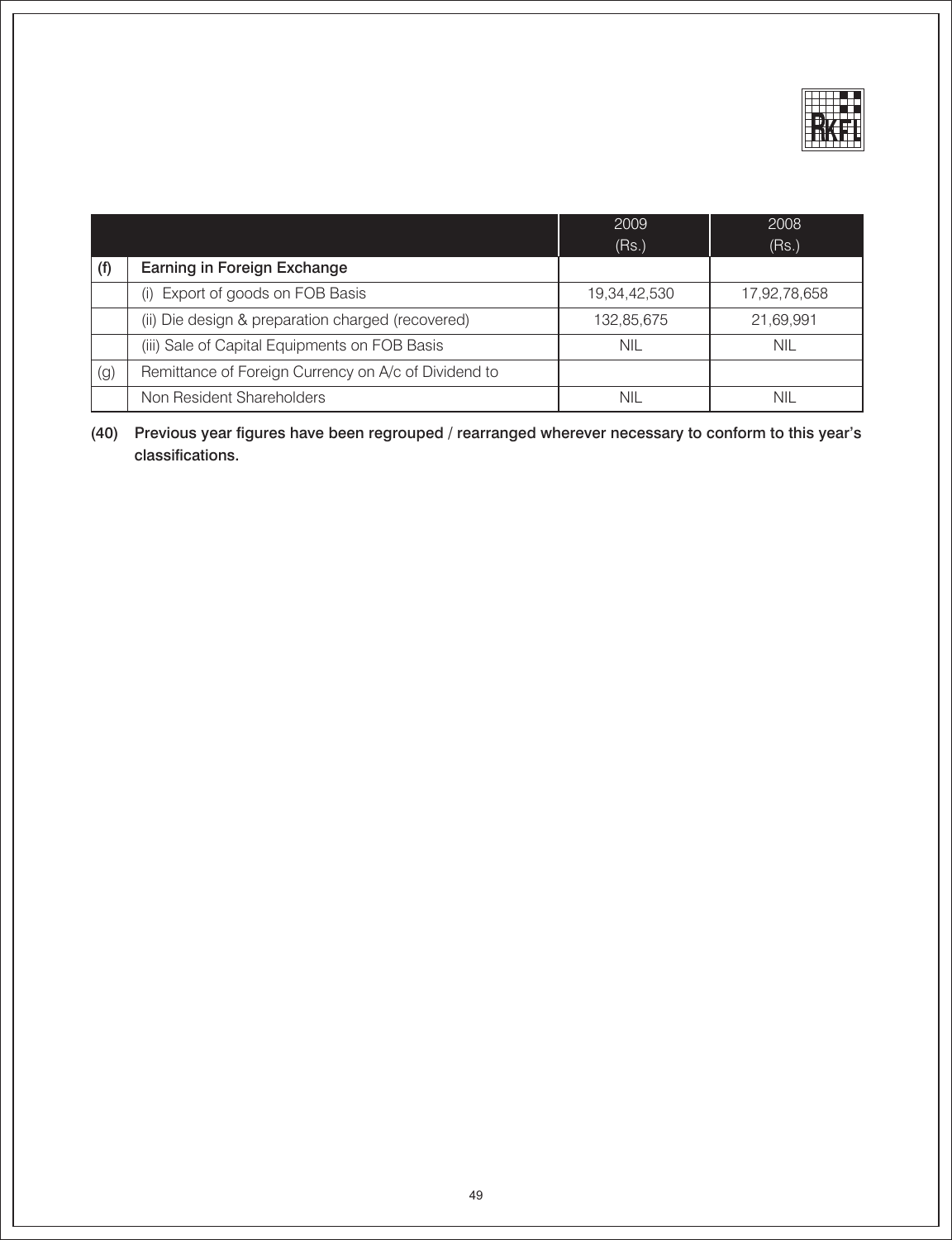| | | 2009 (Rs.) | 2008 (Rs.) |
|---|---|---|---|
| **(f)** | **Earning in Foreign Exchange** | | |
| | (i) Export of goods on FOB Basis | 19,34,42,530 | 17,92,78,658 |
| | (ii) Die design & preparation charged (recovered) | 132,85,675 | 21,69,991 |
| | (iii) Sale of Capital Equipments on FOB Basis | NIL | NIL |
| (g) | Remittance of Foreign Currency on A/c of Dividend to | | |
| | Non Resident Shareholders | NIL | NIL |

**(40) Previous year figures have been regrouped / rearranged wherever necessary to conform to this year's classifications.**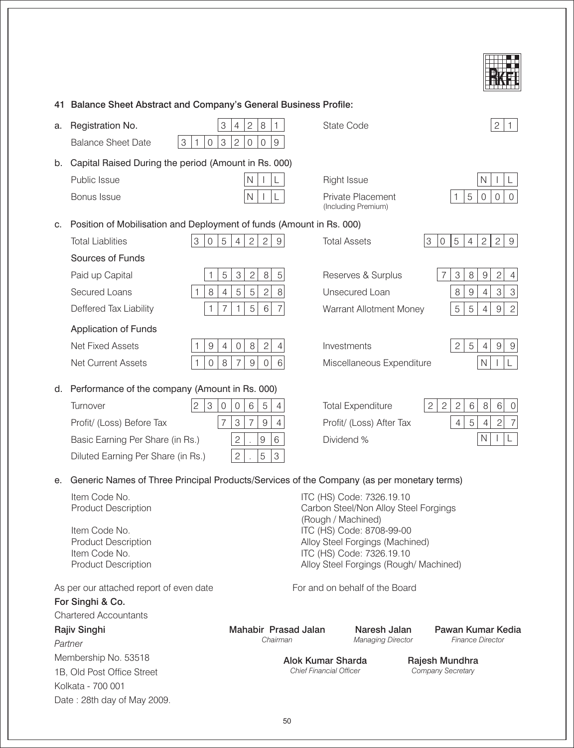## 41 Balance Sheet Abstract and Company's General Business Profile:

**a.** Registration No. 34281 | State Code 21

Balance Sheet Date 31032009

**b. Capital Raised During the period (Amount in Rs. 000)**

| | | | |
|---|---|---|---|
| Public Issue | NIL | Right Issue | NIL |
| Bonus Issue | NIL | Private Placement (Including Premium) | 15000 |

**c. Position of Mobilisation and Deployment of funds (Amount in Rs. 000)**

| | | | |
|---|---|---|---|
| Total Liablities | 3054229 | Total Assets | 3054229 |
| **Sources of Funds** | | | |
| Paid up Capital | 153285 | Reserves & Surplus | 738924 |
| Secured Loans | 1845528 | Unsecured Loan | 89433 |
| Deffered Tax Liability | 171567 | Warrant Allotment Money | 55492 |
| **Application of Funds** | | | |
| Net Fixed Assets | 1940824 | Investments | 25499 |
| Net Current Assets | 1087906 | Miscellaneous Expenditure | NIL |

**d. Performance of the company (Amount in Rs. 000)**

| | | | |
|---|---|---|---|
| Turnover | 2300654 | Total Expenditure | 2226860 |
| Profit/ (Loss) Before Tax | 73794 | Profit/ (Loss) After Tax | 45427 |
| Basic Earning Per Share (in Rs.) | 2.96 | Dividend % | NIL |
| Diluted Earning Per Share (in Rs.) | 2.53 | | |

**e. Generic Names of Three Principal Products/Services of the Company (as per monetary terms)**

| | |
|---|---|
| Item Code No. | ITC (HS) Code: 7326.19.10 |
| Product Description | Carbon Steel/Non Alloy Steel Forgings (Rough / Machined) |
| Item Code No. | ITC (HS) Code: 8708-99-00 |
| Product Description | Alloy Steel Forgings (Machined) |
| Item Code No. | ITC (HS) Code: 7326.19.10 |
| Product Description | Alloy Steel Forgings (Rough/ Machined) |

As per our attached report of even date

**For Singhi & Co.**
Chartered Accountants

**Rajiv Singhi**
*Partner*
Membership No. 53518
1B, Old Post Office Street
Kolkata - 700 001
Date : 28th day of May 2009.

For and on behalf of the Board

**Mahabir Prasad Jalan** — *Chairman*

**Naresh Jalan** — *Managing Director*

**Pawan Kumar Kedia** — *Finance Director*

**Alok Kumar Sharda** — *Chief Financial Officer*

**Rajesh Mundhra** — *Company Secretary*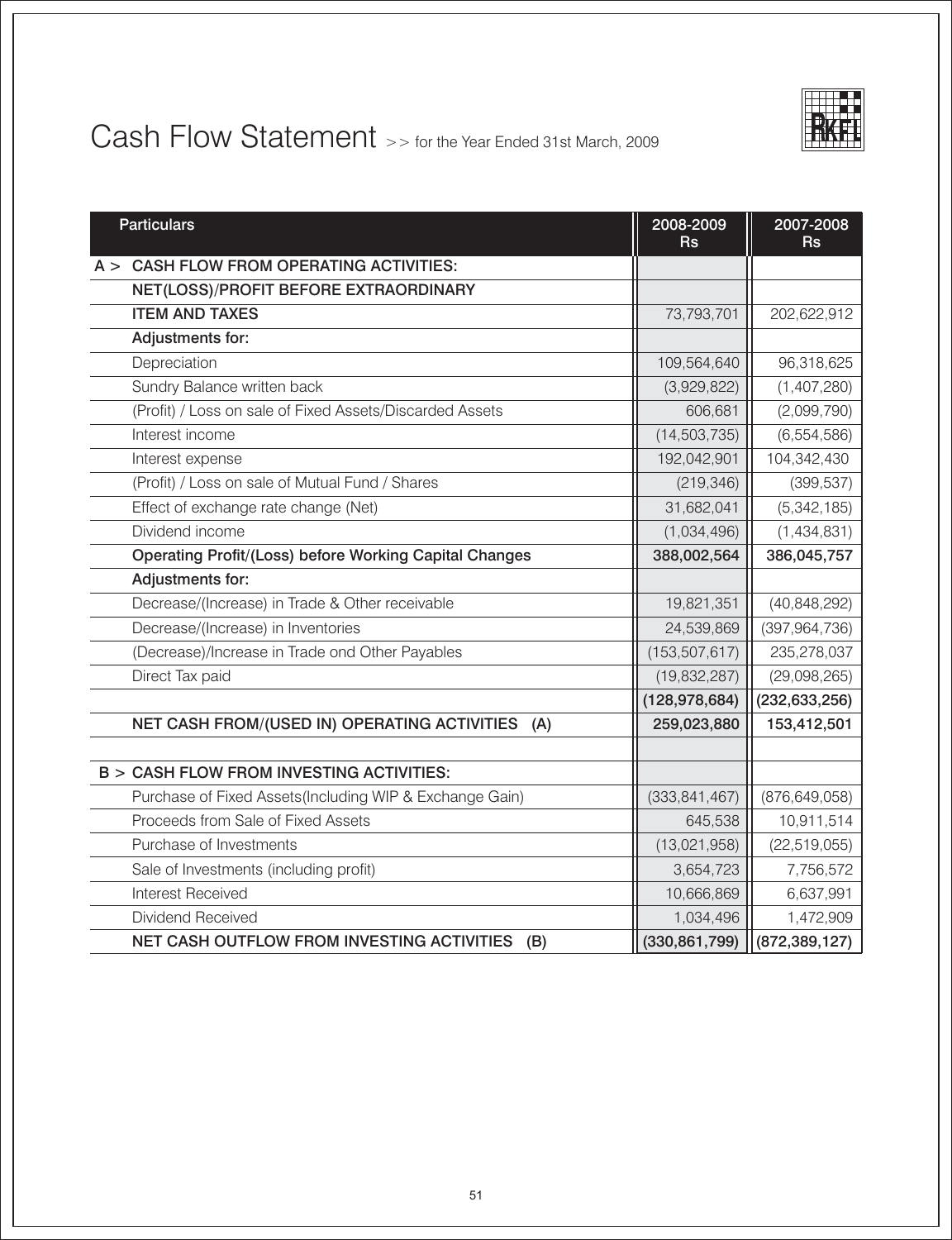# Cash Flow Statement >> for the Year Ended 31st March, 2009

| Particulars | 2008-2009 Rs | 2007-2008 Rs |
|---|---|---|
| **A > CASH FLOW FROM OPERATING ACTIVITIES:** | | |
| **NET(LOSS)/PROFIT BEFORE EXTRAORDINARY** | | |
| **ITEM AND TAXES** | 73,793,701 | 202,622,912 |
| **Adjustments for:** | | |
| Depreciation | 109,564,640 | 96,318,625 |
| Sundry Balance written back | (3,929,822) | (1,407,280) |
| (Profit) / Loss on sale of Fixed Assets/Discarded Assets | 606,681 | (2,099,790) |
| Interest income | (14,503,735) | (6,554,586) |
| Interest expense | 192,042,901 | 104,342,430 |
| (Profit) / Loss on sale of Mutual Fund / Shares | (219,346) | (399,537) |
| Effect of exchange rate change (Net) | 31,682,041 | (5,342,185) |
| Dividend income | (1,034,496) | (1,434,831) |
| **Operating Profit/(Loss) before Working Capital Changes** | **388,002,564** | **386,045,757** |
| **Adjustments for:** | | |
| Decrease/(Increase) in Trade & Other receivable | 19,821,351 | (40,848,292) |
| Decrease/(Increase) in Inventories | 24,539,869 | (397,964,736) |
| (Decrease)/Increase in Trade ond Other Payables | (153,507,617) | 235,278,037 |
| Direct Tax paid | (19,832,287) | (29,098,265) |
| | **(128,978,684)** | **(232,633,256)** |
| **NET CASH FROM/(USED IN) OPERATING ACTIVITIES (A)** | **259,023,880** | **153,412,501** |
| | | |
| **B > CASH FLOW FROM INVESTING ACTIVITIES:** | | |
| Purchase of Fixed Assets(Including WIP & Exchange Gain) | (333,841,467) | (876,649,058) |
| Proceeds from Sale of Fixed Assets | 645,538 | 10,911,514 |
| Purchase of Investments | (13,021,958) | (22,519,055) |
| Sale of Investments (including profit) | 3,654,723 | 7,756,572 |
| Interest Received | 10,666,869 | 6,637,991 |
| Dividend Received | 1,034,496 | 1,472,909 |
| **NET CASH OUTFLOW FROM INVESTING ACTIVITIES (B)** | **(330,861,799)** | **(872,389,127)** |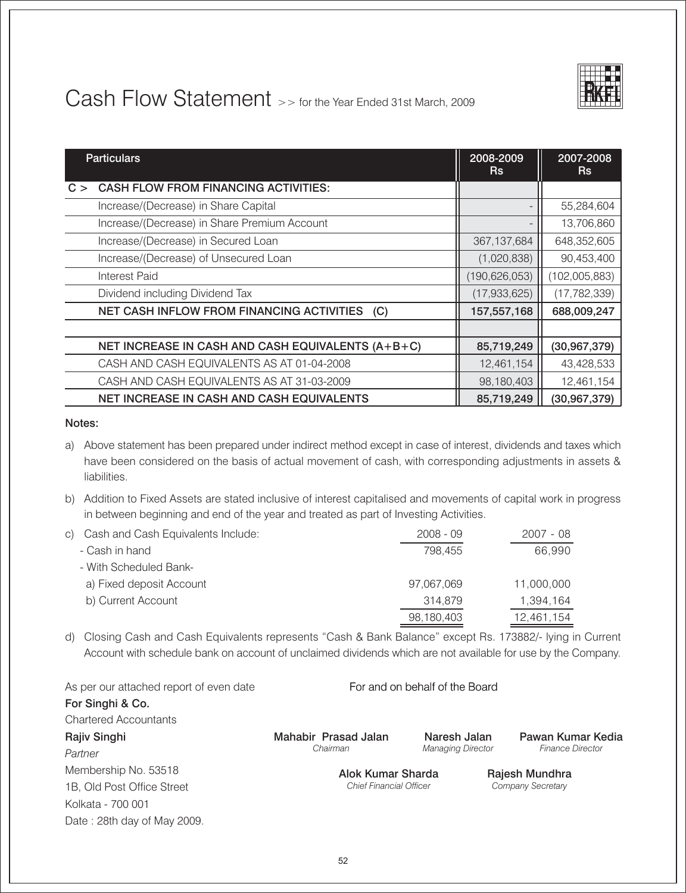# Cash Flow Statement >> for the Year Ended 31st March, 2009

| Particulars | 2008-2009 Rs | 2007-2008 Rs |
|---|---|---|
| **C > CASH FLOW FROM FINANCING ACTIVITIES:** | | |
| Increase/(Decrease) in Share Capital | - | 55,284,604 |
| Increase/(Decrease) in Share Premium Account | - | 13,706,860 |
| Increase/(Decrease) in Secured Loan | 367,137,684 | 648,352,605 |
| Increase/(Decrease) of Unsecured Loan | (1,020,838) | 90,453,400 |
| Interest Paid | (190,626,053) | (102,005,883) |
| Dividend including Dividend Tax | (17,933,625) | (17,782,339) |
| **NET CASH INFLOW FROM FINANCING ACTIVITIES (C)** | **157,557,168** | **688,009,247** |
| | | |
| **NET INCREASE IN CASH AND CASH EQUIVALENTS (A+B+C)** | **85,719,249** | **(30,967,379)** |
| CASH AND CASH EQUIVALENTS AS AT 01-04-2008 | 12,461,154 | 43,428,533 |
| CASH AND CASH EQUIVALENTS AS AT 31-03-2009 | 98,180,403 | 12,461,154 |
| **NET INCREASE IN CASH AND CASH EQUIVALENTS** | **85,719,249** | **(30,967,379)** |

**Notes:**

a) Above statement has been prepared under indirect method except in case of interest, dividends and taxes which have been considered on the basis of actual movement of cash, with corresponding adjustments in assets & liabilities.

b) Addition to Fixed Assets are stated inclusive of interest capitalised and movements of capital work in progress in between beginning and end of the year and treated as part of Investing Activities.

c) Cash and Cash Equivalents Include:

| | 2008 - 09 | 2007 - 08 |
|---|---|---|
| - Cash in hand | 798,455 | 66,990 |
| - With Scheduled Bank- | | |
| a) Fixed deposit Account | 97,067,069 | 11,000,000 |
| b) Current Account | 314,879 | 1,394,164 |
| | 98,180,403 | 12,461,154 |

d) Closing Cash and Cash Equivalents represents "Cash & Bank Balance" except Rs. 173882/- lying in Current Account with schedule bank on account of unclaimed dividends which are not available for use by the Company.

As per our attached report of even date

**For Singhi & Co.**
Chartered Accountants

**Rajiv Singhi**
*Partner*
Membership No. 53518
1B, Old Post Office Street
Kolkata - 700 001
Date : 28th day of May 2009.

For and on behalf of the Board

**Mahabir Prasad Jalan**
*Chairman*

**Naresh Jalan**
*Managing Director*

**Pawan Kumar Kedia**
*Finance Director*

**Alok Kumar Sharda**
*Chief Financial Officer*

**Rajesh Mundhra**
*Company Secretary*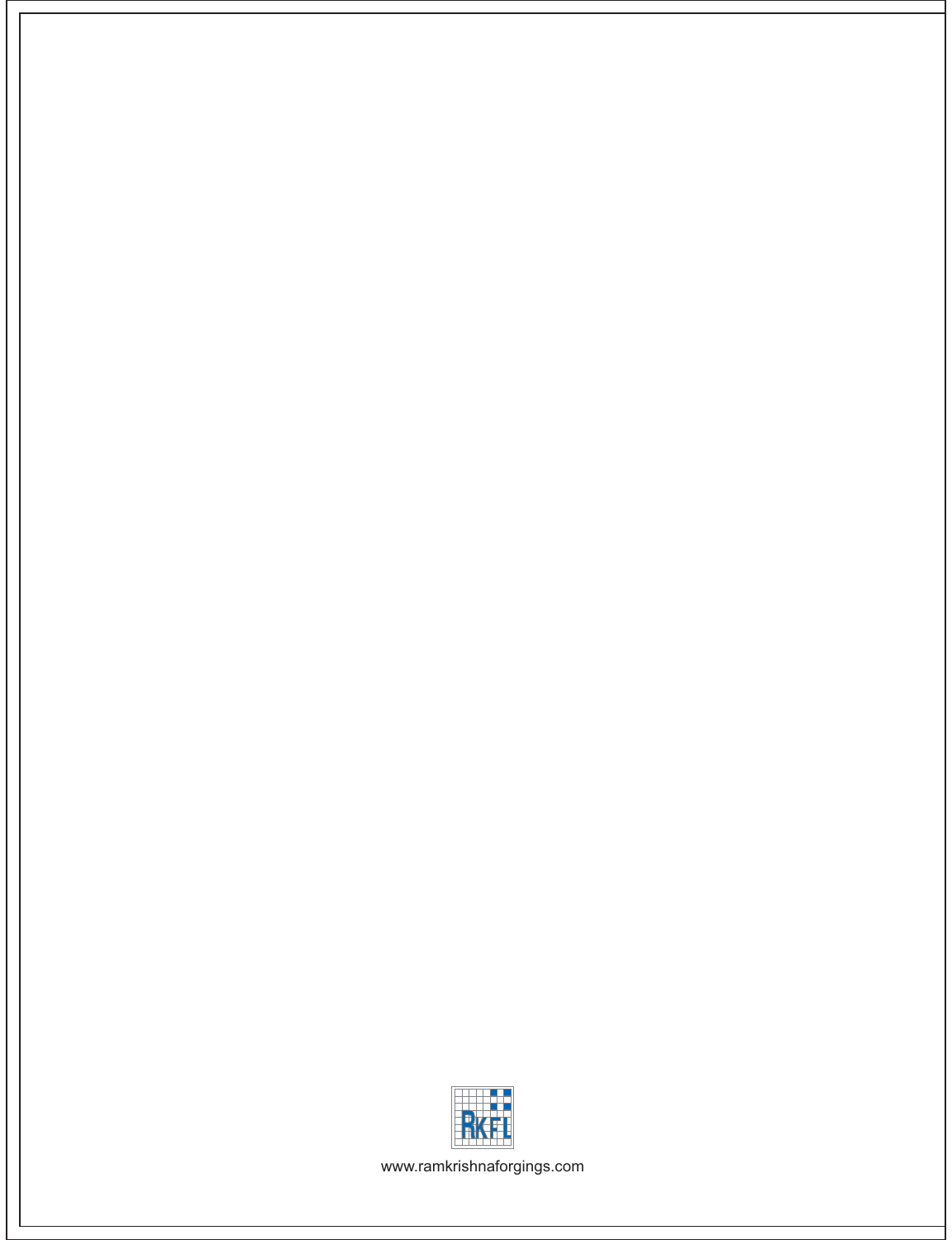RKFL

www.ramkrishnaforgings.com